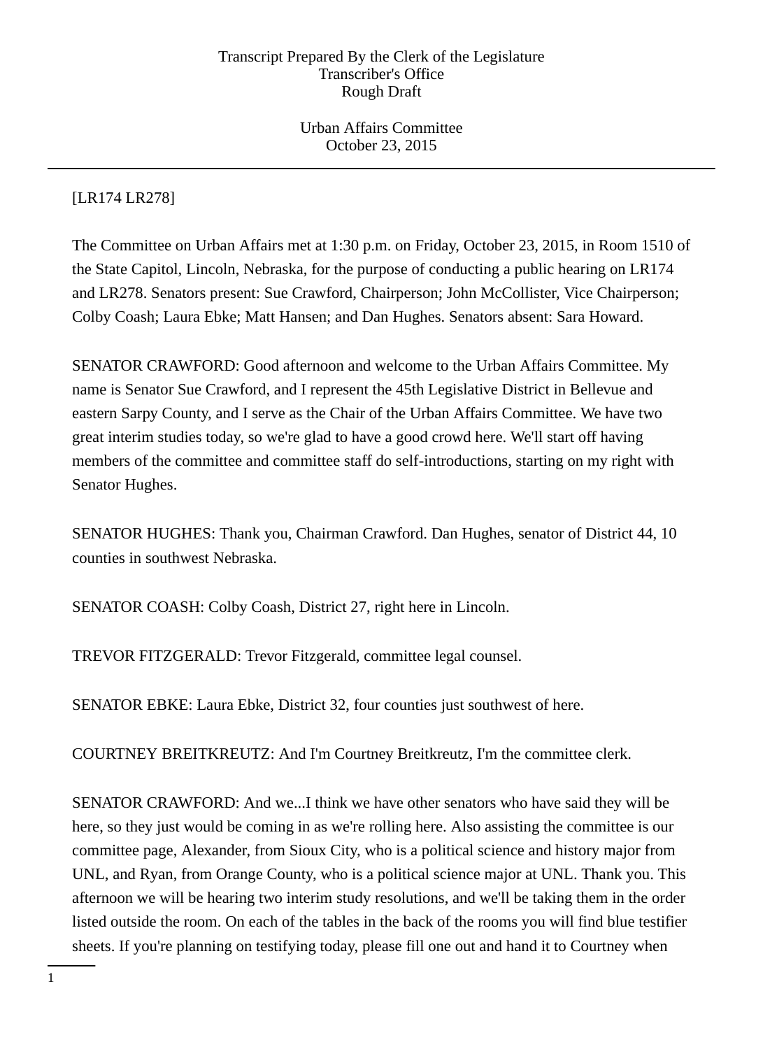Transcript Prepared By the Clerk of the Legislature
Transcriber's Office
Rough Draft

Urban Affairs Committee
October 23, 2015

[LR174 LR278]

The Committee on Urban Affairs met at 1:30 p.m. on Friday, October 23, 2015, in Room 1510 of the State Capitol, Lincoln, Nebraska, for the purpose of conducting a public hearing on LR174 and LR278. Senators present: Sue Crawford, Chairperson; John McCollister, Vice Chairperson; Colby Coash; Laura Ebke; Matt Hansen; and Dan Hughes. Senators absent: Sara Howard.

SENATOR CRAWFORD: Good afternoon and welcome to the Urban Affairs Committee. My name is Senator Sue Crawford, and I represent the 45th Legislative District in Bellevue and eastern Sarpy County, and I serve as the Chair of the Urban Affairs Committee. We have two great interim studies today, so we're glad to have a good crowd here. We'll start off having members of the committee and committee staff do self-introductions, starting on my right with Senator Hughes.

SENATOR HUGHES: Thank you, Chairman Crawford. Dan Hughes, senator of District 44, 10 counties in southwest Nebraska.

SENATOR COASH: Colby Coash, District 27, right here in Lincoln.

TREVOR FITZGERALD: Trevor Fitzgerald, committee legal counsel.

SENATOR EBKE: Laura Ebke, District 32, four counties just southwest of here.

COURTNEY BREITKREUTZ: And I'm Courtney Breitkreutz, I'm the committee clerk.

SENATOR CRAWFORD: And we...I think we have other senators who have said they will be here, so they just would be coming in as we're rolling here. Also assisting the committee is our committee page, Alexander, from Sioux City, who is a political science and history major from UNL, and Ryan, from Orange County, who is a political science major at UNL. Thank you. This afternoon we will be hearing two interim study resolutions, and we'll be taking them in the order listed outside the room. On each of the tables in the back of the rooms you will find blue testifier sheets. If you're planning on testifying today, please fill one out and hand it to Courtney when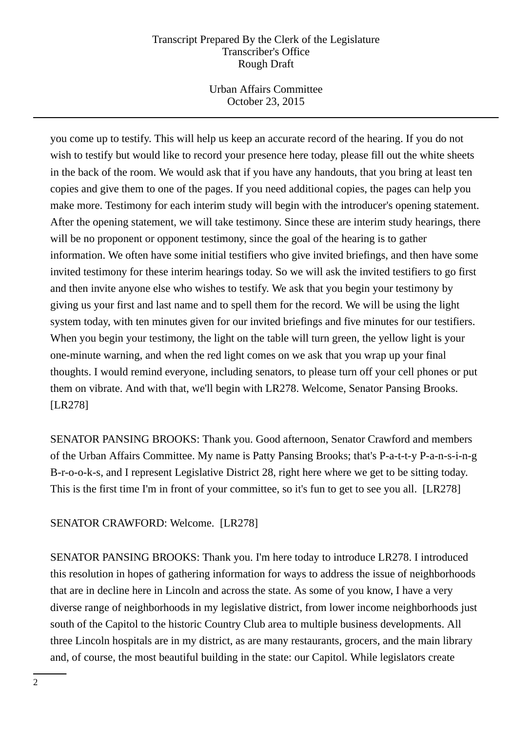you come up to testify. This will help us keep an accurate record of the hearing. If you do not wish to testify but would like to record your presence here today, please fill out the white sheets in the back of the room. We would ask that if you have any handouts, that you bring at least ten copies and give them to one of the pages. If you need additional copies, the pages can help you make more. Testimony for each interim study will begin with the introducer's opening statement. After the opening statement, we will take testimony. Since these are interim study hearings, there will be no proponent or opponent testimony, since the goal of the hearing is to gather information. We often have some initial testifiers who give invited briefings, and then have some invited testimony for these interim hearings today. So we will ask the invited testifiers to go first and then invite anyone else who wishes to testify. We ask that you begin your testimony by giving us your first and last name and to spell them for the record. We will be using the light system today, with ten minutes given for our invited briefings and five minutes for our testifiers. When you begin your testimony, the light on the table will turn green, the yellow light is your one-minute warning, and when the red light comes on we ask that you wrap up your final thoughts. I would remind everyone, including senators, to please turn off your cell phones or put them on vibrate. And with that, we'll begin with LR278. Welcome, Senator Pansing Brooks. [LR278]

SENATOR PANSING BROOKS: Thank you. Good afternoon, Senator Crawford and members of the Urban Affairs Committee. My name is Patty Pansing Brooks; that's P-a-t-t-y P-a-n-s-i-n-g B-r-o-o-k-s, and I represent Legislative District 28, right here where we get to be sitting today. This is the first time I'm in front of your committee, so it's fun to get to see you all. [LR278]

SENATOR CRAWFORD: Welcome. [LR278]

SENATOR PANSING BROOKS: Thank you. I'm here today to introduce LR278. I introduced this resolution in hopes of gathering information for ways to address the issue of neighborhoods that are in decline here in Lincoln and across the state. As some of you know, I have a very diverse range of neighborhoods in my legislative district, from lower income neighborhoods just south of the Capitol to the historic Country Club area to multiple business developments. All three Lincoln hospitals are in my district, as are many restaurants, grocers, and the main library and, of course, the most beautiful building in the state: our Capitol. While legislators create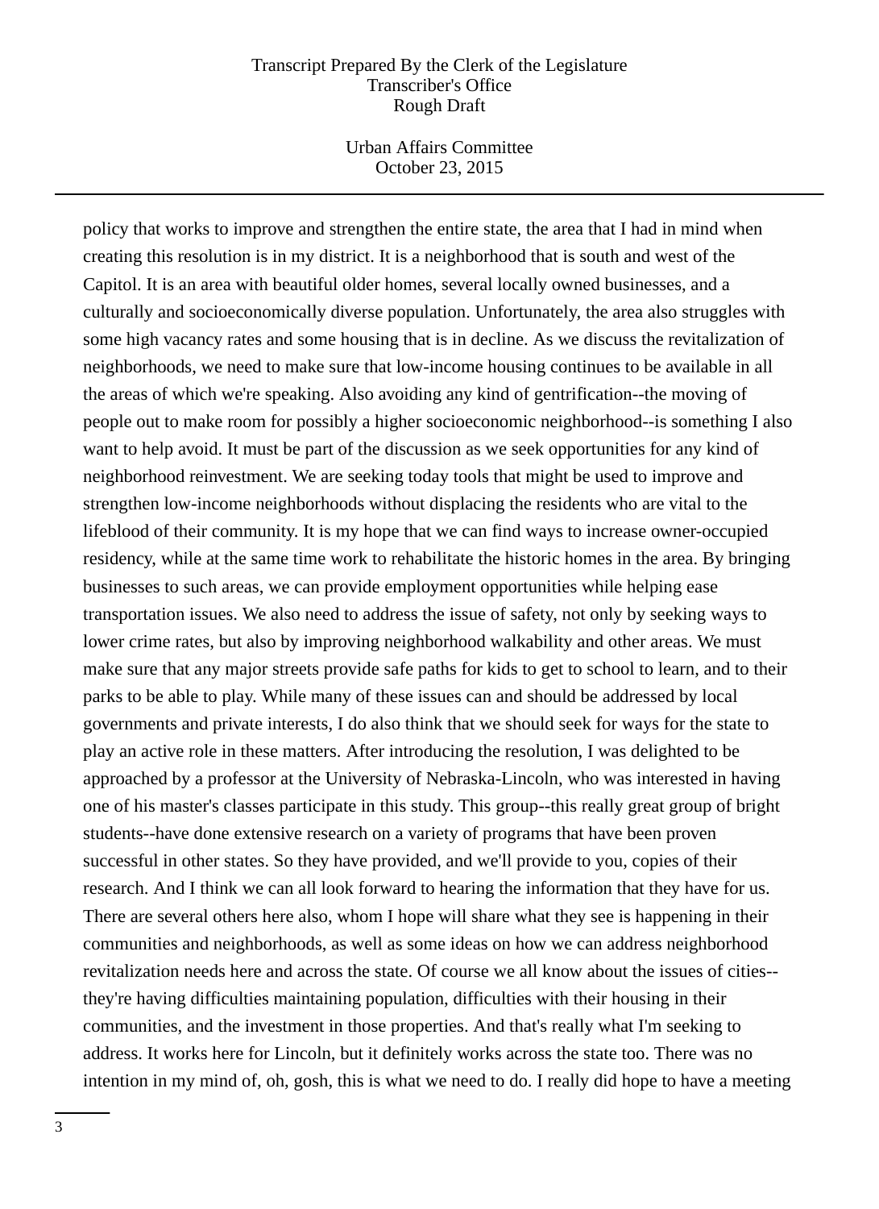policy that works to improve and strengthen the entire state, the area that I had in mind when creating this resolution is in my district. It is a neighborhood that is south and west of the Capitol. It is an area with beautiful older homes, several locally owned businesses, and a culturally and socioeconomically diverse population. Unfortunately, the area also struggles with some high vacancy rates and some housing that is in decline. As we discuss the revitalization of neighborhoods, we need to make sure that low-income housing continues to be available in all the areas of which we're speaking. Also avoiding any kind of gentrification--the moving of people out to make room for possibly a higher socioeconomic neighborhood--is something I also want to help avoid. It must be part of the discussion as we seek opportunities for any kind of neighborhood reinvestment. We are seeking today tools that might be used to improve and strengthen low-income neighborhoods without displacing the residents who are vital to the lifeblood of their community. It is my hope that we can find ways to increase owner-occupied residency, while at the same time work to rehabilitate the historic homes in the area. By bringing businesses to such areas, we can provide employment opportunities while helping ease transportation issues. We also need to address the issue of safety, not only by seeking ways to lower crime rates, but also by improving neighborhood walkability and other areas. We must make sure that any major streets provide safe paths for kids to get to school to learn, and to their parks to be able to play. While many of these issues can and should be addressed by local governments and private interests, I do also think that we should seek for ways for the state to play an active role in these matters. After introducing the resolution, I was delighted to be approached by a professor at the University of Nebraska-Lincoln, who was interested in having one of his master's classes participate in this study. This group--this really great group of bright students--have done extensive research on a variety of programs that have been proven successful in other states. So they have provided, and we'll provide to you, copies of their research. And I think we can all look forward to hearing the information that they have for us. There are several others here also, whom I hope will share what they see is happening in their communities and neighborhoods, as well as some ideas on how we can address neighborhood revitalization needs here and across the state. Of course we all know about the issues of cities--they're having difficulties maintaining population, difficulties with their housing in their communities, and the investment in those properties. And that's really what I'm seeking to address. It works here for Lincoln, but it definitely works across the state too. There was no intention in my mind of, oh, gosh, this is what we need to do. I really did hope to have a meeting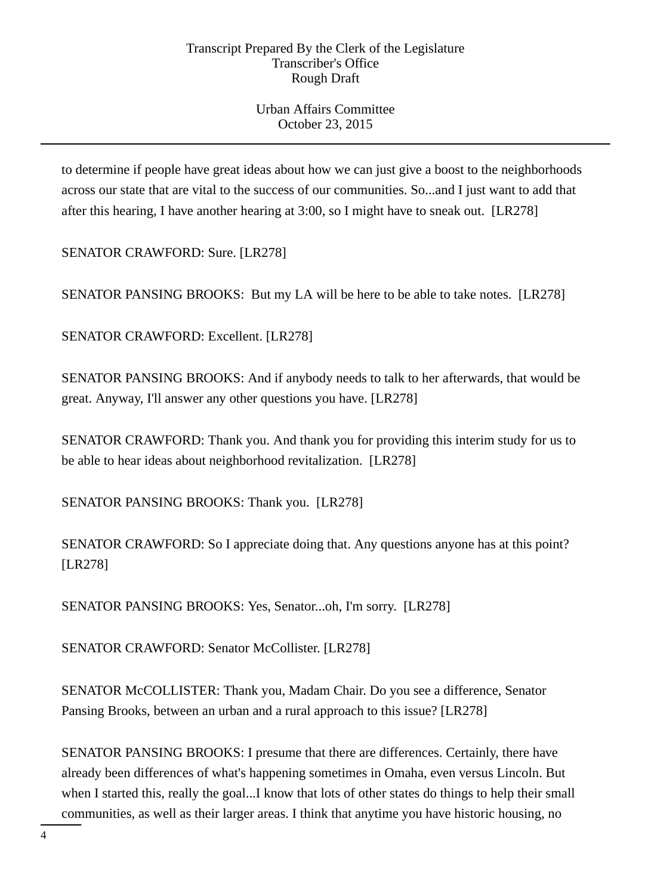to determine if people have great ideas about how we can just give a boost to the neighborhoods across our state that are vital to the success of our communities. So...and I just want to add that after this hearing, I have another hearing at 3:00, so I might have to sneak out. [LR278]

SENATOR CRAWFORD: Sure. [LR278]

SENATOR PANSING BROOKS: But my LA will be here to be able to take notes. [LR278]

SENATOR CRAWFORD: Excellent. [LR278]

SENATOR PANSING BROOKS: And if anybody needs to talk to her afterwards, that would be great. Anyway, I'll answer any other questions you have. [LR278]

SENATOR CRAWFORD: Thank you. And thank you for providing this interim study for us to be able to hear ideas about neighborhood revitalization. [LR278]

SENATOR PANSING BROOKS: Thank you. [LR278]

SENATOR CRAWFORD: So I appreciate doing that. Any questions anyone has at this point? [LR278]

SENATOR PANSING BROOKS: Yes, Senator...oh, I'm sorry. [LR278]

SENATOR CRAWFORD: Senator McCollister. [LR278]

SENATOR McCOLLISTER: Thank you, Madam Chair. Do you see a difference, Senator Pansing Brooks, between an urban and a rural approach to this issue? [LR278]

SENATOR PANSING BROOKS: I presume that there are differences. Certainly, there have already been differences of what's happening sometimes in Omaha, even versus Lincoln. But when I started this, really the goal...I know that lots of other states do things to help their small communities, as well as their larger areas. I think that anytime you have historic housing, no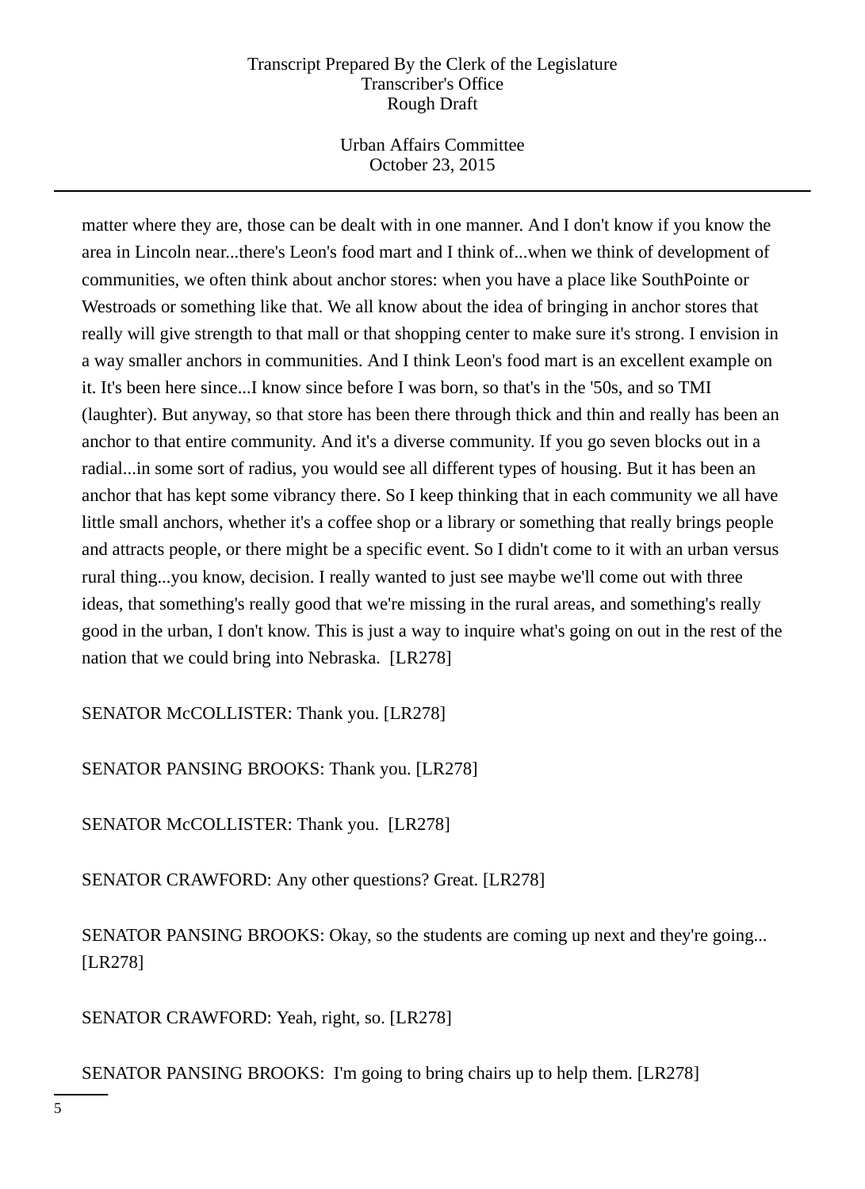matter where they are, those can be dealt with in one manner. And I don't know if you know the area in Lincoln near...there's Leon's food mart and I think of...when we think of development of communities, we often think about anchor stores: when you have a place like SouthPointe or Westroads or something like that. We all know about the idea of bringing in anchor stores that really will give strength to that mall or that shopping center to make sure it's strong. I envision in a way smaller anchors in communities. And I think Leon's food mart is an excellent example on it. It's been here since...I know since before I was born, so that's in the '50s, and so TMI (laughter). But anyway, so that store has been there through thick and thin and really has been an anchor to that entire community. And it's a diverse community. If you go seven blocks out in a radial...in some sort of radius, you would see all different types of housing. But it has been an anchor that has kept some vibrancy there. So I keep thinking that in each community we all have little small anchors, whether it's a coffee shop or a library or something that really brings people and attracts people, or there might be a specific event. So I didn't come to it with an urban versus rural thing...you know, decision. I really wanted to just see maybe we'll come out with three ideas, that something's really good that we're missing in the rural areas, and something's really good in the urban, I don't know. This is just a way to inquire what's going on out in the rest of the nation that we could bring into Nebraska. [LR278]

SENATOR McCOLLISTER: Thank you. [LR278]

SENATOR PANSING BROOKS: Thank you. [LR278]

SENATOR McCOLLISTER: Thank you. [LR278]

SENATOR CRAWFORD: Any other questions? Great. [LR278]

SENATOR PANSING BROOKS: Okay, so the students are coming up next and they're going... [LR278]

SENATOR CRAWFORD: Yeah, right, so. [LR278]

SENATOR PANSING BROOKS: I'm going to bring chairs up to help them. [LR278]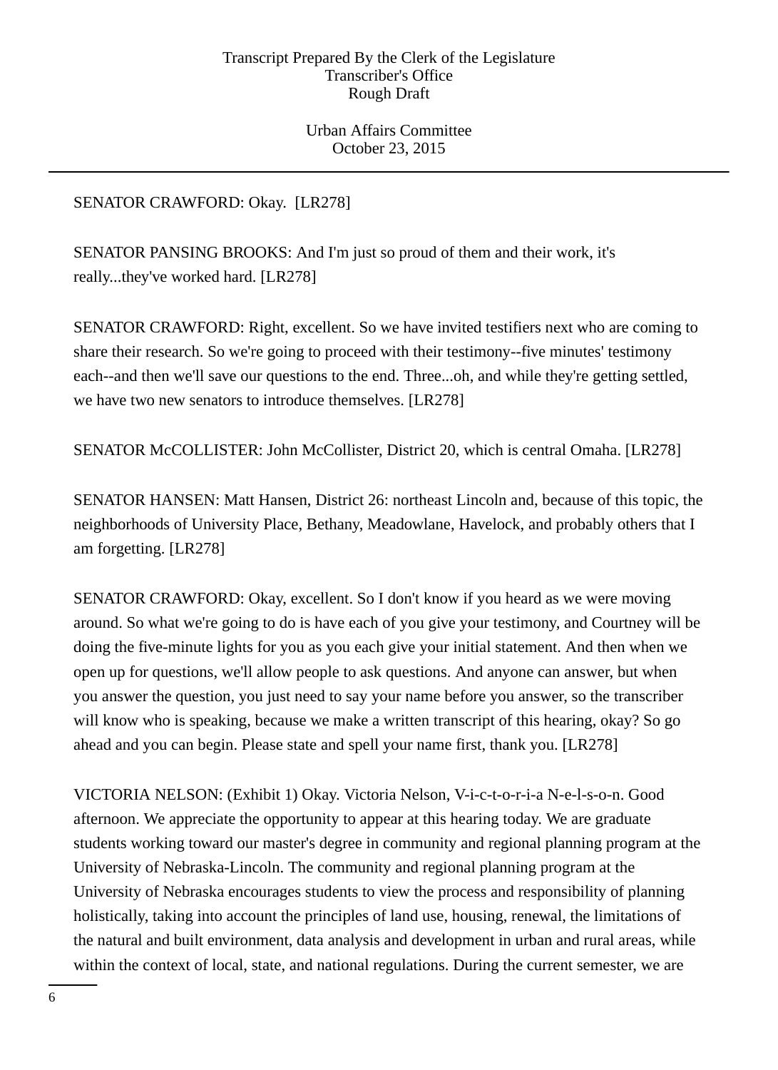SENATOR CRAWFORD: Okay. [LR278]

SENATOR PANSING BROOKS: And I'm just so proud of them and their work, it's really...they've worked hard. [LR278]

SENATOR CRAWFORD: Right, excellent. So we have invited testifiers next who are coming to share their research. So we're going to proceed with their testimony--five minutes' testimony each--and then we'll save our questions to the end. Three...oh, and while they're getting settled, we have two new senators to introduce themselves. [LR278]

SENATOR McCOLLISTER: John McCollister, District 20, which is central Omaha. [LR278]

SENATOR HANSEN: Matt Hansen, District 26: northeast Lincoln and, because of this topic, the neighborhoods of University Place, Bethany, Meadowlane, Havelock, and probably others that I am forgetting. [LR278]

SENATOR CRAWFORD: Okay, excellent. So I don't know if you heard as we were moving around. So what we're going to do is have each of you give your testimony, and Courtney will be doing the five-minute lights for you as you each give your initial statement. And then when we open up for questions, we'll allow people to ask questions. And anyone can answer, but when you answer the question, you just need to say your name before you answer, so the transcriber will know who is speaking, because we make a written transcript of this hearing, okay? So go ahead and you can begin. Please state and spell your name first, thank you. [LR278]

VICTORIA NELSON: (Exhibit 1) Okay. Victoria Nelson, V-i-c-t-o-r-i-a N-e-l-s-o-n. Good afternoon. We appreciate the opportunity to appear at this hearing today. We are graduate students working toward our master's degree in community and regional planning program at the University of Nebraska-Lincoln. The community and regional planning program at the University of Nebraska encourages students to view the process and responsibility of planning holistically, taking into account the principles of land use, housing, renewal, the limitations of the natural and built environment, data analysis and development in urban and rural areas, while within the context of local, state, and national regulations. During the current semester, we are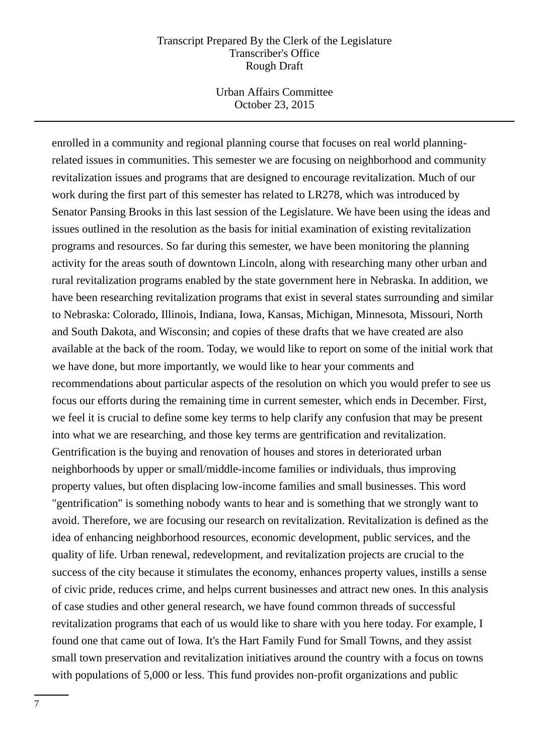enrolled in a community and regional planning course that focuses on real world planning-related issues in communities. This semester we are focusing on neighborhood and community revitalization issues and programs that are designed to encourage revitalization. Much of our work during the first part of this semester has related to LR278, which was introduced by Senator Pansing Brooks in this last session of the Legislature. We have been using the ideas and issues outlined in the resolution as the basis for initial examination of existing revitalization programs and resources. So far during this semester, we have been monitoring the planning activity for the areas south of downtown Lincoln, along with researching many other urban and rural revitalization programs enabled by the state government here in Nebraska. In addition, we have been researching revitalization programs that exist in several states surrounding and similar to Nebraska: Colorado, Illinois, Indiana, Iowa, Kansas, Michigan, Minnesota, Missouri, North and South Dakota, and Wisconsin; and copies of these drafts that we have created are also available at the back of the room. Today, we would like to report on some of the initial work that we have done, but more importantly, we would like to hear your comments and recommendations about particular aspects of the resolution on which you would prefer to see us focus our efforts during the remaining time in current semester, which ends in December. First, we feel it is crucial to define some key terms to help clarify any confusion that may be present into what we are researching, and those key terms are gentrification and revitalization. Gentrification is the buying and renovation of houses and stores in deteriorated urban neighborhoods by upper or small/middle-income families or individuals, thus improving property values, but often displacing low-income families and small businesses. This word "gentrification" is something nobody wants to hear and is something that we strongly want to avoid. Therefore, we are focusing our research on revitalization. Revitalization is defined as the idea of enhancing neighborhood resources, economic development, public services, and the quality of life. Urban renewal, redevelopment, and revitalization projects are crucial to the success of the city because it stimulates the economy, enhances property values, instills a sense of civic pride, reduces crime, and helps current businesses and attract new ones. In this analysis of case studies and other general research, we have found common threads of successful revitalization programs that each of us would like to share with you here today. For example, I found one that came out of Iowa. It's the Hart Family Fund for Small Towns, and they assist small town preservation and revitalization initiatives around the country with a focus on towns with populations of 5,000 or less. This fund provides non-profit organizations and public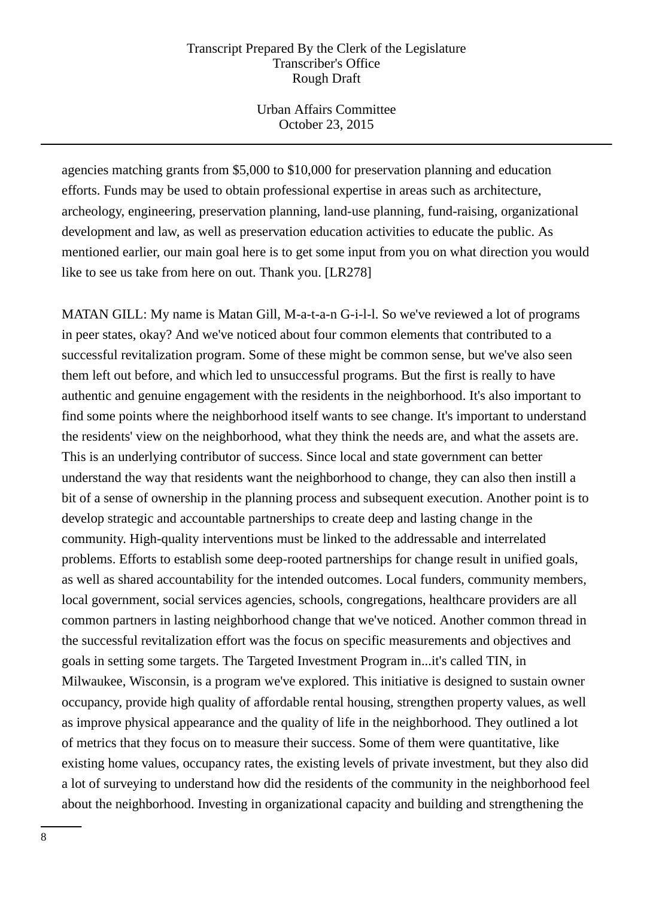agencies matching grants from $5,000 to $10,000 for preservation planning and education efforts. Funds may be used to obtain professional expertise in areas such as architecture, archeology, engineering, preservation planning, land-use planning, fund-raising, organizational development and law, as well as preservation education activities to educate the public. As mentioned earlier, our main goal here is to get some input from you on what direction you would like to see us take from here on out. Thank you. [LR278]

MATAN GILL: My name is Matan Gill, M-a-t-a-n G-i-l-l. So we've reviewed a lot of programs in peer states, okay? And we've noticed about four common elements that contributed to a successful revitalization program. Some of these might be common sense, but we've also seen them left out before, and which led to unsuccessful programs. But the first is really to have authentic and genuine engagement with the residents in the neighborhood. It's also important to find some points where the neighborhood itself wants to see change. It's important to understand the residents' view on the neighborhood, what they think the needs are, and what the assets are. This is an underlying contributor of success. Since local and state government can better understand the way that residents want the neighborhood to change, they can also then instill a bit of a sense of ownership in the planning process and subsequent execution. Another point is to develop strategic and accountable partnerships to create deep and lasting change in the community. High-quality interventions must be linked to the addressable and interrelated problems. Efforts to establish some deep-rooted partnerships for change result in unified goals, as well as shared accountability for the intended outcomes. Local funders, community members, local government, social services agencies, schools, congregations, healthcare providers are all common partners in lasting neighborhood change that we've noticed. Another common thread in the successful revitalization effort was the focus on specific measurements and objectives and goals in setting some targets. The Targeted Investment Program in...it's called TIN, in Milwaukee, Wisconsin, is a program we've explored. This initiative is designed to sustain owner occupancy, provide high quality of affordable rental housing, strengthen property values, as well as improve physical appearance and the quality of life in the neighborhood. They outlined a lot of metrics that they focus on to measure their success. Some of them were quantitative, like existing home values, occupancy rates, the existing levels of private investment, but they also did a lot of surveying to understand how did the residents of the community in the neighborhood feel about the neighborhood. Investing in organizational capacity and building and strengthening the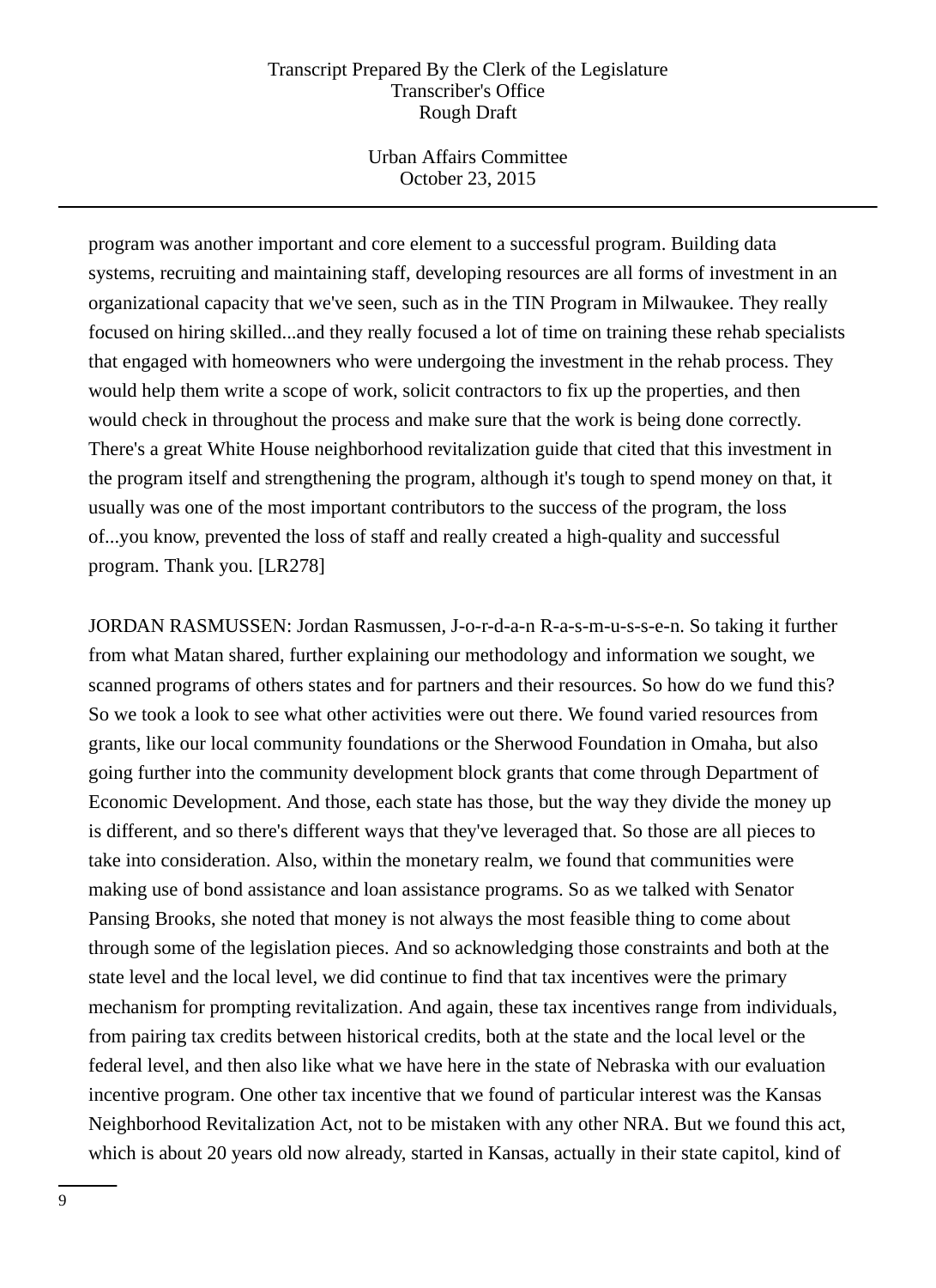program was another important and core element to a successful program. Building data systems, recruiting and maintaining staff, developing resources are all forms of investment in an organizational capacity that we've seen, such as in the TIN Program in Milwaukee. They really focused on hiring skilled...and they really focused a lot of time on training these rehab specialists that engaged with homeowners who were undergoing the investment in the rehab process. They would help them write a scope of work, solicit contractors to fix up the properties, and then would check in throughout the process and make sure that the work is being done correctly. There's a great White House neighborhood revitalization guide that cited that this investment in the program itself and strengthening the program, although it's tough to spend money on that, it usually was one of the most important contributors to the success of the program, the loss of...you know, prevented the loss of staff and really created a high-quality and successful program. Thank you. [LR278]

JORDAN RASMUSSEN: Jordan Rasmussen, J-o-r-d-a-n R-a-s-m-u-s-s-e-n. So taking it further from what Matan shared, further explaining our methodology and information we sought, we scanned programs of others states and for partners and their resources. So how do we fund this? So we took a look to see what other activities were out there. We found varied resources from grants, like our local community foundations or the Sherwood Foundation in Omaha, but also going further into the community development block grants that come through Department of Economic Development. And those, each state has those, but the way they divide the money up is different, and so there's different ways that they've leveraged that. So those are all pieces to take into consideration. Also, within the monetary realm, we found that communities were making use of bond assistance and loan assistance programs. So as we talked with Senator Pansing Brooks, she noted that money is not always the most feasible thing to come about through some of the legislation pieces. And so acknowledging those constraints and both at the state level and the local level, we did continue to find that tax incentives were the primary mechanism for prompting revitalization. And again, these tax incentives range from individuals, from pairing tax credits between historical credits, both at the state and the local level or the federal level, and then also like what we have here in the state of Nebraska with our evaluation incentive program. One other tax incentive that we found of particular interest was the Kansas Neighborhood Revitalization Act, not to be mistaken with any other NRA. But we found this act, which is about 20 years old now already, started in Kansas, actually in their state capitol, kind of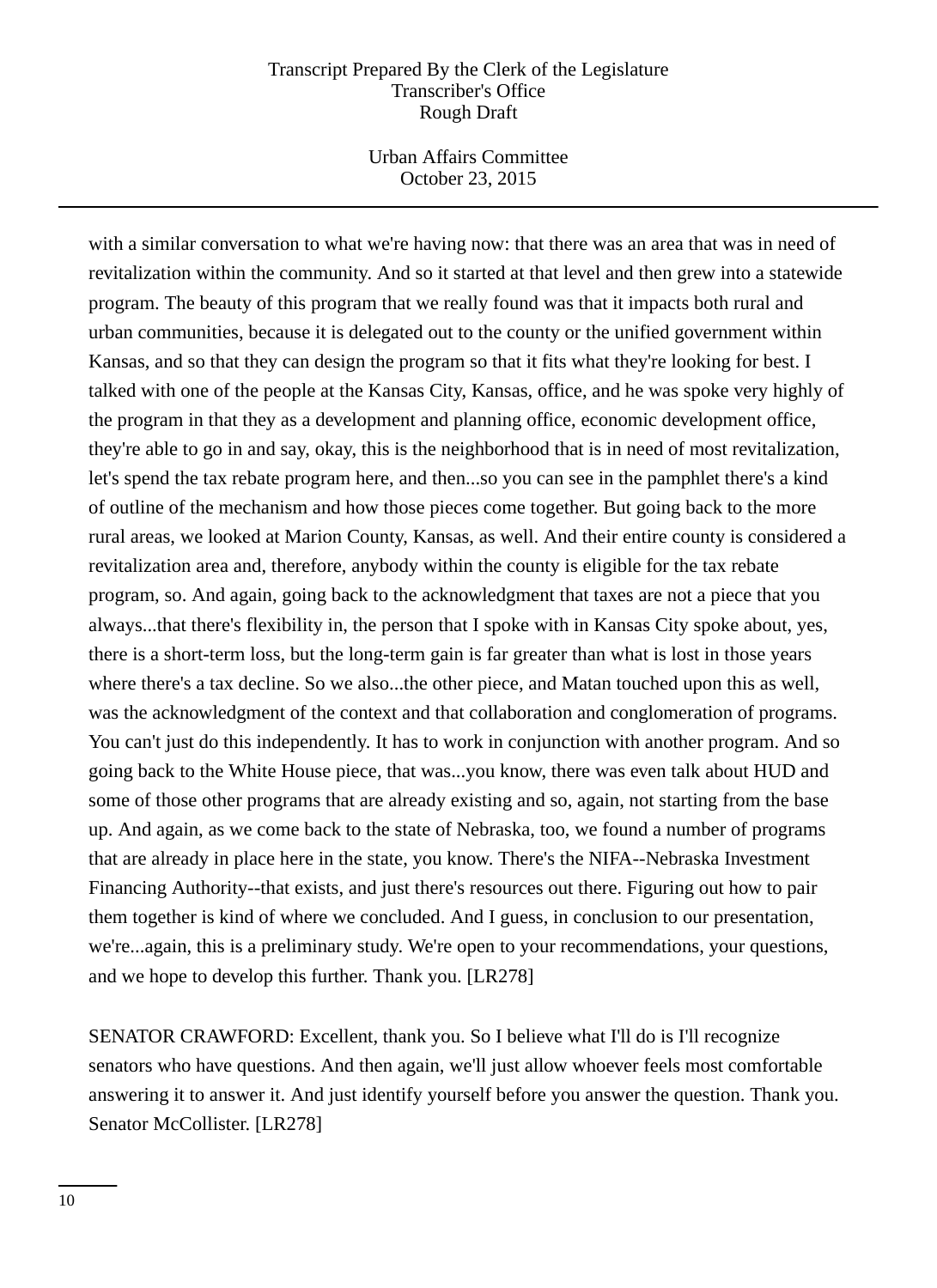with a similar conversation to what we're having now: that there was an area that was in need of revitalization within the community. And so it started at that level and then grew into a statewide program. The beauty of this program that we really found was that it impacts both rural and urban communities, because it is delegated out to the county or the unified government within Kansas, and so that they can design the program so that it fits what they're looking for best. I talked with one of the people at the Kansas City, Kansas, office, and he was spoke very highly of the program in that they as a development and planning office, economic development office, they're able to go in and say, okay, this is the neighborhood that is in need of most revitalization, let's spend the tax rebate program here, and then...so you can see in the pamphlet there's a kind of outline of the mechanism and how those pieces come together. But going back to the more rural areas, we looked at Marion County, Kansas, as well. And their entire county is considered a revitalization area and, therefore, anybody within the county is eligible for the tax rebate program, so. And again, going back to the acknowledgment that taxes are not a piece that you always...that there's flexibility in, the person that I spoke with in Kansas City spoke about, yes, there is a short-term loss, but the long-term gain is far greater than what is lost in those years where there's a tax decline. So we also...the other piece, and Matan touched upon this as well, was the acknowledgment of the context and that collaboration and conglomeration of programs. You can't just do this independently. It has to work in conjunction with another program. And so going back to the White House piece, that was...you know, there was even talk about HUD and some of those other programs that are already existing and so, again, not starting from the base up. And again, as we come back to the state of Nebraska, too, we found a number of programs that are already in place here in the state, you know. There's the NIFA--Nebraska Investment Financing Authority--that exists, and just there's resources out there. Figuring out how to pair them together is kind of where we concluded. And I guess, in conclusion to our presentation, we're...again, this is a preliminary study. We're open to your recommendations, your questions, and we hope to develop this further. Thank you. [LR278]

SENATOR CRAWFORD: Excellent, thank you. So I believe what I'll do is I'll recognize senators who have questions. And then again, we'll just allow whoever feels most comfortable answering it to answer it. And just identify yourself before you answer the question. Thank you. Senator McCollister. [LR278]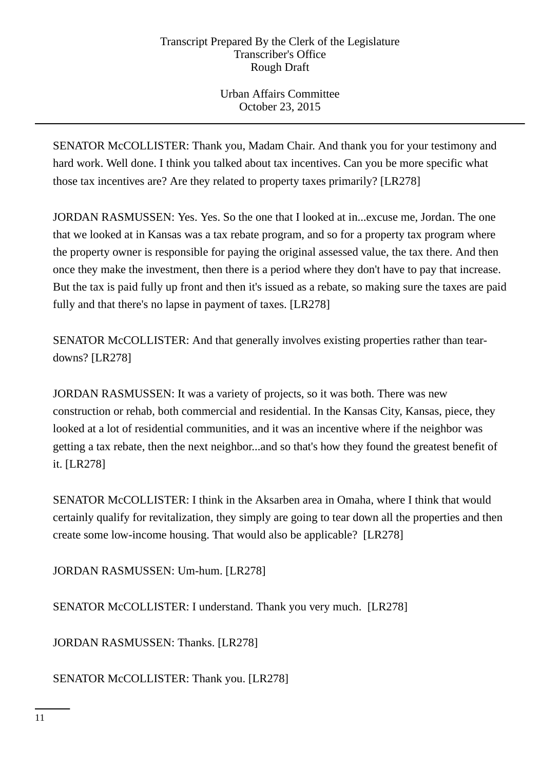SENATOR McCOLLISTER: Thank you, Madam Chair. And thank you for your testimony and hard work. Well done. I think you talked about tax incentives. Can you be more specific what those tax incentives are? Are they related to property taxes primarily? [LR278]

JORDAN RASMUSSEN: Yes. Yes. So the one that I looked at in...excuse me, Jordan. The one that we looked at in Kansas was a tax rebate program, and so for a property tax program where the property owner is responsible for paying the original assessed value, the tax there. And then once they make the investment, then there is a period where they don't have to pay that increase. But the tax is paid fully up front and then it's issued as a rebate, so making sure the taxes are paid fully and that there's no lapse in payment of taxes. [LR278]

SENATOR McCOLLISTER: And that generally involves existing properties rather than tear-downs? [LR278]

JORDAN RASMUSSEN: It was a variety of projects, so it was both. There was new construction or rehab, both commercial and residential. In the Kansas City, Kansas, piece, they looked at a lot of residential communities, and it was an incentive where if the neighbor was getting a tax rebate, then the next neighbor...and so that's how they found the greatest benefit of it. [LR278]

SENATOR McCOLLISTER: I think in the Aksarben area in Omaha, where I think that would certainly qualify for revitalization, they simply are going to tear down all the properties and then create some low-income housing. That would also be applicable? [LR278]

JORDAN RASMUSSEN: Um-hum. [LR278]

SENATOR McCOLLISTER: I understand. Thank you very much. [LR278]

JORDAN RASMUSSEN: Thanks. [LR278]

SENATOR McCOLLISTER: Thank you. [LR278]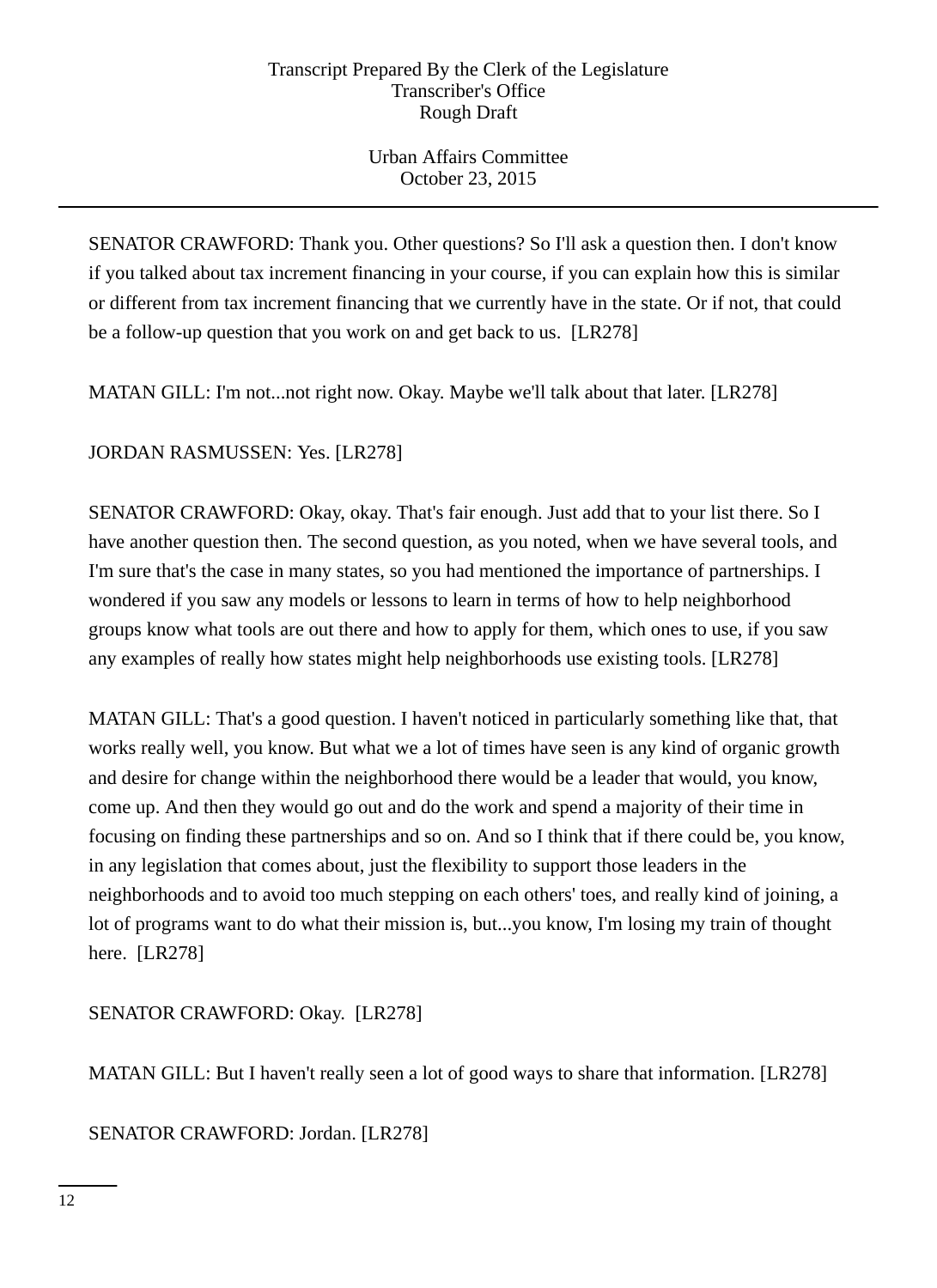SENATOR CRAWFORD: Thank you. Other questions? So I'll ask a question then. I don't know if you talked about tax increment financing in your course, if you can explain how this is similar or different from tax increment financing that we currently have in the state. Or if not, that could be a follow-up question that you work on and get back to us. [LR278]

MATAN GILL: I'm not...not right now. Okay. Maybe we'll talk about that later. [LR278]

JORDAN RASMUSSEN: Yes. [LR278]

SENATOR CRAWFORD: Okay, okay. That's fair enough. Just add that to your list there. So I have another question then. The second question, as you noted, when we have several tools, and I'm sure that's the case in many states, so you had mentioned the importance of partnerships. I wondered if you saw any models or lessons to learn in terms of how to help neighborhood groups know what tools are out there and how to apply for them, which ones to use, if you saw any examples of really how states might help neighborhoods use existing tools. [LR278]

MATAN GILL: That's a good question. I haven't noticed in particularly something like that, that works really well, you know. But what we a lot of times have seen is any kind of organic growth and desire for change within the neighborhood there would be a leader that would, you know, come up. And then they would go out and do the work and spend a majority of their time in focusing on finding these partnerships and so on. And so I think that if there could be, you know, in any legislation that comes about, just the flexibility to support those leaders in the neighborhoods and to avoid too much stepping on each others' toes, and really kind of joining, a lot of programs want to do what their mission is, but...you know, I'm losing my train of thought here. [LR278]

SENATOR CRAWFORD: Okay. [LR278]

MATAN GILL: But I haven't really seen a lot of good ways to share that information. [LR278]

SENATOR CRAWFORD: Jordan. [LR278]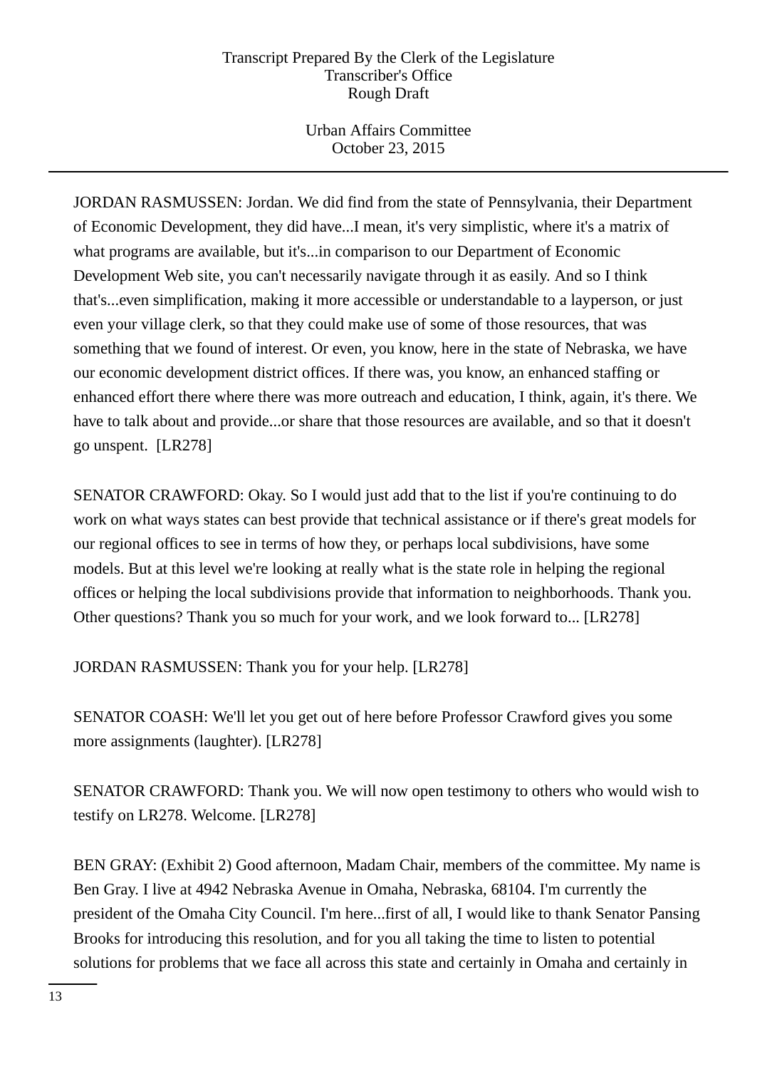JORDAN RASMUSSEN: Jordan. We did find from the state of Pennsylvania, their Department of Economic Development, they did have...I mean, it's very simplistic, where it's a matrix of what programs are available, but it's...in comparison to our Department of Economic Development Web site, you can't necessarily navigate through it as easily. And so I think that's...even simplification, making it more accessible or understandable to a layperson, or just even your village clerk, so that they could make use of some of those resources, that was something that we found of interest. Or even, you know, here in the state of Nebraska, we have our economic development district offices. If there was, you know, an enhanced staffing or enhanced effort there where there was more outreach and education, I think, again, it's there. We have to talk about and provide...or share that those resources are available, and so that it doesn't go unspent. [LR278]

SENATOR CRAWFORD: Okay. So I would just add that to the list if you're continuing to do work on what ways states can best provide that technical assistance or if there's great models for our regional offices to see in terms of how they, or perhaps local subdivisions, have some models. But at this level we're looking at really what is the state role in helping the regional offices or helping the local subdivisions provide that information to neighborhoods. Thank you. Other questions? Thank you so much for your work, and we look forward to... [LR278]

JORDAN RASMUSSEN: Thank you for your help. [LR278]

SENATOR COASH: We'll let you get out of here before Professor Crawford gives you some more assignments (laughter). [LR278]

SENATOR CRAWFORD: Thank you. We will now open testimony to others who would wish to testify on LR278. Welcome. [LR278]

BEN GRAY: (Exhibit 2) Good afternoon, Madam Chair, members of the committee. My name is Ben Gray. I live at 4942 Nebraska Avenue in Omaha, Nebraska, 68104. I'm currently the president of the Omaha City Council. I'm here...first of all, I would like to thank Senator Pansing Brooks for introducing this resolution, and for you all taking the time to listen to potential solutions for problems that we face all across this state and certainly in Omaha and certainly in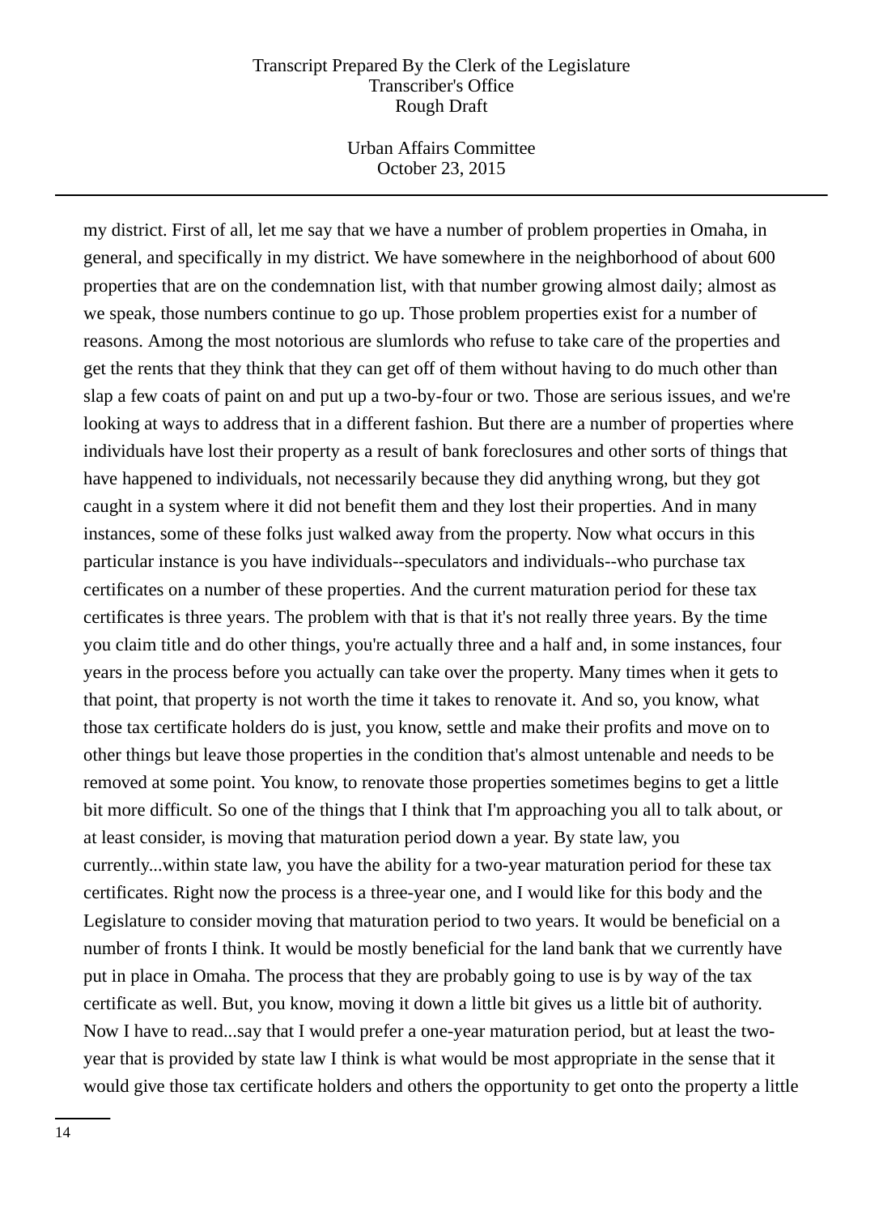my district. First of all, let me say that we have a number of problem properties in Omaha, in general, and specifically in my district. We have somewhere in the neighborhood of about 600 properties that are on the condemnation list, with that number growing almost daily; almost as we speak, those numbers continue to go up. Those problem properties exist for a number of reasons. Among the most notorious are slumlords who refuse to take care of the properties and get the rents that they think that they can get off of them without having to do much other than slap a few coats of paint on and put up a two-by-four or two. Those are serious issues, and we're looking at ways to address that in a different fashion. But there are a number of properties where individuals have lost their property as a result of bank foreclosures and other sorts of things that have happened to individuals, not necessarily because they did anything wrong, but they got caught in a system where it did not benefit them and they lost their properties. And in many instances, some of these folks just walked away from the property. Now what occurs in this particular instance is you have individuals--speculators and individuals--who purchase tax certificates on a number of these properties. And the current maturation period for these tax certificates is three years. The problem with that is that it's not really three years. By the time you claim title and do other things, you're actually three and a half and, in some instances, four years in the process before you actually can take over the property. Many times when it gets to that point, that property is not worth the time it takes to renovate it. And so, you know, what those tax certificate holders do is just, you know, settle and make their profits and move on to other things but leave those properties in the condition that's almost untenable and needs to be removed at some point. You know, to renovate those properties sometimes begins to get a little bit more difficult. So one of the things that I think that I'm approaching you all to talk about, or at least consider, is moving that maturation period down a year. By state law, you currently...within state law, you have the ability for a two-year maturation period for these tax certificates. Right now the process is a three-year one, and I would like for this body and the Legislature to consider moving that maturation period to two years. It would be beneficial on a number of fronts I think. It would be mostly beneficial for the land bank that we currently have put in place in Omaha. The process that they are probably going to use is by way of the tax certificate as well. But, you know, moving it down a little bit gives us a little bit of authority. Now I have to read...say that I would prefer a one-year maturation period, but at least the two-year that is provided by state law I think is what would be most appropriate in the sense that it would give those tax certificate holders and others the opportunity to get onto the property a little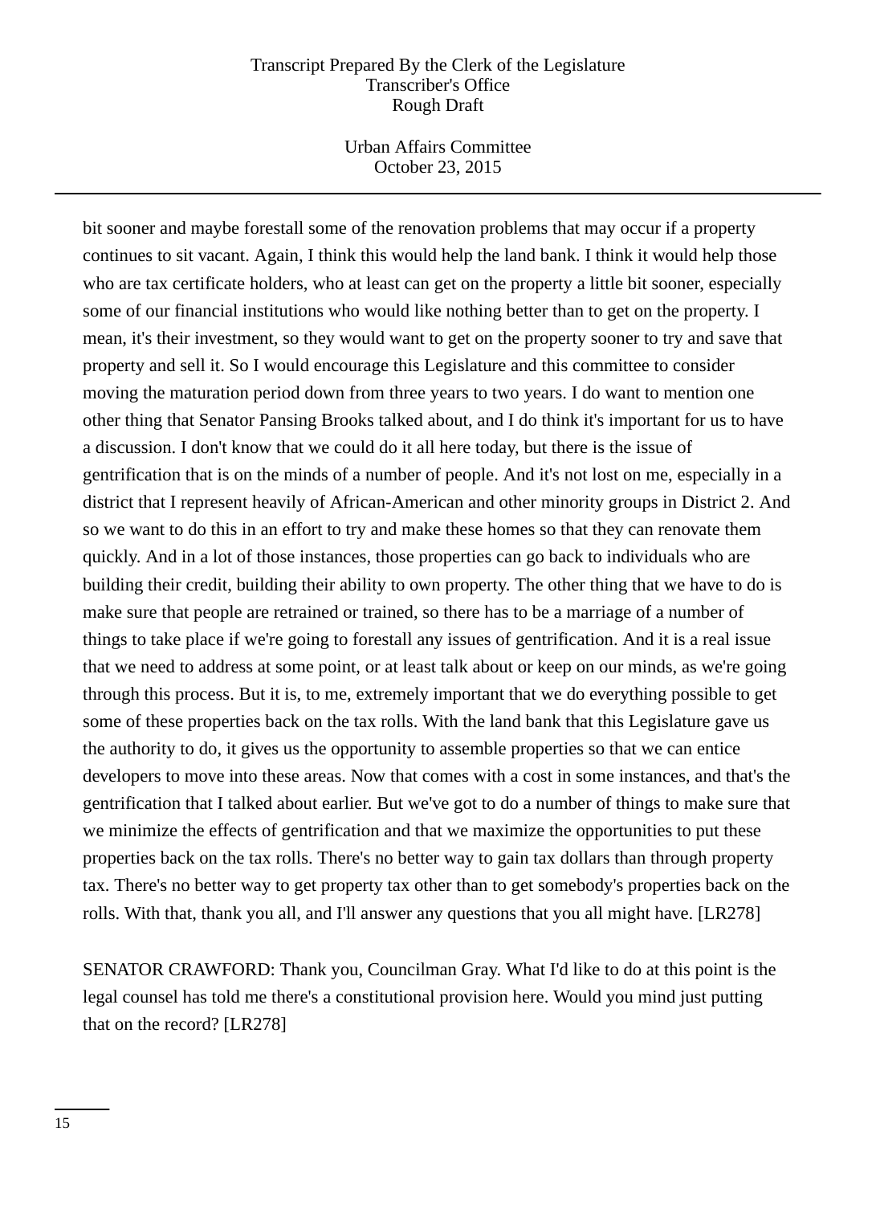bit sooner and maybe forestall some of the renovation problems that may occur if a property continues to sit vacant. Again, I think this would help the land bank. I think it would help those who are tax certificate holders, who at least can get on the property a little bit sooner, especially some of our financial institutions who would like nothing better than to get on the property. I mean, it's their investment, so they would want to get on the property sooner to try and save that property and sell it. So I would encourage this Legislature and this committee to consider moving the maturation period down from three years to two years. I do want to mention one other thing that Senator Pansing Brooks talked about, and I do think it's important for us to have a discussion. I don't know that we could do it all here today, but there is the issue of gentrification that is on the minds of a number of people. And it's not lost on me, especially in a district that I represent heavily of African-American and other minority groups in District 2. And so we want to do this in an effort to try and make these homes so that they can renovate them quickly. And in a lot of those instances, those properties can go back to individuals who are building their credit, building their ability to own property. The other thing that we have to do is make sure that people are retrained or trained, so there has to be a marriage of a number of things to take place if we're going to forestall any issues of gentrification. And it is a real issue that we need to address at some point, or at least talk about or keep on our minds, as we're going through this process. But it is, to me, extremely important that we do everything possible to get some of these properties back on the tax rolls. With the land bank that this Legislature gave us the authority to do, it gives us the opportunity to assemble properties so that we can entice developers to move into these areas. Now that comes with a cost in some instances, and that's the gentrification that I talked about earlier. But we've got to do a number of things to make sure that we minimize the effects of gentrification and that we maximize the opportunities to put these properties back on the tax rolls. There's no better way to gain tax dollars than through property tax. There's no better way to get property tax other than to get somebody's properties back on the rolls. With that, thank you all, and I'll answer any questions that you all might have. [LR278]

SENATOR CRAWFORD: Thank you, Councilman Gray. What I'd like to do at this point is the legal counsel has told me there's a constitutional provision here. Would you mind just putting that on the record? [LR278]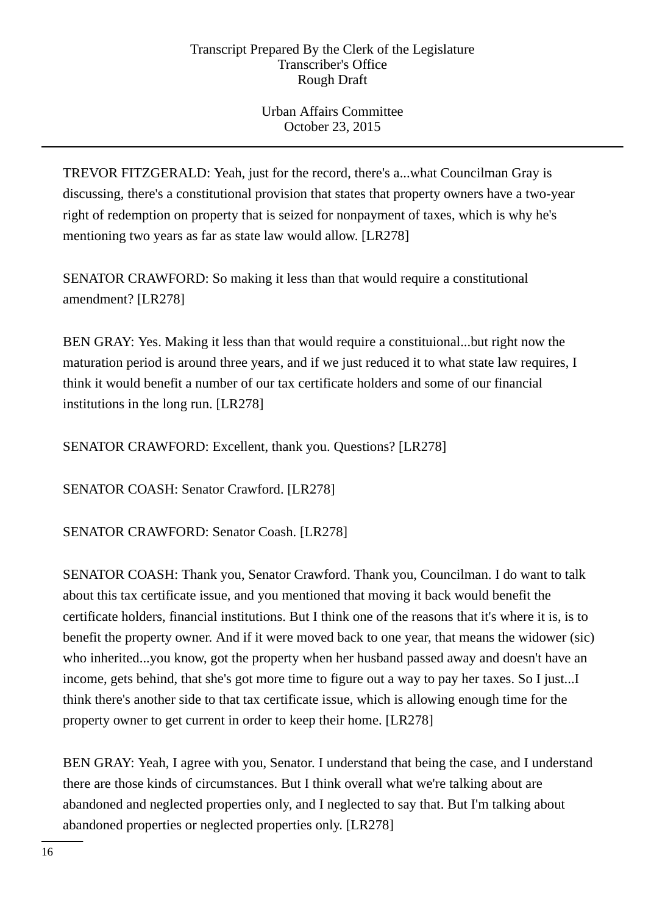TREVOR FITZGERALD: Yeah, just for the record, there's a...what Councilman Gray is discussing, there's a constitutional provision that states that property owners have a two-year right of redemption on property that is seized for nonpayment of taxes, which is why he's mentioning two years as far as state law would allow. [LR278]

SENATOR CRAWFORD: So making it less than that would require a constitutional amendment? [LR278]

BEN GRAY: Yes. Making it less than that would require a constituional...but right now the maturation period is around three years, and if we just reduced it to what state law requires, I think it would benefit a number of our tax certificate holders and some of our financial institutions in the long run. [LR278]

SENATOR CRAWFORD: Excellent, thank you. Questions? [LR278]

SENATOR COASH: Senator Crawford. [LR278]

SENATOR CRAWFORD: Senator Coash. [LR278]

SENATOR COASH: Thank you, Senator Crawford. Thank you, Councilman. I do want to talk about this tax certificate issue, and you mentioned that moving it back would benefit the certificate holders, financial institutions. But I think one of the reasons that it's where it is, is to benefit the property owner. And if it were moved back to one year, that means the widower (sic) who inherited...you know, got the property when her husband passed away and doesn't have an income, gets behind, that she's got more time to figure out a way to pay her taxes. So I just...I think there's another side to that tax certificate issue, which is allowing enough time for the property owner to get current in order to keep their home. [LR278]

BEN GRAY: Yeah, I agree with you, Senator. I understand that being the case, and I understand there are those kinds of circumstances. But I think overall what we're talking about are abandoned and neglected properties only, and I neglected to say that. But I'm talking about abandoned properties or neglected properties only. [LR278]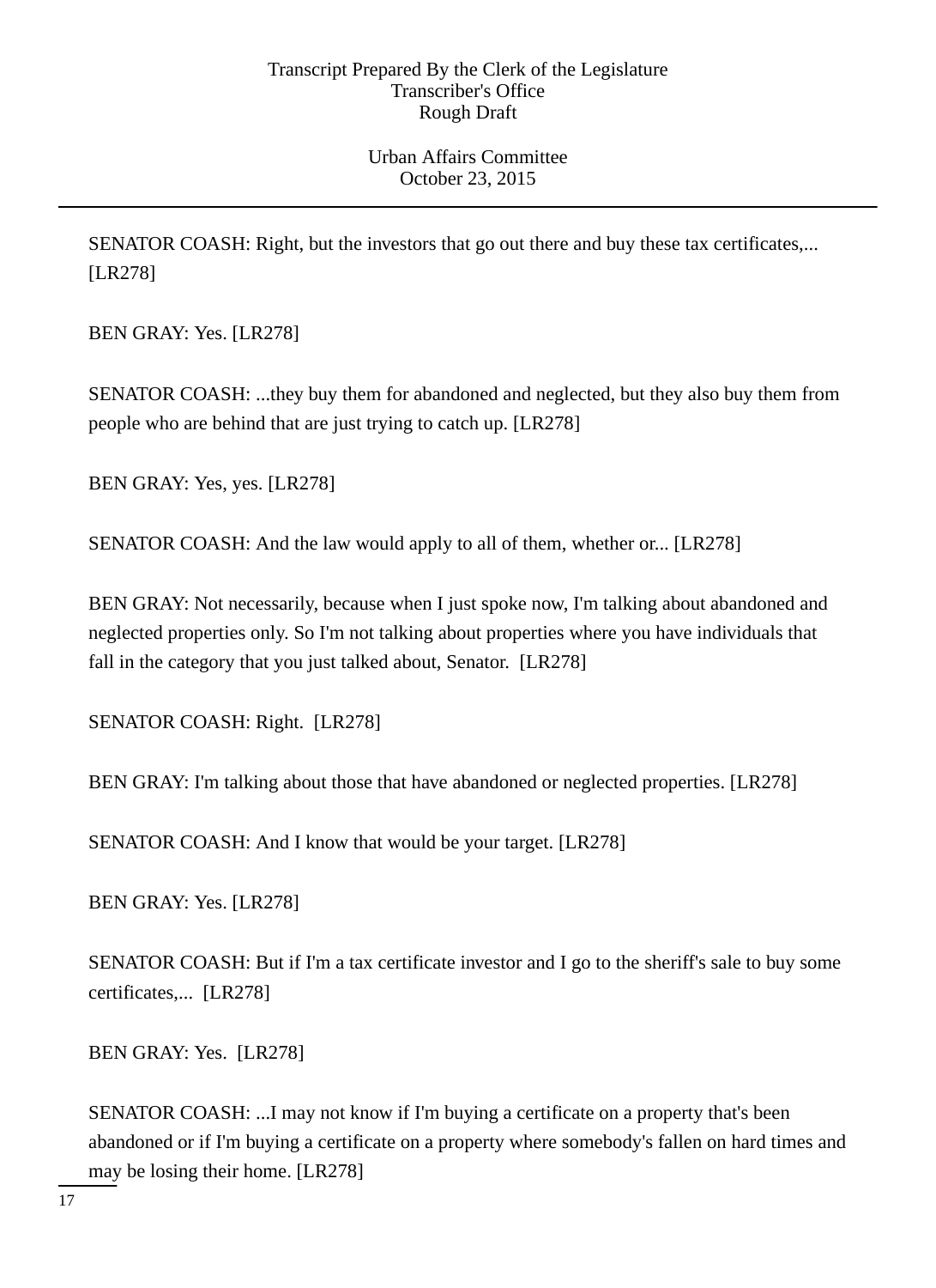SENATOR COASH: Right, but the investors that go out there and buy these tax certificates,... [LR278]

BEN GRAY: Yes. [LR278]

SENATOR COASH: ...they buy them for abandoned and neglected, but they also buy them from people who are behind that are just trying to catch up. [LR278]

BEN GRAY: Yes, yes. [LR278]

SENATOR COASH: And the law would apply to all of them, whether or... [LR278]

BEN GRAY: Not necessarily, because when I just spoke now, I'm talking about abandoned and neglected properties only. So I'm not talking about properties where you have individuals that fall in the category that you just talked about, Senator. [LR278]

SENATOR COASH: Right. [LR278]

BEN GRAY: I'm talking about those that have abandoned or neglected properties. [LR278]

SENATOR COASH: And I know that would be your target. [LR278]

BEN GRAY: Yes. [LR278]

SENATOR COASH: But if I'm a tax certificate investor and I go to the sheriff's sale to buy some certificates,... [LR278]

BEN GRAY: Yes. [LR278]

SENATOR COASH: ...I may not know if I'm buying a certificate on a property that's been abandoned or if I'm buying a certificate on a property where somebody's fallen on hard times and may be losing their home. [LR278]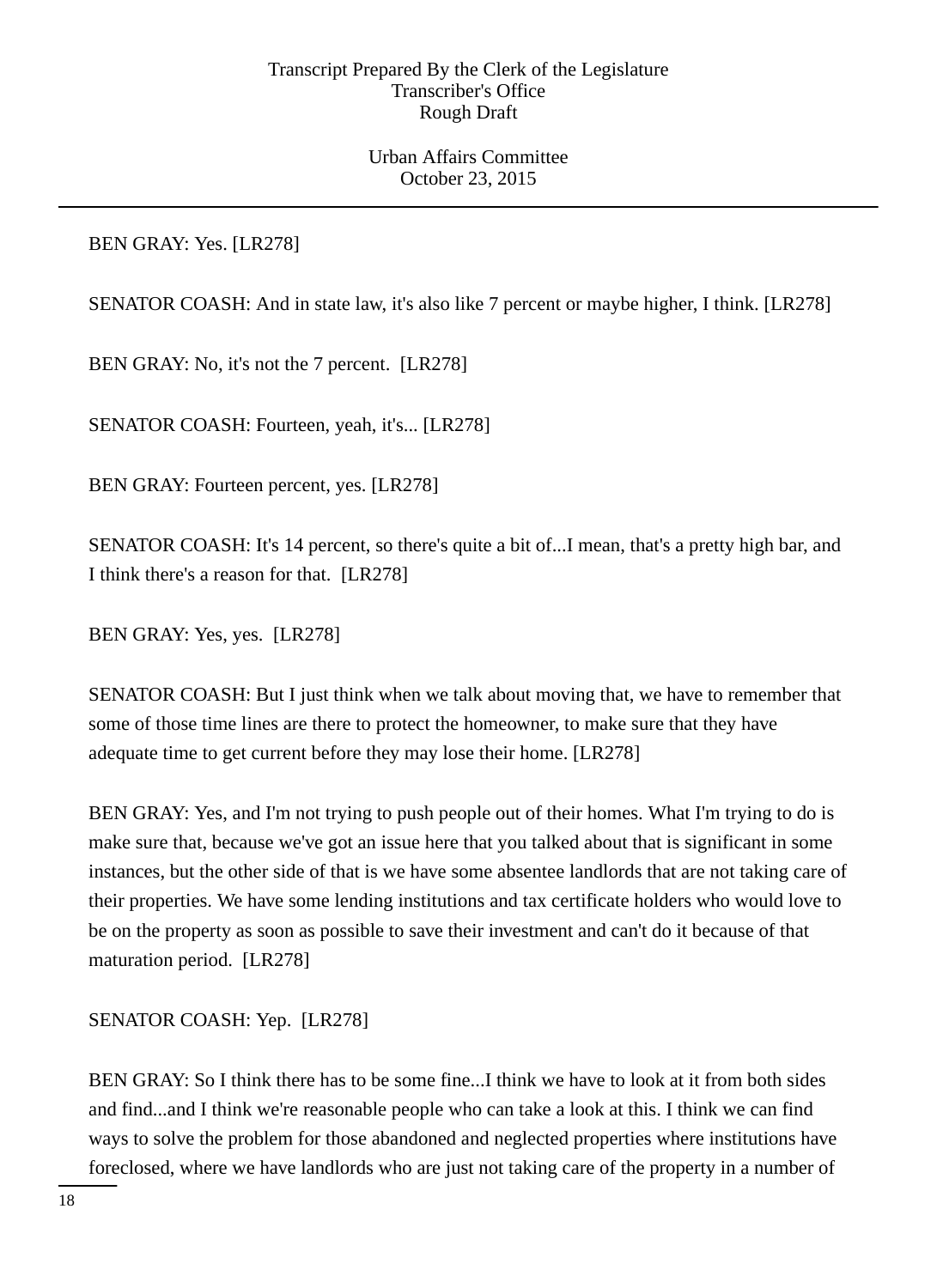BEN GRAY: Yes. [LR278]

SENATOR COASH: And in state law, it's also like 7 percent or maybe higher, I think. [LR278]

BEN GRAY: No, it's not the 7 percent. [LR278]

SENATOR COASH: Fourteen, yeah, it's... [LR278]

BEN GRAY: Fourteen percent, yes. [LR278]

SENATOR COASH: It's 14 percent, so there's quite a bit of...I mean, that's a pretty high bar, and I think there's a reason for that. [LR278]

BEN GRAY: Yes, yes. [LR278]

SENATOR COASH: But I just think when we talk about moving that, we have to remember that some of those time lines are there to protect the homeowner, to make sure that they have adequate time to get current before they may lose their home. [LR278]

BEN GRAY: Yes, and I'm not trying to push people out of their homes. What I'm trying to do is make sure that, because we've got an issue here that you talked about that is significant in some instances, but the other side of that is we have some absentee landlords that are not taking care of their properties. We have some lending institutions and tax certificate holders who would love to be on the property as soon as possible to save their investment and can't do it because of that maturation period. [LR278]

SENATOR COASH: Yep. [LR278]

BEN GRAY: So I think there has to be some fine...I think we have to look at it from both sides and find...and I think we're reasonable people who can take a look at this. I think we can find ways to solve the problem for those abandoned and neglected properties where institutions have foreclosed, where we have landlords who are just not taking care of the property in a number of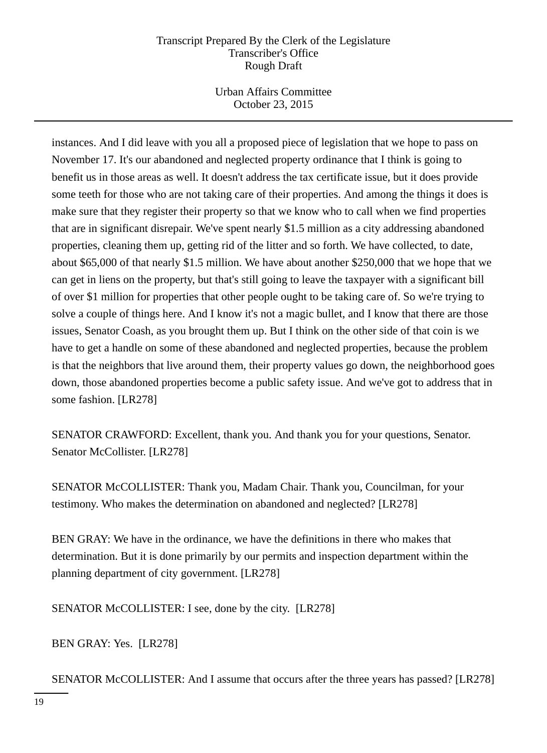instances. And I did leave with you all a proposed piece of legislation that we hope to pass on November 17. It's our abandoned and neglected property ordinance that I think is going to benefit us in those areas as well. It doesn't address the tax certificate issue, but it does provide some teeth for those who are not taking care of their properties. And among the things it does is make sure that they register their property so that we know who to call when we find properties that are in significant disrepair. We've spent nearly $1.5 million as a city addressing abandoned properties, cleaning them up, getting rid of the litter and so forth. We have collected, to date, about $65,000 of that nearly $1.5 million. We have about another $250,000 that we hope that we can get in liens on the property, but that's still going to leave the taxpayer with a significant bill of over $1 million for properties that other people ought to be taking care of. So we're trying to solve a couple of things here. And I know it's not a magic bullet, and I know that there are those issues, Senator Coash, as you brought them up. But I think on the other side of that coin is we have to get a handle on some of these abandoned and neglected properties, because the problem is that the neighbors that live around them, their property values go down, the neighborhood goes down, those abandoned properties become a public safety issue. And we've got to address that in some fashion. [LR278]

SENATOR CRAWFORD: Excellent, thank you. And thank you for your questions, Senator. Senator McCollister. [LR278]

SENATOR McCOLLISTER: Thank you, Madam Chair. Thank you, Councilman, for your testimony. Who makes the determination on abandoned and neglected? [LR278]

BEN GRAY: We have in the ordinance, we have the definitions in there who makes that determination. But it is done primarily by our permits and inspection department within the planning department of city government. [LR278]

SENATOR McCOLLISTER: I see, done by the city. [LR278]

BEN GRAY: Yes. [LR278]

SENATOR McCOLLISTER: And I assume that occurs after the three years has passed? [LR278]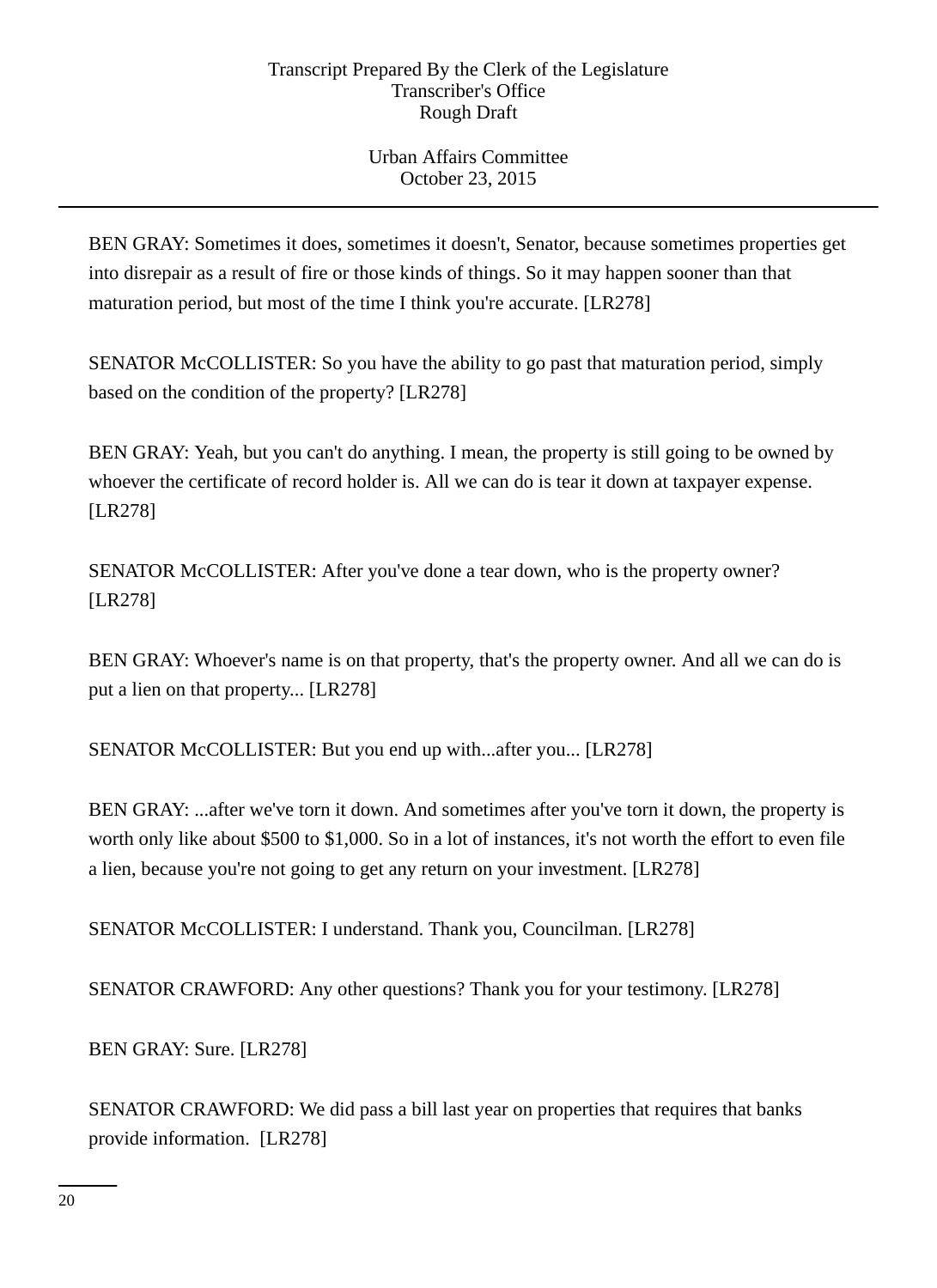BEN GRAY: Sometimes it does, sometimes it doesn't, Senator, because sometimes properties get into disrepair as a result of fire or those kinds of things. So it may happen sooner than that maturation period, but most of the time I think you're accurate. [LR278]

SENATOR McCOLLISTER: So you have the ability to go past that maturation period, simply based on the condition of the property? [LR278]

BEN GRAY: Yeah, but you can't do anything. I mean, the property is still going to be owned by whoever the certificate of record holder is. All we can do is tear it down at taxpayer expense. [LR278]

SENATOR McCOLLISTER: After you've done a tear down, who is the property owner? [LR278]

BEN GRAY: Whoever's name is on that property, that's the property owner. And all we can do is put a lien on that property... [LR278]

SENATOR McCOLLISTER: But you end up with...after you... [LR278]

BEN GRAY: ...after we've torn it down. And sometimes after you've torn it down, the property is worth only like about $500 to $1,000. So in a lot of instances, it's not worth the effort to even file a lien, because you're not going to get any return on your investment. [LR278]

SENATOR McCOLLISTER: I understand. Thank you, Councilman. [LR278]

SENATOR CRAWFORD: Any other questions? Thank you for your testimony. [LR278]

BEN GRAY: Sure. [LR278]

SENATOR CRAWFORD: We did pass a bill last year on properties that requires that banks provide information. [LR278]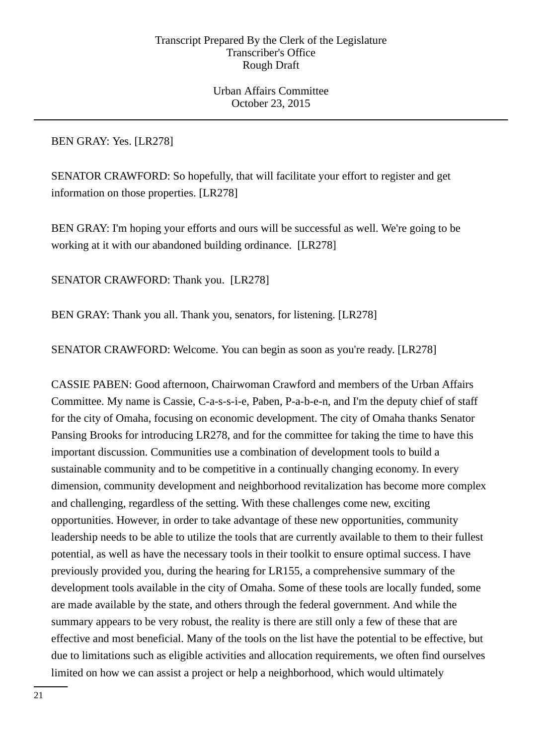BEN GRAY: Yes. [LR278]

SENATOR CRAWFORD: So hopefully, that will facilitate your effort to register and get information on those properties. [LR278]

BEN GRAY: I'm hoping your efforts and ours will be successful as well. We're going to be working at it with our abandoned building ordinance. [LR278]

SENATOR CRAWFORD: Thank you. [LR278]

BEN GRAY: Thank you all. Thank you, senators, for listening. [LR278]

SENATOR CRAWFORD: Welcome. You can begin as soon as you're ready. [LR278]

CASSIE PABEN: Good afternoon, Chairwoman Crawford and members of the Urban Affairs Committee. My name is Cassie, C-a-s-s-i-e, Paben, P-a-b-e-n, and I'm the deputy chief of staff for the city of Omaha, focusing on economic development. The city of Omaha thanks Senator Pansing Brooks for introducing LR278, and for the committee for taking the time to have this important discussion. Communities use a combination of development tools to build a sustainable community and to be competitive in a continually changing economy. In every dimension, community development and neighborhood revitalization has become more complex and challenging, regardless of the setting. With these challenges come new, exciting opportunities. However, in order to take advantage of these new opportunities, community leadership needs to be able to utilize the tools that are currently available to them to their fullest potential, as well as have the necessary tools in their toolkit to ensure optimal success. I have previously provided you, during the hearing for LR155, a comprehensive summary of the development tools available in the city of Omaha. Some of these tools are locally funded, some are made available by the state, and others through the federal government. And while the summary appears to be very robust, the reality is there are still only a few of these that are effective and most beneficial. Many of the tools on the list have the potential to be effective, but due to limitations such as eligible activities and allocation requirements, we often find ourselves limited on how we can assist a project or help a neighborhood, which would ultimately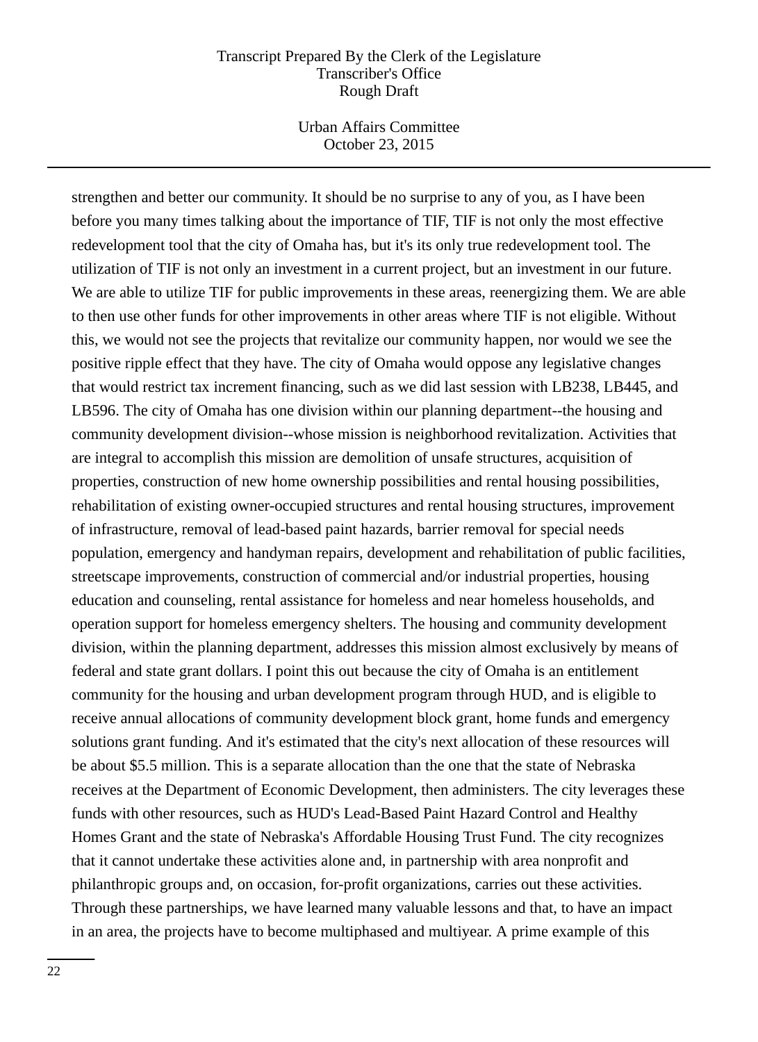strengthen and better our community. It should be no surprise to any of you, as I have been before you many times talking about the importance of TIF, TIF is not only the most effective redevelopment tool that the city of Omaha has, but it's its only true redevelopment tool. The utilization of TIF is not only an investment in a current project, but an investment in our future. We are able to utilize TIF for public improvements in these areas, reenergizing them. We are able to then use other funds for other improvements in other areas where TIF is not eligible. Without this, we would not see the projects that revitalize our community happen, nor would we see the positive ripple effect that they have. The city of Omaha would oppose any legislative changes that would restrict tax increment financing, such as we did last session with LB238, LB445, and LB596. The city of Omaha has one division within our planning department--the housing and community development division--whose mission is neighborhood revitalization. Activities that are integral to accomplish this mission are demolition of unsafe structures, acquisition of properties, construction of new home ownership possibilities and rental housing possibilities, rehabilitation of existing owner-occupied structures and rental housing structures, improvement of infrastructure, removal of lead-based paint hazards, barrier removal for special needs population, emergency and handyman repairs, development and rehabilitation of public facilities, streetscape improvements, construction of commercial and/or industrial properties, housing education and counseling, rental assistance for homeless and near homeless households, and operation support for homeless emergency shelters. The housing and community development division, within the planning department, addresses this mission almost exclusively by means of federal and state grant dollars. I point this out because the city of Omaha is an entitlement community for the housing and urban development program through HUD, and is eligible to receive annual allocations of community development block grant, home funds and emergency solutions grant funding. And it's estimated that the city's next allocation of these resources will be about $5.5 million. This is a separate allocation than the one that the state of Nebraska receives at the Department of Economic Development, then administers. The city leverages these funds with other resources, such as HUD's Lead-Based Paint Hazard Control and Healthy Homes Grant and the state of Nebraska's Affordable Housing Trust Fund. The city recognizes that it cannot undertake these activities alone and, in partnership with area nonprofit and philanthropic groups and, on occasion, for-profit organizations, carries out these activities. Through these partnerships, we have learned many valuable lessons and that, to have an impact in an area, the projects have to become multiphased and multiyear. A prime example of this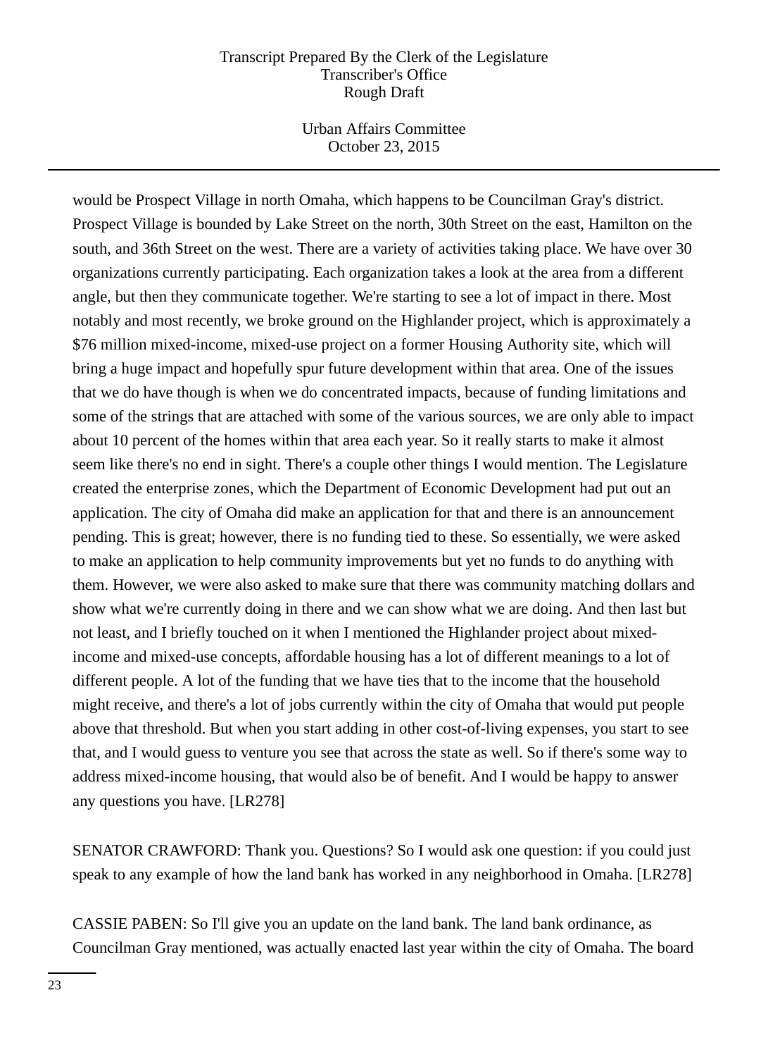would be Prospect Village in north Omaha, which happens to be Councilman Gray's district. Prospect Village is bounded by Lake Street on the north, 30th Street on the east, Hamilton on the south, and 36th Street on the west. There are a variety of activities taking place. We have over 30 organizations currently participating. Each organization takes a look at the area from a different angle, but then they communicate together. We're starting to see a lot of impact in there. Most notably and most recently, we broke ground on the Highlander project, which is approximately a $76 million mixed-income, mixed-use project on a former Housing Authority site, which will bring a huge impact and hopefully spur future development within that area. One of the issues that we do have though is when we do concentrated impacts, because of funding limitations and some of the strings that are attached with some of the various sources, we are only able to impact about 10 percent of the homes within that area each year. So it really starts to make it almost seem like there's no end in sight. There's a couple other things I would mention. The Legislature created the enterprise zones, which the Department of Economic Development had put out an application. The city of Omaha did make an application for that and there is an announcement pending. This is great; however, there is no funding tied to these. So essentially, we were asked to make an application to help community improvements but yet no funds to do anything with them. However, we were also asked to make sure that there was community matching dollars and show what we're currently doing in there and we can show what we are doing. And then last but not least, and I briefly touched on it when I mentioned the Highlander project about mixed-income and mixed-use concepts, affordable housing has a lot of different meanings to a lot of different people. A lot of the funding that we have ties that to the income that the household might receive, and there's a lot of jobs currently within the city of Omaha that would put people above that threshold. But when you start adding in other cost-of-living expenses, you start to see that, and I would guess to venture you see that across the state as well. So if there's some way to address mixed-income housing, that would also be of benefit. And I would be happy to answer any questions you have. [LR278]

SENATOR CRAWFORD: Thank you. Questions? So I would ask one question: if you could just speak to any example of how the land bank has worked in any neighborhood in Omaha. [LR278]

CASSIE PABEN: So I'll give you an update on the land bank. The land bank ordinance, as Councilman Gray mentioned, was actually enacted last year within the city of Omaha. The board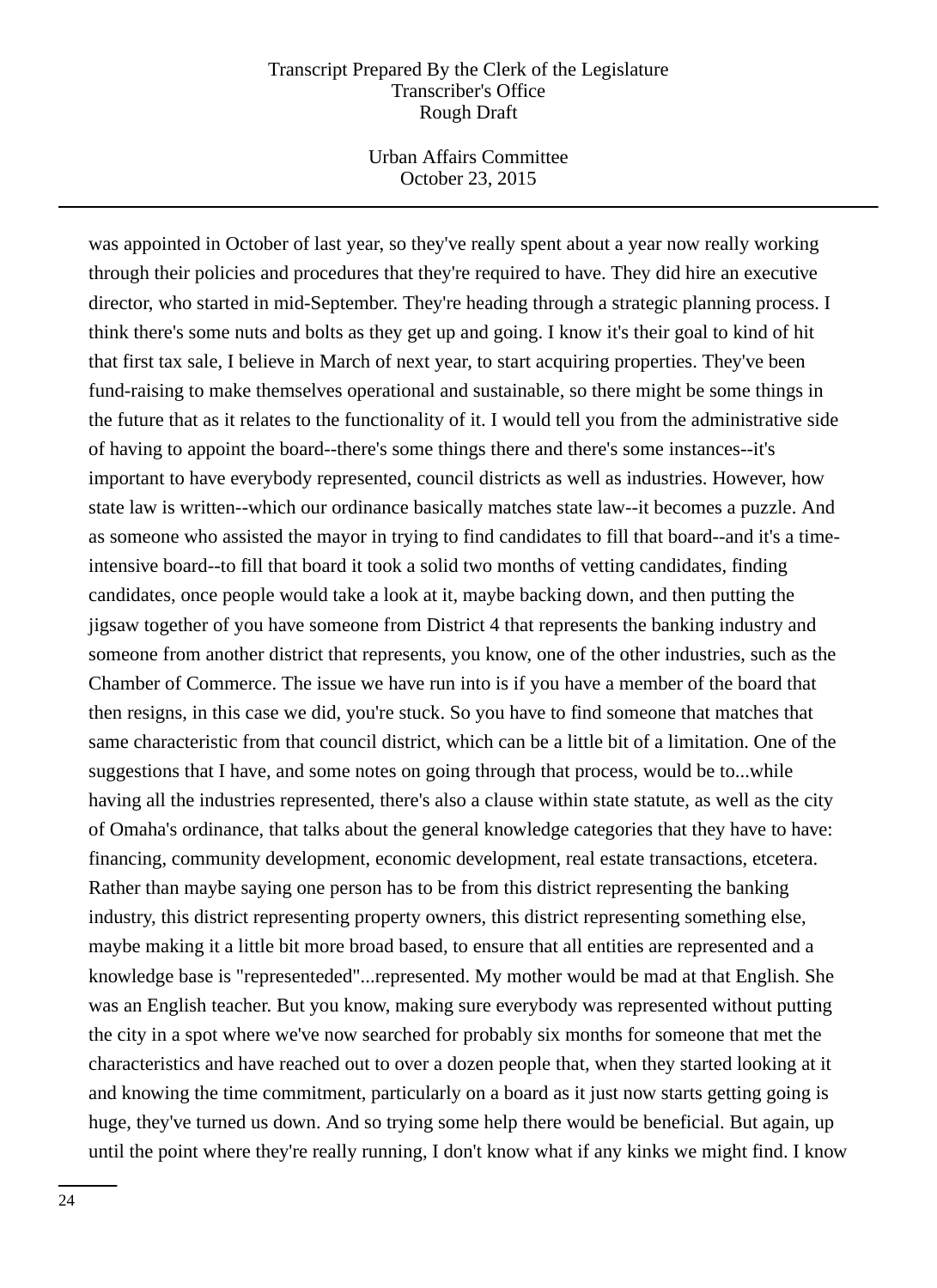was appointed in October of last year, so they've really spent about a year now really working through their policies and procedures that they're required to have. They did hire an executive director, who started in mid-September. They're heading through a strategic planning process. I think there's some nuts and bolts as they get up and going. I know it's their goal to kind of hit that first tax sale, I believe in March of next year, to start acquiring properties. They've been fund-raising to make themselves operational and sustainable, so there might be some things in the future that as it relates to the functionality of it. I would tell you from the administrative side of having to appoint the board--there's some things there and there's some instances--it's important to have everybody represented, council districts as well as industries. However, how state law is written--which our ordinance basically matches state law--it becomes a puzzle. And as someone who assisted the mayor in trying to find candidates to fill that board--and it's a time-intensive board--to fill that board it took a solid two months of vetting candidates, finding candidates, once people would take a look at it, maybe backing down, and then putting the jigsaw together of you have someone from District 4 that represents the banking industry and someone from another district that represents, you know, one of the other industries, such as the Chamber of Commerce. The issue we have run into is if you have a member of the board that then resigns, in this case we did, you're stuck. So you have to find someone that matches that same characteristic from that council district, which can be a little bit of a limitation. One of the suggestions that I have, and some notes on going through that process, would be to...while having all the industries represented, there's also a clause within state statute, as well as the city of Omaha's ordinance, that talks about the general knowledge categories that they have to have: financing, community development, economic development, real estate transactions, etcetera. Rather than maybe saying one person has to be from this district representing the banking industry, this district representing property owners, this district representing something else, maybe making it a little bit more broad based, to ensure that all entities are represented and a knowledge base is "representeded"...represented. My mother would be mad at that English. She was an English teacher. But you know, making sure everybody was represented without putting the city in a spot where we've now searched for probably six months for someone that met the characteristics and have reached out to over a dozen people that, when they started looking at it and knowing the time commitment, particularly on a board as it just now starts getting going is huge, they've turned us down. And so trying some help there would be beneficial. But again, up until the point where they're really running, I don't know what if any kinks we might find. I know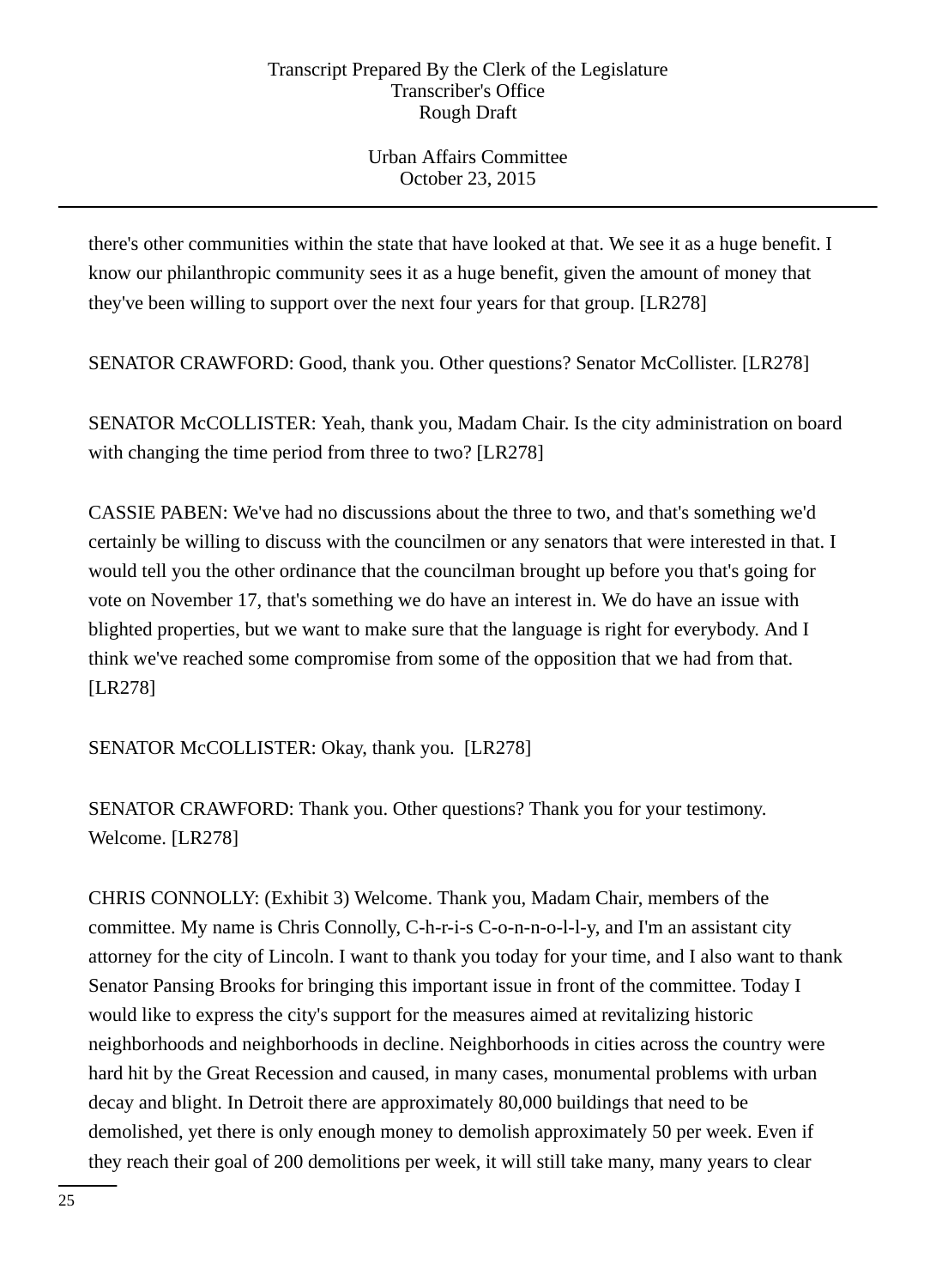there's other communities within the state that have looked at that. We see it as a huge benefit. I know our philanthropic community sees it as a huge benefit, given the amount of money that they've been willing to support over the next four years for that group. [LR278]

SENATOR CRAWFORD: Good, thank you. Other questions? Senator McCollister. [LR278]

SENATOR McCOLLISTER: Yeah, thank you, Madam Chair. Is the city administration on board with changing the time period from three to two? [LR278]

CASSIE PABEN: We've had no discussions about the three to two, and that's something we'd certainly be willing to discuss with the councilmen or any senators that were interested in that. I would tell you the other ordinance that the councilman brought up before you that's going for vote on November 17, that's something we do have an interest in. We do have an issue with blighted properties, but we want to make sure that the language is right for everybody. And I think we've reached some compromise from some of the opposition that we had from that. [LR278]

SENATOR McCOLLISTER: Okay, thank you. [LR278]

SENATOR CRAWFORD: Thank you. Other questions? Thank you for your testimony. Welcome. [LR278]

CHRIS CONNOLLY: (Exhibit 3) Welcome. Thank you, Madam Chair, members of the committee. My name is Chris Connolly, C-h-r-i-s C-o-n-n-o-l-l-y, and I'm an assistant city attorney for the city of Lincoln. I want to thank you today for your time, and I also want to thank Senator Pansing Brooks for bringing this important issue in front of the committee. Today I would like to express the city's support for the measures aimed at revitalizing historic neighborhoods and neighborhoods in decline. Neighborhoods in cities across the country were hard hit by the Great Recession and caused, in many cases, monumental problems with urban decay and blight. In Detroit there are approximately 80,000 buildings that need to be demolished, yet there is only enough money to demolish approximately 50 per week. Even if they reach their goal of 200 demolitions per week, it will still take many, many years to clear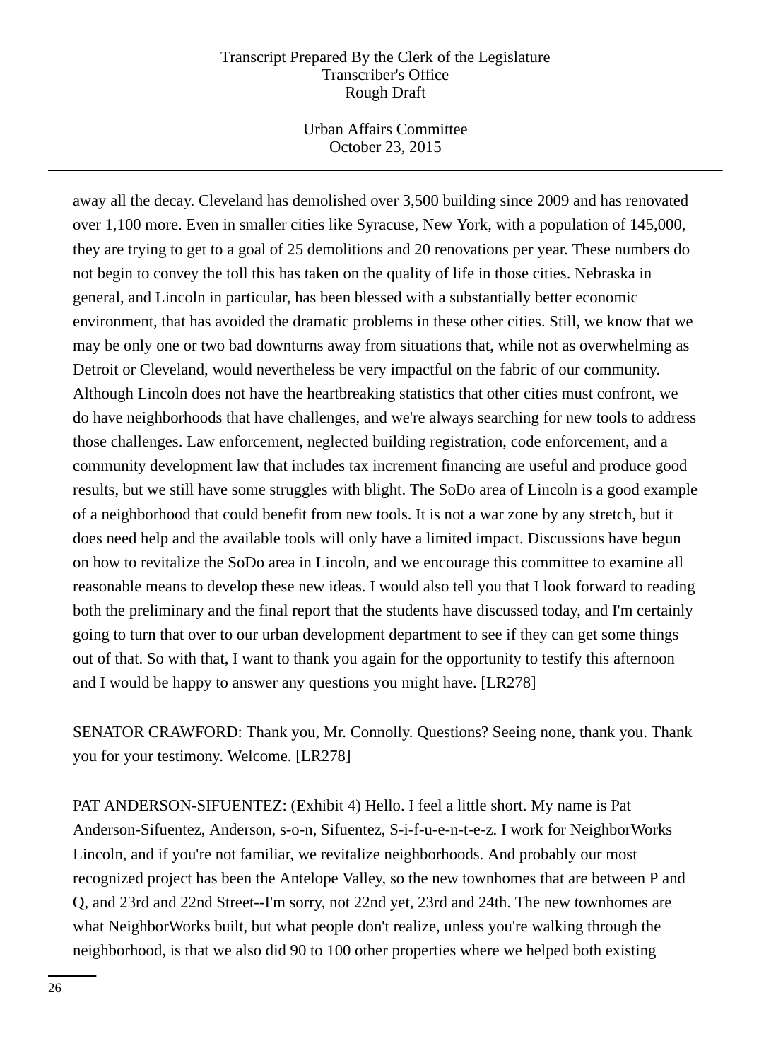away all the decay. Cleveland has demolished over 3,500 building since 2009 and has renovated over 1,100 more. Even in smaller cities like Syracuse, New York, with a population of 145,000, they are trying to get to a goal of 25 demolitions and 20 renovations per year. These numbers do not begin to convey the toll this has taken on the quality of life in those cities. Nebraska in general, and Lincoln in particular, has been blessed with a substantially better economic environment, that has avoided the dramatic problems in these other cities. Still, we know that we may be only one or two bad downturns away from situations that, while not as overwhelming as Detroit or Cleveland, would nevertheless be very impactful on the fabric of our community. Although Lincoln does not have the heartbreaking statistics that other cities must confront, we do have neighborhoods that have challenges, and we're always searching for new tools to address those challenges. Law enforcement, neglected building registration, code enforcement, and a community development law that includes tax increment financing are useful and produce good results, but we still have some struggles with blight. The SoDo area of Lincoln is a good example of a neighborhood that could benefit from new tools. It is not a war zone by any stretch, but it does need help and the available tools will only have a limited impact. Discussions have begun on how to revitalize the SoDo area in Lincoln, and we encourage this committee to examine all reasonable means to develop these new ideas. I would also tell you that I look forward to reading both the preliminary and the final report that the students have discussed today, and I'm certainly going to turn that over to our urban development department to see if they can get some things out of that. So with that, I want to thank you again for the opportunity to testify this afternoon and I would be happy to answer any questions you might have. [LR278]

SENATOR CRAWFORD: Thank you, Mr. Connolly. Questions? Seeing none, thank you. Thank you for your testimony. Welcome. [LR278]

PAT ANDERSON-SIFUENTEZ: (Exhibit 4) Hello. I feel a little short. My name is Pat Anderson-Sifuentez, Anderson, s-o-n, Sifuentez, S-i-f-u-e-n-t-e-z. I work for NeighborWorks Lincoln, and if you're not familiar, we revitalize neighborhoods. And probably our most recognized project has been the Antelope Valley, so the new townhomes that are between P and Q, and 23rd and 22nd Street--I'm sorry, not 22nd yet, 23rd and 24th. The new townhomes are what NeighborWorks built, but what people don't realize, unless you're walking through the neighborhood, is that we also did 90 to 100 other properties where we helped both existing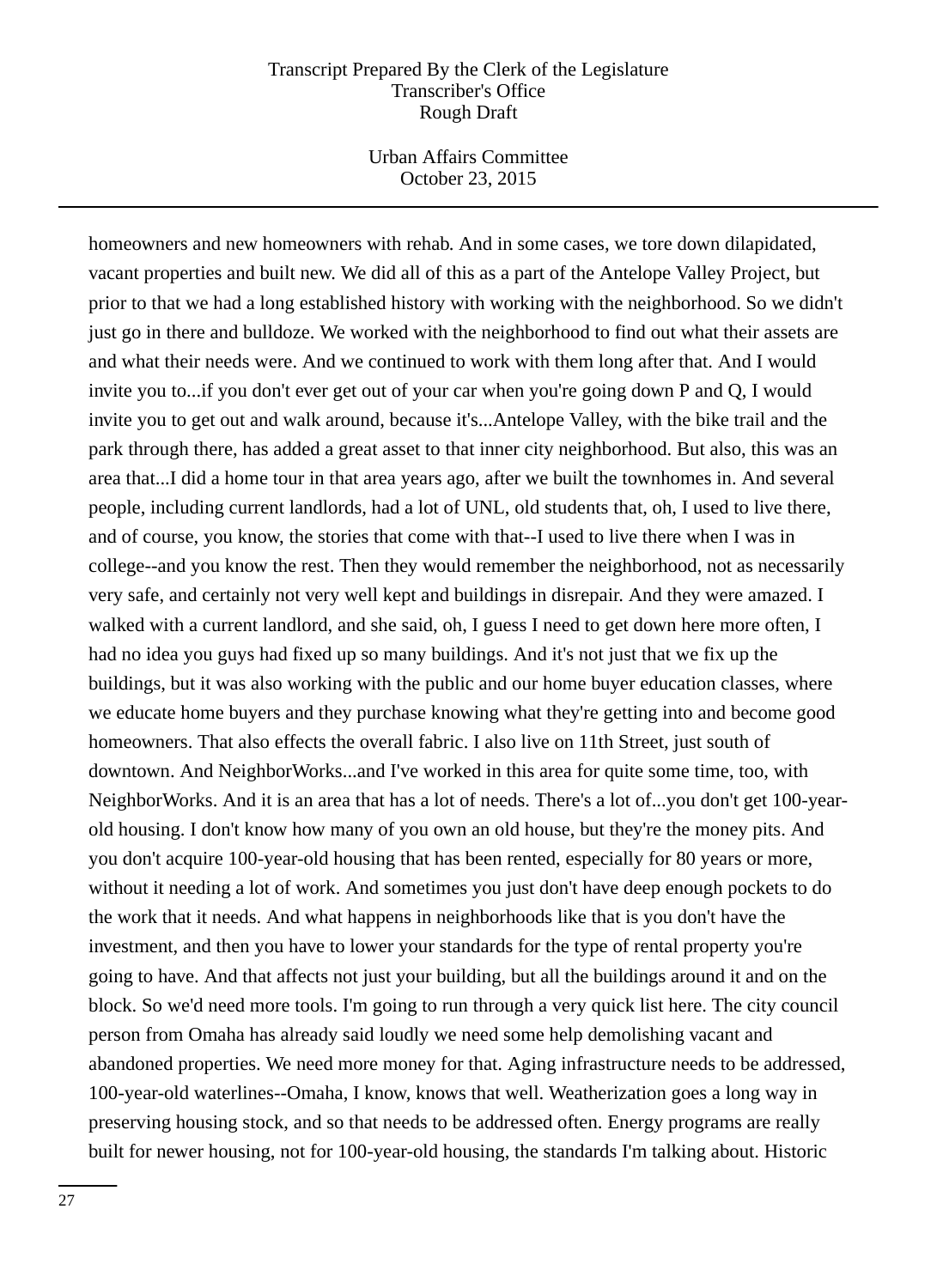homeowners and new homeowners with rehab. And in some cases, we tore down dilapidated, vacant properties and built new. We did all of this as a part of the Antelope Valley Project, but prior to that we had a long established history with working with the neighborhood. So we didn't just go in there and bulldoze. We worked with the neighborhood to find out what their assets are and what their needs were. And we continued to work with them long after that. And I would invite you to...if you don't ever get out of your car when you're going down P and Q, I would invite you to get out and walk around, because it's...Antelope Valley, with the bike trail and the park through there, has added a great asset to that inner city neighborhood. But also, this was an area that...I did a home tour in that area years ago, after we built the townhomes in. And several people, including current landlords, had a lot of UNL, old students that, oh, I used to live there, and of course, you know, the stories that come with that--I used to live there when I was in college--and you know the rest. Then they would remember the neighborhood, not as necessarily very safe, and certainly not very well kept and buildings in disrepair. And they were amazed. I walked with a current landlord, and she said, oh, I guess I need to get down here more often, I had no idea you guys had fixed up so many buildings. And it's not just that we fix up the buildings, but it was also working with the public and our home buyer education classes, where we educate home buyers and they purchase knowing what they're getting into and become good homeowners. That also effects the overall fabric. I also live on 11th Street, just south of downtown. And NeighborWorks...and I've worked in this area for quite some time, too, with NeighborWorks. And it is an area that has a lot of needs. There's a lot of...you don't get 100-year-old housing. I don't know how many of you own an old house, but they're the money pits. And you don't acquire 100-year-old housing that has been rented, especially for 80 years or more, without it needing a lot of work. And sometimes you just don't have deep enough pockets to do the work that it needs. And what happens in neighborhoods like that is you don't have the investment, and then you have to lower your standards for the type of rental property you're going to have. And that affects not just your building, but all the buildings around it and on the block. So we'd need more tools. I'm going to run through a very quick list here. The city council person from Omaha has already said loudly we need some help demolishing vacant and abandoned properties. We need more money for that. Aging infrastructure needs to be addressed, 100-year-old waterlines--Omaha, I know, knows that well. Weatherization goes a long way in preserving housing stock, and so that needs to be addressed often. Energy programs are really built for newer housing, not for 100-year-old housing, the standards I'm talking about. Historic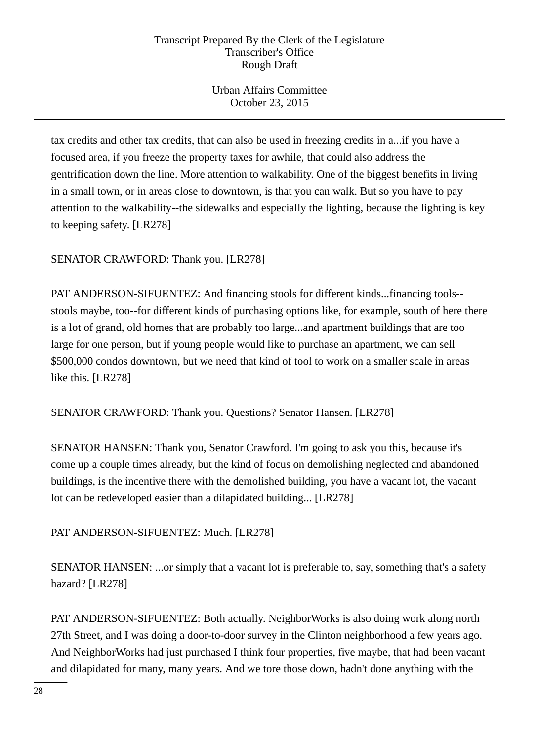tax credits and other tax credits, that can also be used in freezing credits in a...if you have a focused area, if you freeze the property taxes for awhile, that could also address the gentrification down the line. More attention to walkability. One of the biggest benefits in living in a small town, or in areas close to downtown, is that you can walk. But so you have to pay attention to the walkability--the sidewalks and especially the lighting, because the lighting is key to keeping safety. [LR278]

SENATOR CRAWFORD: Thank you. [LR278]

PAT ANDERSON-SIFUENTEZ: And financing stools for different kinds...financing tools--stools maybe, too--for different kinds of purchasing options like, for example, south of here there is a lot of grand, old homes that are probably too large...and apartment buildings that are too large for one person, but if young people would like to purchase an apartment, we can sell $500,000 condos downtown, but we need that kind of tool to work on a smaller scale in areas like this. [LR278]

SENATOR CRAWFORD: Thank you. Questions? Senator Hansen. [LR278]

SENATOR HANSEN: Thank you, Senator Crawford. I'm going to ask you this, because it's come up a couple times already, but the kind of focus on demolishing neglected and abandoned buildings, is the incentive there with the demolished building, you have a vacant lot, the vacant lot can be redeveloped easier than a dilapidated building... [LR278]

PAT ANDERSON-SIFUENTEZ: Much. [LR278]

SENATOR HANSEN: ...or simply that a vacant lot is preferable to, say, something that's a safety hazard? [LR278]

PAT ANDERSON-SIFUENTEZ: Both actually. NeighborWorks is also doing work along north 27th Street, and I was doing a door-to-door survey in the Clinton neighborhood a few years ago. And NeighborWorks had just purchased I think four properties, five maybe, that had been vacant and dilapidated for many, many years. And we tore those down, hadn't done anything with the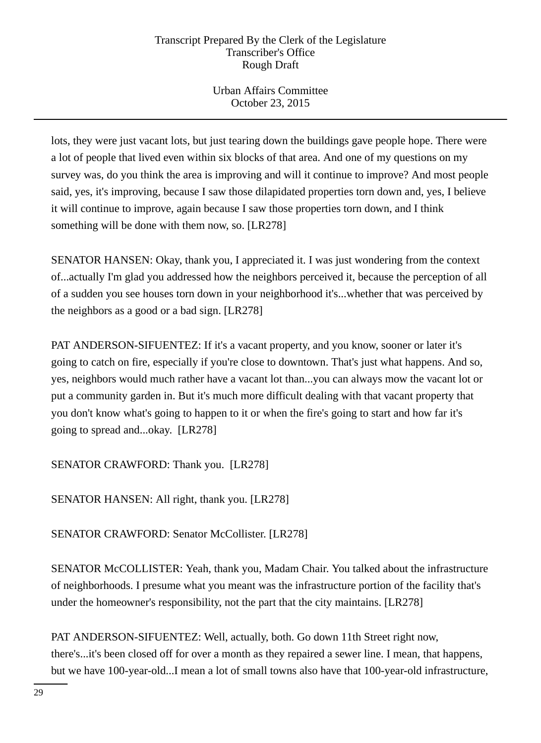lots, they were just vacant lots, but just tearing down the buildings gave people hope. There were a lot of people that lived even within six blocks of that area. And one of my questions on my survey was, do you think the area is improving and will it continue to improve? And most people said, yes, it's improving, because I saw those dilapidated properties torn down and, yes, I believe it will continue to improve, again because I saw those properties torn down, and I think something will be done with them now, so. [LR278]

SENATOR HANSEN: Okay, thank you, I appreciated it. I was just wondering from the context of...actually I'm glad you addressed how the neighbors perceived it, because the perception of all of a sudden you see houses torn down in your neighborhood it's...whether that was perceived by the neighbors as a good or a bad sign. [LR278]

PAT ANDERSON-SIFUENTEZ: If it's a vacant property, and you know, sooner or later it's going to catch on fire, especially if you're close to downtown. That's just what happens. And so, yes, neighbors would much rather have a vacant lot than...you can always mow the vacant lot or put a community garden in. But it's much more difficult dealing with that vacant property that you don't know what's going to happen to it or when the fire's going to start and how far it's going to spread and...okay. [LR278]

SENATOR CRAWFORD: Thank you. [LR278]

SENATOR HANSEN: All right, thank you. [LR278]

SENATOR CRAWFORD: Senator McCollister. [LR278]

SENATOR McCOLLISTER: Yeah, thank you, Madam Chair. You talked about the infrastructure of neighborhoods. I presume what you meant was the infrastructure portion of the facility that's under the homeowner's responsibility, not the part that the city maintains. [LR278]

PAT ANDERSON-SIFUENTEZ: Well, actually, both. Go down 11th Street right now, there's...it's been closed off for over a month as they repaired a sewer line. I mean, that happens, but we have 100-year-old...I mean a lot of small towns also have that 100-year-old infrastructure,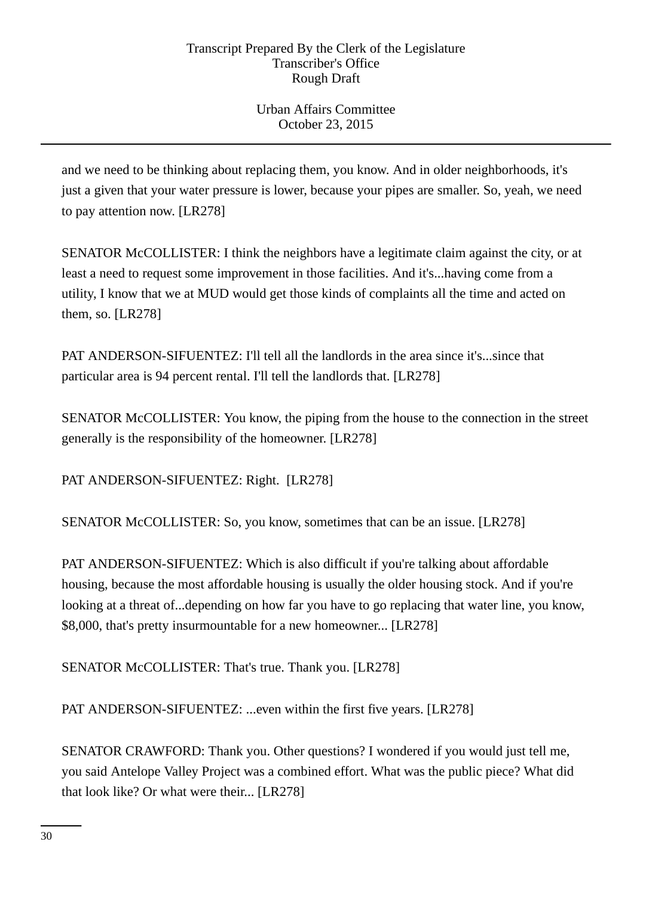and we need to be thinking about replacing them, you know. And in older neighborhoods, it's just a given that your water pressure is lower, because your pipes are smaller. So, yeah, we need to pay attention now. [LR278]

SENATOR McCOLLISTER: I think the neighbors have a legitimate claim against the city, or at least a need to request some improvement in those facilities. And it's...having come from a utility, I know that we at MUD would get those kinds of complaints all the time and acted on them, so. [LR278]

PAT ANDERSON-SIFUENTEZ: I'll tell all the landlords in the area since it's...since that particular area is 94 percent rental. I'll tell the landlords that. [LR278]

SENATOR McCOLLISTER: You know, the piping from the house to the connection in the street generally is the responsibility of the homeowner. [LR278]

PAT ANDERSON-SIFUENTEZ: Right. [LR278]

SENATOR McCOLLISTER: So, you know, sometimes that can be an issue. [LR278]

PAT ANDERSON-SIFUENTEZ: Which is also difficult if you're talking about affordable housing, because the most affordable housing is usually the older housing stock. And if you're looking at a threat of...depending on how far you have to go replacing that water line, you know, $8,000, that's pretty insurmountable for a new homeowner... [LR278]

SENATOR McCOLLISTER: That's true. Thank you. [LR278]

PAT ANDERSON-SIFUENTEZ: ...even within the first five years. [LR278]

SENATOR CRAWFORD: Thank you. Other questions? I wondered if you would just tell me, you said Antelope Valley Project was a combined effort. What was the public piece? What did that look like? Or what were their... [LR278]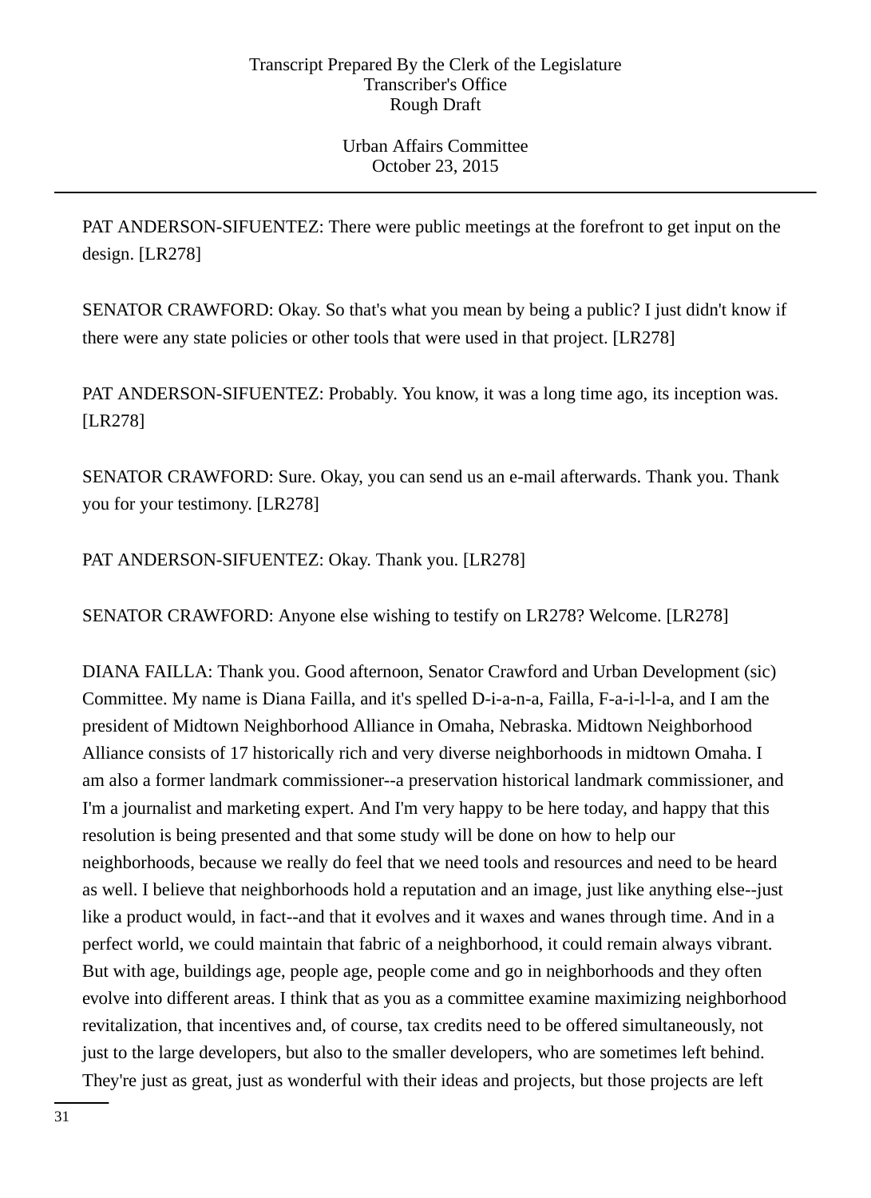PAT ANDERSON-SIFUENTEZ: There were public meetings at the forefront to get input on the design. [LR278]

SENATOR CRAWFORD: Okay. So that's what you mean by being a public? I just didn't know if there were any state policies or other tools that were used in that project. [LR278]

PAT ANDERSON-SIFUENTEZ: Probably. You know, it was a long time ago, its inception was. [LR278]

SENATOR CRAWFORD: Sure. Okay, you can send us an e-mail afterwards. Thank you. Thank you for your testimony. [LR278]

PAT ANDERSON-SIFUENTEZ: Okay. Thank you. [LR278]

SENATOR CRAWFORD: Anyone else wishing to testify on LR278? Welcome. [LR278]

DIANA FAILLA: Thank you. Good afternoon, Senator Crawford and Urban Development (sic) Committee. My name is Diana Failla, and it's spelled D-i-a-n-a, Failla, F-a-i-l-l-a, and I am the president of Midtown Neighborhood Alliance in Omaha, Nebraska. Midtown Neighborhood Alliance consists of 17 historically rich and very diverse neighborhoods in midtown Omaha. I am also a former landmark commissioner--a preservation historical landmark commissioner, and I'm a journalist and marketing expert. And I'm very happy to be here today, and happy that this resolution is being presented and that some study will be done on how to help our neighborhoods, because we really do feel that we need tools and resources and need to be heard as well. I believe that neighborhoods hold a reputation and an image, just like anything else--just like a product would, in fact--and that it evolves and it waxes and wanes through time. And in a perfect world, we could maintain that fabric of a neighborhood, it could remain always vibrant. But with age, buildings age, people age, people come and go in neighborhoods and they often evolve into different areas. I think that as you as a committee examine maximizing neighborhood revitalization, that incentives and, of course, tax credits need to be offered simultaneously, not just to the large developers, but also to the smaller developers, who are sometimes left behind. They're just as great, just as wonderful with their ideas and projects, but those projects are left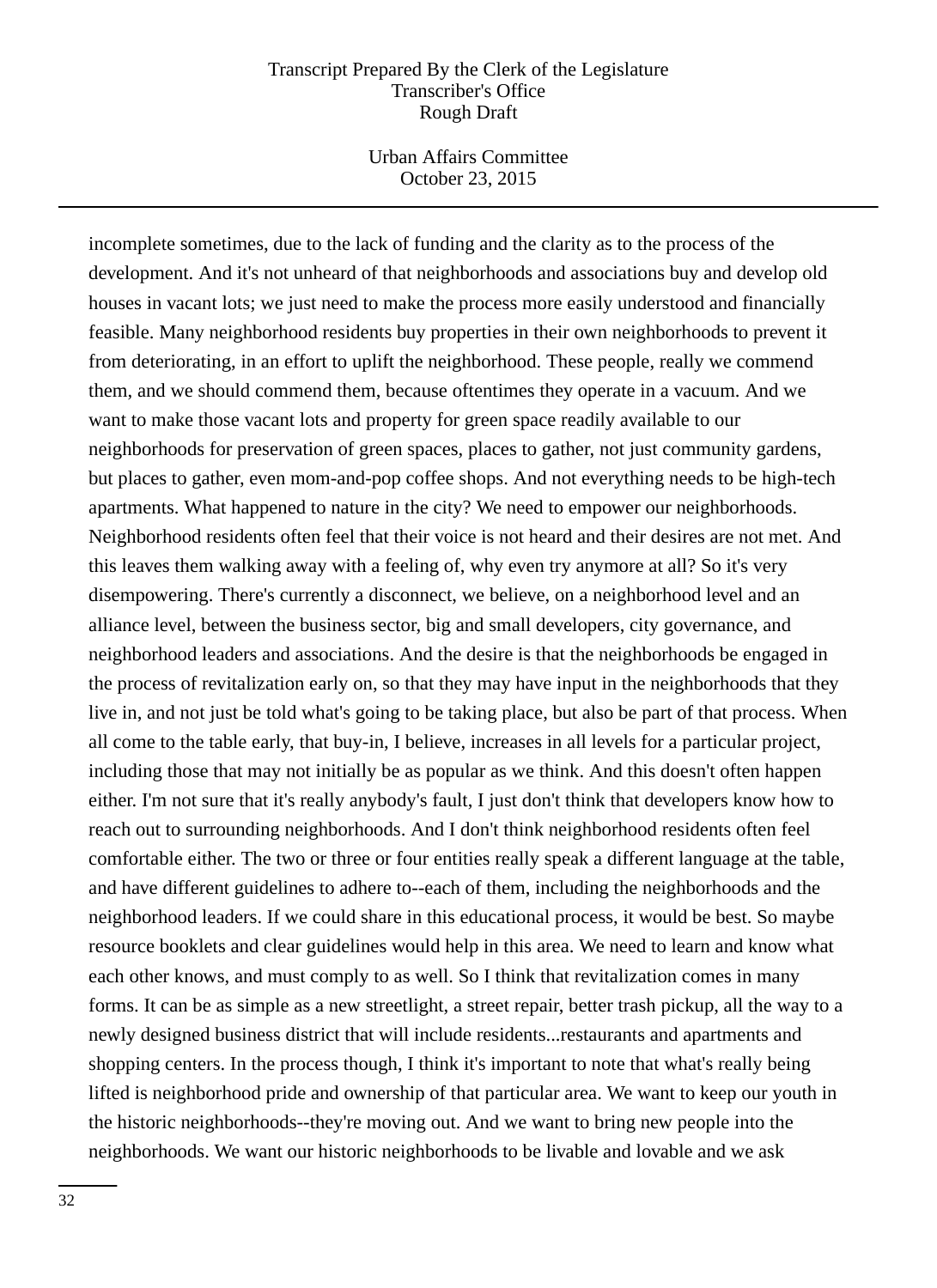incomplete sometimes, due to the lack of funding and the clarity as to the process of the development. And it's not unheard of that neighborhoods and associations buy and develop old houses in vacant lots; we just need to make the process more easily understood and financially feasible. Many neighborhood residents buy properties in their own neighborhoods to prevent it from deteriorating, in an effort to uplift the neighborhood. These people, really we commend them, and we should commend them, because oftentimes they operate in a vacuum. And we want to make those vacant lots and property for green space readily available to our neighborhoods for preservation of green spaces, places to gather, not just community gardens, but places to gather, even mom-and-pop coffee shops. And not everything needs to be high-tech apartments. What happened to nature in the city? We need to empower our neighborhoods. Neighborhood residents often feel that their voice is not heard and their desires are not met. And this leaves them walking away with a feeling of, why even try anymore at all? So it's very disempowering. There's currently a disconnect, we believe, on a neighborhood level and an alliance level, between the business sector, big and small developers, city governance, and neighborhood leaders and associations. And the desire is that the neighborhoods be engaged in the process of revitalization early on, so that they may have input in the neighborhoods that they live in, and not just be told what's going to be taking place, but also be part of that process. When all come to the table early, that buy-in, I believe, increases in all levels for a particular project, including those that may not initially be as popular as we think. And this doesn't often happen either. I'm not sure that it's really anybody's fault, I just don't think that developers know how to reach out to surrounding neighborhoods. And I don't think neighborhood residents often feel comfortable either. The two or three or four entities really speak a different language at the table, and have different guidelines to adhere to--each of them, including the neighborhoods and the neighborhood leaders. If we could share in this educational process, it would be best. So maybe resource booklets and clear guidelines would help in this area. We need to learn and know what each other knows, and must comply to as well. So I think that revitalization comes in many forms. It can be as simple as a new streetlight, a street repair, better trash pickup, all the way to a newly designed business district that will include residents...restaurants and apartments and shopping centers. In the process though, I think it's important to note that what's really being lifted is neighborhood pride and ownership of that particular area. We want to keep our youth in the historic neighborhoods--they're moving out. And we want to bring new people into the neighborhoods. We want our historic neighborhoods to be livable and lovable and we ask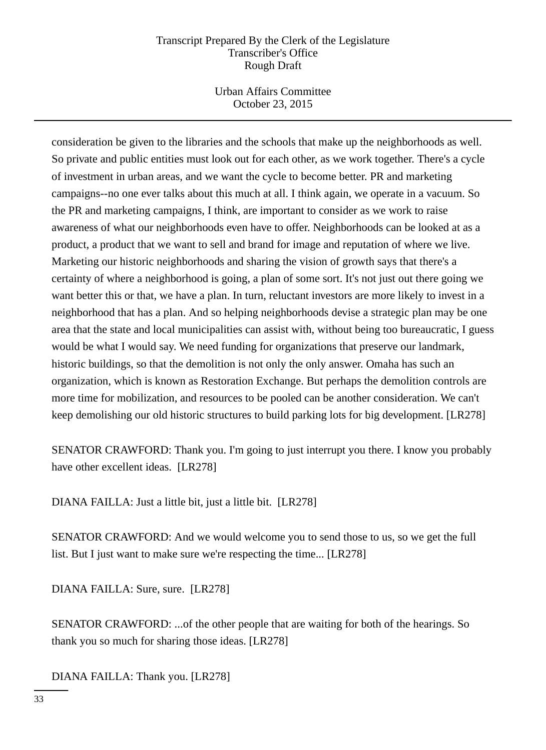consideration be given to the libraries and the schools that make up the neighborhoods as well. So private and public entities must look out for each other, as we work together. There's a cycle of investment in urban areas, and we want the cycle to become better. PR and marketing campaigns--no one ever talks about this much at all. I think again, we operate in a vacuum. So the PR and marketing campaigns, I think, are important to consider as we work to raise awareness of what our neighborhoods even have to offer. Neighborhoods can be looked at as a product, a product that we want to sell and brand for image and reputation of where we live. Marketing our historic neighborhoods and sharing the vision of growth says that there's a certainty of where a neighborhood is going, a plan of some sort. It's not just out there going we want better this or that, we have a plan. In turn, reluctant investors are more likely to invest in a neighborhood that has a plan. And so helping neighborhoods devise a strategic plan may be one area that the state and local municipalities can assist with, without being too bureaucratic, I guess would be what I would say. We need funding for organizations that preserve our landmark, historic buildings, so that the demolition is not only the only answer. Omaha has such an organization, which is known as Restoration Exchange. But perhaps the demolition controls are more time for mobilization, and resources to be pooled can be another consideration. We can't keep demolishing our old historic structures to build parking lots for big development. [LR278]

SENATOR CRAWFORD: Thank you. I'm going to just interrupt you there. I know you probably have other excellent ideas. [LR278]

DIANA FAILLA: Just a little bit, just a little bit. [LR278]

SENATOR CRAWFORD: And we would welcome you to send those to us, so we get the full list. But I just want to make sure we're respecting the time... [LR278]

DIANA FAILLA: Sure, sure. [LR278]

SENATOR CRAWFORD: ...of the other people that are waiting for both of the hearings. So thank you so much for sharing those ideas. [LR278]

DIANA FAILLA: Thank you. [LR278]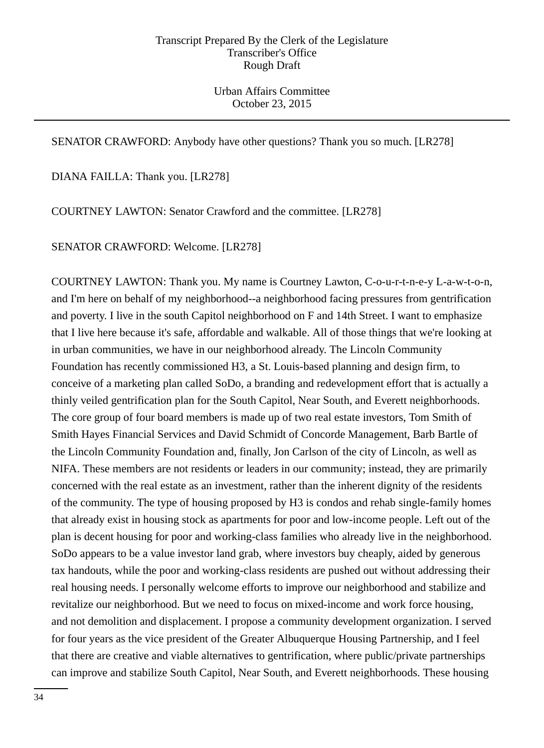SENATOR CRAWFORD: Anybody have other questions? Thank you so much. [LR278]

DIANA FAILLA: Thank you. [LR278]

COURTNEY LAWTON: Senator Crawford and the committee. [LR278]

SENATOR CRAWFORD: Welcome. [LR278]

COURTNEY LAWTON: Thank you. My name is Courtney Lawton, C-o-u-r-t-n-e-y L-a-w-t-o-n, and I'm here on behalf of my neighborhood--a neighborhood facing pressures from gentrification and poverty. I live in the south Capitol neighborhood on F and 14th Street. I want to emphasize that I live here because it's safe, affordable and walkable. All of those things that we're looking at in urban communities, we have in our neighborhood already. The Lincoln Community Foundation has recently commissioned H3, a St. Louis-based planning and design firm, to conceive of a marketing plan called SoDo, a branding and redevelopment effort that is actually a thinly veiled gentrification plan for the South Capitol, Near South, and Everett neighborhoods. The core group of four board members is made up of two real estate investors, Tom Smith of Smith Hayes Financial Services and David Schmidt of Concorde Management, Barb Bartle of the Lincoln Community Foundation and, finally, Jon Carlson of the city of Lincoln, as well as NIFA. These members are not residents or leaders in our community; instead, they are primarily concerned with the real estate as an investment, rather than the inherent dignity of the residents of the community. The type of housing proposed by H3 is condos and rehab single-family homes that already exist in housing stock as apartments for poor and low-income people. Left out of the plan is decent housing for poor and working-class families who already live in the neighborhood. SoDo appears to be a value investor land grab, where investors buy cheaply, aided by generous tax handouts, while the poor and working-class residents are pushed out without addressing their real housing needs. I personally welcome efforts to improve our neighborhood and stabilize and revitalize our neighborhood. But we need to focus on mixed-income and work force housing, and not demolition and displacement. I propose a community development organization. I served for four years as the vice president of the Greater Albuquerque Housing Partnership, and I feel that there are creative and viable alternatives to gentrification, where public/private partnerships can improve and stabilize South Capitol, Near South, and Everett neighborhoods. These housing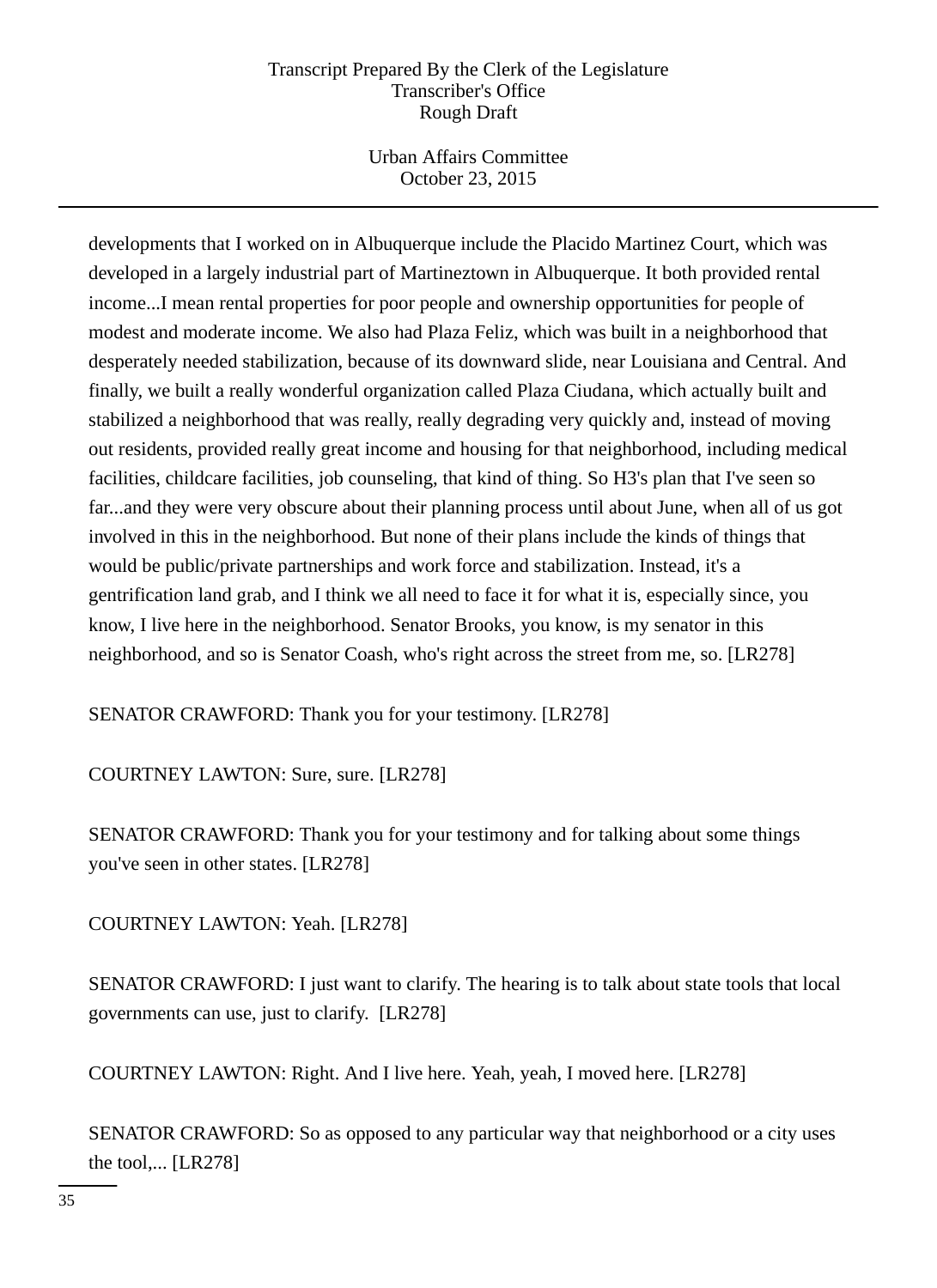developments that I worked on in Albuquerque include the Placido Martinez Court, which was developed in a largely industrial part of Martineztown in Albuquerque. It both provided rental income...I mean rental properties for poor people and ownership opportunities for people of modest and moderate income. We also had Plaza Feliz, which was built in a neighborhood that desperately needed stabilization, because of its downward slide, near Louisiana and Central. And finally, we built a really wonderful organization called Plaza Ciudana, which actually built and stabilized a neighborhood that was really, really degrading very quickly and, instead of moving out residents, provided really great income and housing for that neighborhood, including medical facilities, childcare facilities, job counseling, that kind of thing. So H3's plan that I've seen so far...and they were very obscure about their planning process until about June, when all of us got involved in this in the neighborhood. But none of their plans include the kinds of things that would be public/private partnerships and work force and stabilization. Instead, it's a gentrification land grab, and I think we all need to face it for what it is, especially since, you know, I live here in the neighborhood. Senator Brooks, you know, is my senator in this neighborhood, and so is Senator Coash, who's right across the street from me, so. [LR278]

SENATOR CRAWFORD: Thank you for your testimony. [LR278]

COURTNEY LAWTON: Sure, sure. [LR278]

SENATOR CRAWFORD: Thank you for your testimony and for talking about some things you've seen in other states. [LR278]

COURTNEY LAWTON: Yeah. [LR278]

SENATOR CRAWFORD: I just want to clarify. The hearing is to talk about state tools that local governments can use, just to clarify. [LR278]

COURTNEY LAWTON: Right. And I live here. Yeah, yeah, I moved here. [LR278]

SENATOR CRAWFORD: So as opposed to any particular way that neighborhood or a city uses the tool,... [LR278]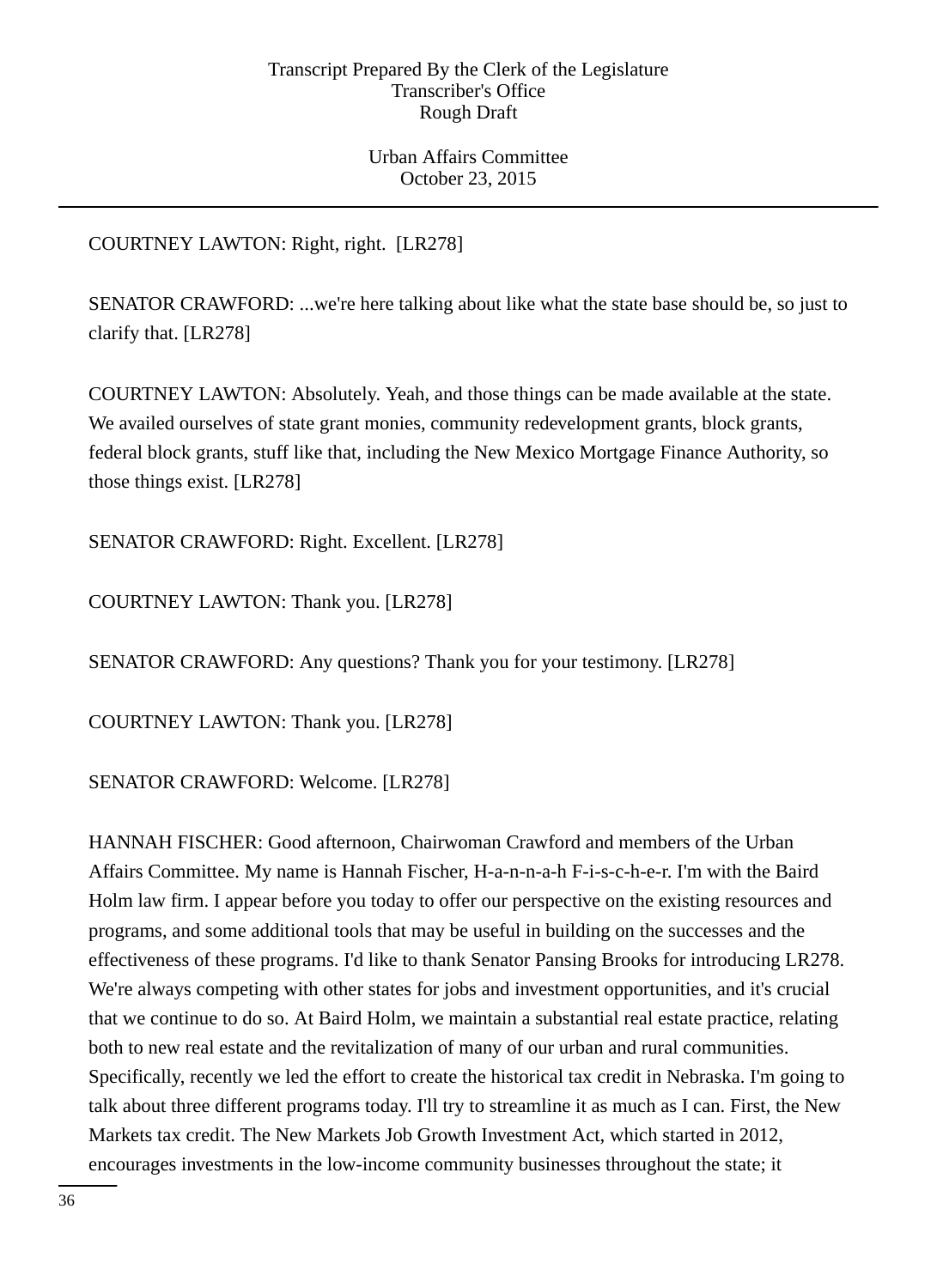COURTNEY LAWTON: Right, right. [LR278]

SENATOR CRAWFORD: ...we're here talking about like what the state base should be, so just to clarify that. [LR278]

COURTNEY LAWTON: Absolutely. Yeah, and those things can be made available at the state. We availed ourselves of state grant monies, community redevelopment grants, block grants, federal block grants, stuff like that, including the New Mexico Mortgage Finance Authority, so those things exist. [LR278]

SENATOR CRAWFORD: Right. Excellent. [LR278]

COURTNEY LAWTON: Thank you. [LR278]

SENATOR CRAWFORD: Any questions? Thank you for your testimony. [LR278]

COURTNEY LAWTON: Thank you. [LR278]

SENATOR CRAWFORD: Welcome. [LR278]

HANNAH FISCHER: Good afternoon, Chairwoman Crawford and members of the Urban Affairs Committee. My name is Hannah Fischer, H-a-n-n-a-h F-i-s-c-h-e-r. I'm with the Baird Holm law firm. I appear before you today to offer our perspective on the existing resources and programs, and some additional tools that may be useful in building on the successes and the effectiveness of these programs. I'd like to thank Senator Pansing Brooks for introducing LR278. We're always competing with other states for jobs and investment opportunities, and it's crucial that we continue to do so. At Baird Holm, we maintain a substantial real estate practice, relating both to new real estate and the revitalization of many of our urban and rural communities. Specifically, recently we led the effort to create the historical tax credit in Nebraska. I'm going to talk about three different programs today. I'll try to streamline it as much as I can. First, the New Markets tax credit. The New Markets Job Growth Investment Act, which started in 2012, encourages investments in the low-income community businesses throughout the state; it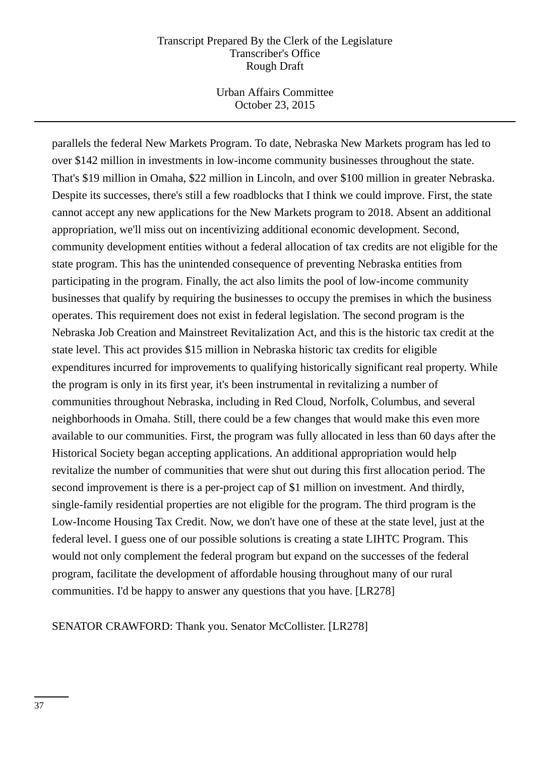parallels the federal New Markets Program. To date, Nebraska New Markets program has led to over $142 million in investments in low-income community businesses throughout the state. That's $19 million in Omaha, $22 million in Lincoln, and over $100 million in greater Nebraska. Despite its successes, there's still a few roadblocks that I think we could improve. First, the state cannot accept any new applications for the New Markets program to 2018. Absent an additional appropriation, we'll miss out on incentivizing additional economic development. Second, community development entities without a federal allocation of tax credits are not eligible for the state program. This has the unintended consequence of preventing Nebraska entities from participating in the program. Finally, the act also limits the pool of low-income community businesses that qualify by requiring the businesses to occupy the premises in which the business operates. This requirement does not exist in federal legislation. The second program is the Nebraska Job Creation and Mainstreet Revitalization Act, and this is the historic tax credit at the state level. This act provides $15 million in Nebraska historic tax credits for eligible expenditures incurred for improvements to qualifying historically significant real property. While the program is only in its first year, it's been instrumental in revitalizing a number of communities throughout Nebraska, including in Red Cloud, Norfolk, Columbus, and several neighborhoods in Omaha. Still, there could be a few changes that would make this even more available to our communities. First, the program was fully allocated in less than 60 days after the Historical Society began accepting applications. An additional appropriation would help revitalize the number of communities that were shut out during this first allocation period. The second improvement is there is a per-project cap of $1 million on investment. And thirdly, single-family residential properties are not eligible for the program. The third program is the Low-Income Housing Tax Credit. Now, we don't have one of these at the state level, just at the federal level. I guess one of our possible solutions is creating a state LIHTC Program. This would not only complement the federal program but expand on the successes of the federal program, facilitate the development of affordable housing throughout many of our rural communities. I'd be happy to answer any questions that you have. [LR278]

SENATOR CRAWFORD: Thank you. Senator McCollister. [LR278]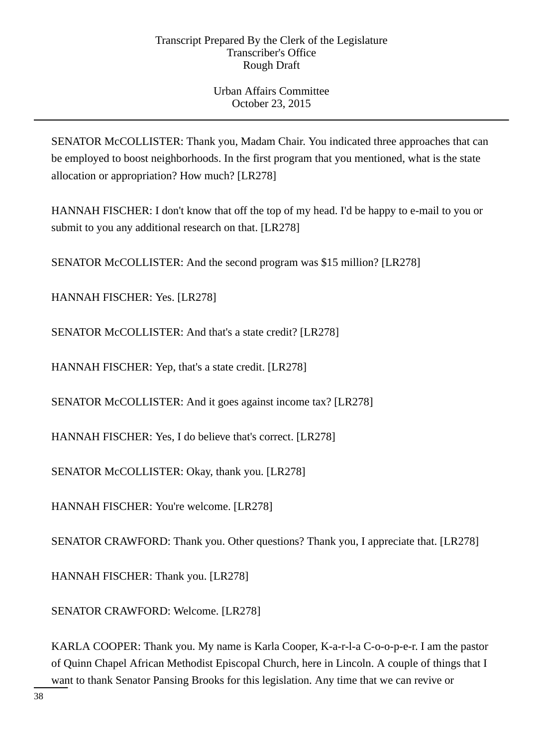SENATOR McCOLLISTER: Thank you, Madam Chair. You indicated three approaches that can be employed to boost neighborhoods. In the first program that you mentioned, what is the state allocation or appropriation? How much? [LR278]

HANNAH FISCHER: I don't know that off the top of my head. I'd be happy to e-mail to you or submit to you any additional research on that. [LR278]

SENATOR McCOLLISTER: And the second program was $15 million? [LR278]

HANNAH FISCHER: Yes. [LR278]

SENATOR McCOLLISTER: And that's a state credit? [LR278]

HANNAH FISCHER: Yep, that's a state credit. [LR278]

SENATOR McCOLLISTER: And it goes against income tax? [LR278]

HANNAH FISCHER: Yes, I do believe that's correct. [LR278]

SENATOR McCOLLISTER: Okay, thank you. [LR278]

HANNAH FISCHER: You're welcome. [LR278]

SENATOR CRAWFORD: Thank you. Other questions? Thank you, I appreciate that. [LR278]

HANNAH FISCHER: Thank you. [LR278]

SENATOR CRAWFORD: Welcome. [LR278]

KARLA COOPER: Thank you. My name is Karla Cooper, K-a-r-l-a C-o-o-p-e-r. I am the pastor of Quinn Chapel African Methodist Episcopal Church, here in Lincoln. A couple of things that I want to thank Senator Pansing Brooks for this legislation. Any time that we can revive or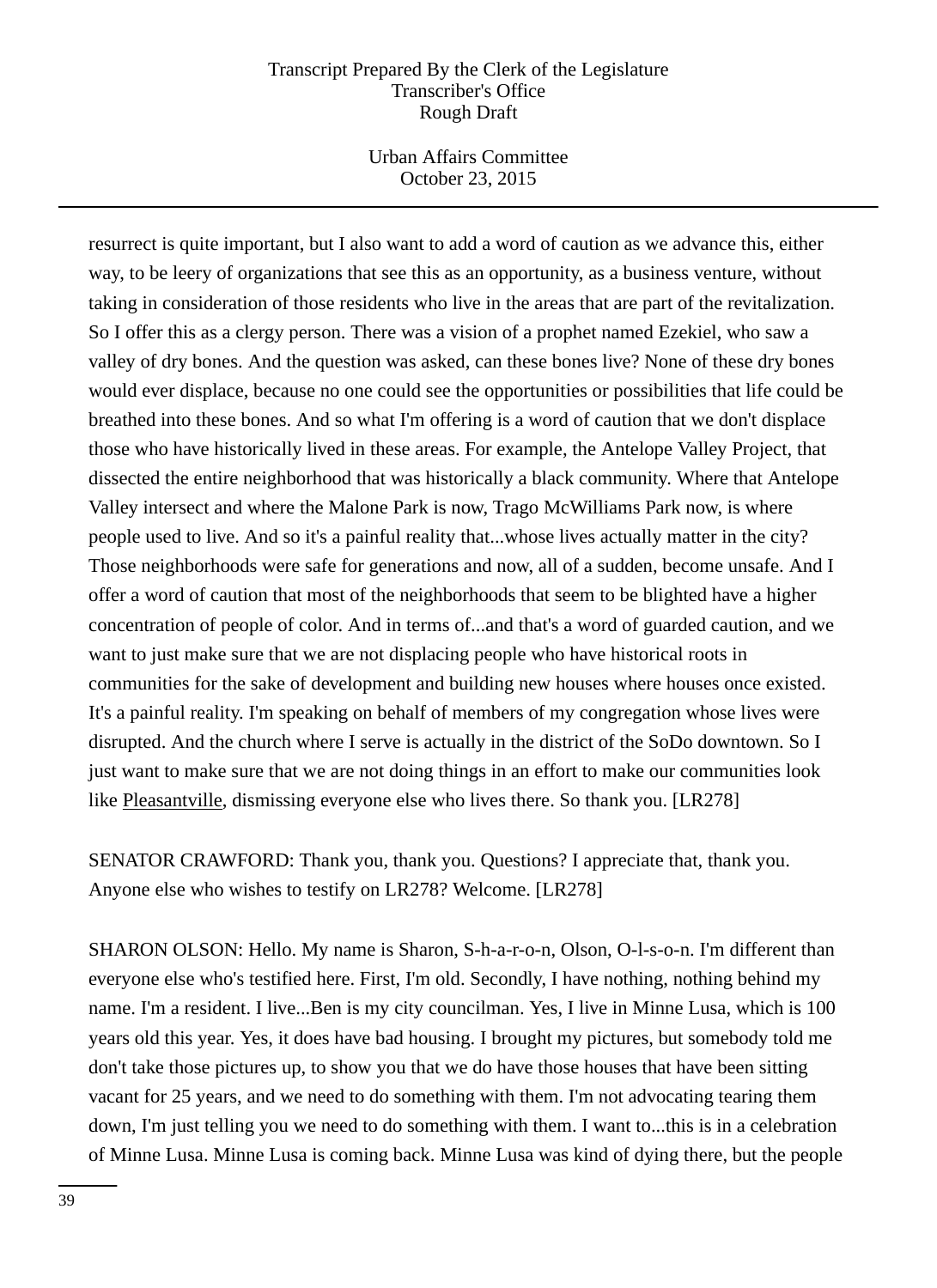resurrect is quite important, but I also want to add a word of caution as we advance this, either way, to be leery of organizations that see this as an opportunity, as a business venture, without taking in consideration of those residents who live in the areas that are part of the revitalization. So I offer this as a clergy person. There was a vision of a prophet named Ezekiel, who saw a valley of dry bones. And the question was asked, can these bones live? None of these dry bones would ever displace, because no one could see the opportunities or possibilities that life could be breathed into these bones. And so what I'm offering is a word of caution that we don't displace those who have historically lived in these areas. For example, the Antelope Valley Project, that dissected the entire neighborhood that was historically a black community. Where that Antelope Valley intersect and where the Malone Park is now, Trago McWilliams Park now, is where people used to live. And so it's a painful reality that...whose lives actually matter in the city? Those neighborhoods were safe for generations and now, all of a sudden, become unsafe. And I offer a word of caution that most of the neighborhoods that seem to be blighted have a higher concentration of people of color. And in terms of...and that's a word of guarded caution, and we want to just make sure that we are not displacing people who have historical roots in communities for the sake of development and building new houses where houses once existed. It's a painful reality. I'm speaking on behalf of members of my congregation whose lives were disrupted. And the church where I serve is actually in the district of the SoDo downtown. So I just want to make sure that we are not doing things in an effort to make our communities look like Pleasantville, dismissing everyone else who lives there. So thank you. [LR278]

SENATOR CRAWFORD: Thank you, thank you. Questions? I appreciate that, thank you. Anyone else who wishes to testify on LR278? Welcome. [LR278]

SHARON OLSON: Hello. My name is Sharon, S-h-a-r-o-n, Olson, O-l-s-o-n. I'm different than everyone else who's testified here. First, I'm old. Secondly, I have nothing, nothing behind my name. I'm a resident. I live...Ben is my city councilman. Yes, I live in Minne Lusa, which is 100 years old this year. Yes, it does have bad housing. I brought my pictures, but somebody told me don't take those pictures up, to show you that we do have those houses that have been sitting vacant for 25 years, and we need to do something with them. I'm not advocating tearing them down, I'm just telling you we need to do something with them. I want to...this is in a celebration of Minne Lusa. Minne Lusa is coming back. Minne Lusa was kind of dying there, but the people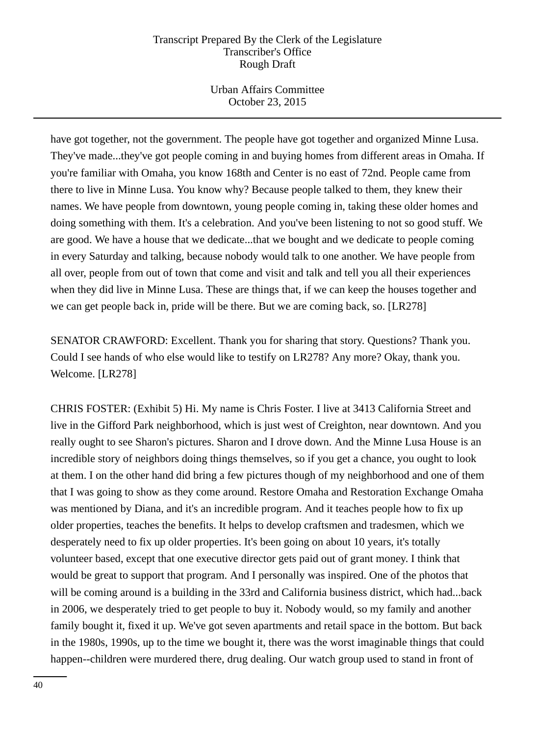have got together, not the government. The people have got together and organized Minne Lusa. They've made...they've got people coming in and buying homes from different areas in Omaha. If you're familiar with Omaha, you know 168th and Center is no east of 72nd. People came from there to live in Minne Lusa. You know why? Because people talked to them, they knew their names. We have people from downtown, young people coming in, taking these older homes and doing something with them. It's a celebration. And you've been listening to not so good stuff. We are good. We have a house that we dedicate...that we bought and we dedicate to people coming in every Saturday and talking, because nobody would talk to one another. We have people from all over, people from out of town that come and visit and talk and tell you all their experiences when they did live in Minne Lusa. These are things that, if we can keep the houses together and we can get people back in, pride will be there. But we are coming back, so. [LR278]

SENATOR CRAWFORD: Excellent. Thank you for sharing that story. Questions? Thank you. Could I see hands of who else would like to testify on LR278? Any more? Okay, thank you. Welcome. [LR278]

CHRIS FOSTER: (Exhibit 5) Hi. My name is Chris Foster. I live at 3413 California Street and live in the Gifford Park neighborhood, which is just west of Creighton, near downtown. And you really ought to see Sharon's pictures. Sharon and I drove down. And the Minne Lusa House is an incredible story of neighbors doing things themselves, so if you get a chance, you ought to look at them. I on the other hand did bring a few pictures though of my neighborhood and one of them that I was going to show as they come around. Restore Omaha and Restoration Exchange Omaha was mentioned by Diana, and it's an incredible program. And it teaches people how to fix up older properties, teaches the benefits. It helps to develop craftsmen and tradesmen, which we desperately need to fix up older properties. It's been going on about 10 years, it's totally volunteer based, except that one executive director gets paid out of grant money. I think that would be great to support that program. And I personally was inspired. One of the photos that will be coming around is a building in the 33rd and California business district, which had...back in 2006, we desperately tried to get people to buy it. Nobody would, so my family and another family bought it, fixed it up. We've got seven apartments and retail space in the bottom. But back in the 1980s, 1990s, up to the time we bought it, there was the worst imaginable things that could happen--children were murdered there, drug dealing. Our watch group used to stand in front of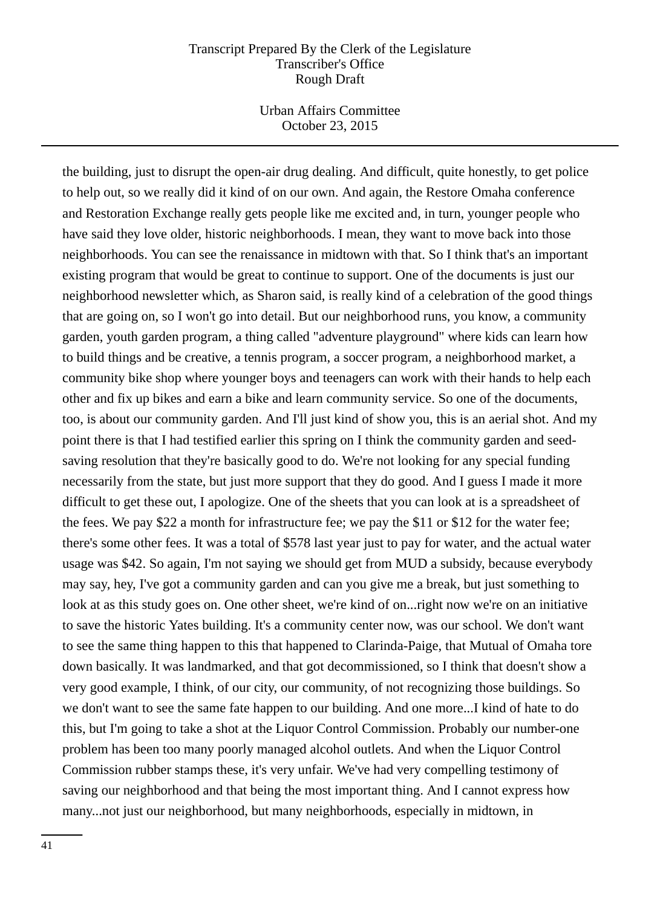the building, just to disrupt the open-air drug dealing. And difficult, quite honestly, to get police to help out, so we really did it kind of on our own. And again, the Restore Omaha conference and Restoration Exchange really gets people like me excited and, in turn, younger people who have said they love older, historic neighborhoods. I mean, they want to move back into those neighborhoods. You can see the renaissance in midtown with that. So I think that's an important existing program that would be great to continue to support. One of the documents is just our neighborhood newsletter which, as Sharon said, is really kind of a celebration of the good things that are going on, so I won't go into detail. But our neighborhood runs, you know, a community garden, youth garden program, a thing called "adventure playground" where kids can learn how to build things and be creative, a tennis program, a soccer program, a neighborhood market, a community bike shop where younger boys and teenagers can work with their hands to help each other and fix up bikes and earn a bike and learn community service. So one of the documents, too, is about our community garden. And I'll just kind of show you, this is an aerial shot. And my point there is that I had testified earlier this spring on I think the community garden and seed-saving resolution that they're basically good to do. We're not looking for any special funding necessarily from the state, but just more support that they do good. And I guess I made it more difficult to get these out, I apologize. One of the sheets that you can look at is a spreadsheet of the fees. We pay $22 a month for infrastructure fee; we pay the $11 or $12 for the water fee; there's some other fees. It was a total of $578 last year just to pay for water, and the actual water usage was $42. So again, I'm not saying we should get from MUD a subsidy, because everybody may say, hey, I've got a community garden and can you give me a break, but just something to look at as this study goes on. One other sheet, we're kind of on...right now we're on an initiative to save the historic Yates building. It's a community center now, was our school. We don't want to see the same thing happen to this that happened to Clarinda-Paige, that Mutual of Omaha tore down basically. It was landmarked, and that got decommissioned, so I think that doesn't show a very good example, I think, of our city, our community, of not recognizing those buildings. So we don't want to see the same fate happen to our building. And one more...I kind of hate to do this, but I'm going to take a shot at the Liquor Control Commission. Probably our number-one problem has been too many poorly managed alcohol outlets. And when the Liquor Control Commission rubber stamps these, it's very unfair. We've had very compelling testimony of saving our neighborhood and that being the most important thing. And I cannot express how many...not just our neighborhood, but many neighborhoods, especially in midtown, in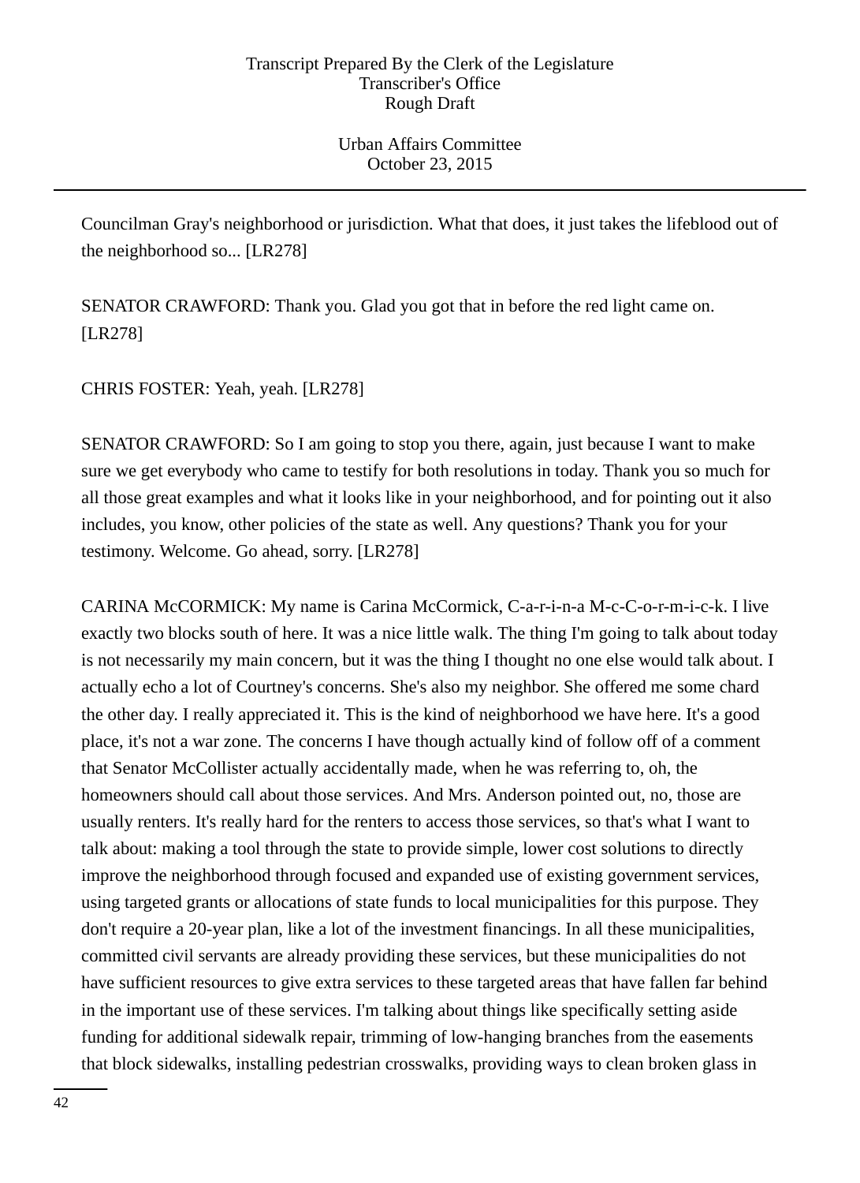Councilman Gray's neighborhood or jurisdiction. What that does, it just takes the lifeblood out of the neighborhood so... [LR278]

SENATOR CRAWFORD: Thank you. Glad you got that in before the red light came on. [LR278]

CHRIS FOSTER: Yeah, yeah. [LR278]

SENATOR CRAWFORD: So I am going to stop you there, again, just because I want to make sure we get everybody who came to testify for both resolutions in today. Thank you so much for all those great examples and what it looks like in your neighborhood, and for pointing out it also includes, you know, other policies of the state as well. Any questions? Thank you for your testimony. Welcome. Go ahead, sorry. [LR278]

CARINA McCORMICK: My name is Carina McCormick, C-a-r-i-n-a M-c-C-o-r-m-i-c-k. I live exactly two blocks south of here. It was a nice little walk. The thing I'm going to talk about today is not necessarily my main concern, but it was the thing I thought no one else would talk about. I actually echo a lot of Courtney's concerns. She's also my neighbor. She offered me some chard the other day. I really appreciated it. This is the kind of neighborhood we have here. It's a good place, it's not a war zone. The concerns I have though actually kind of follow off of a comment that Senator McCollister actually accidentally made, when he was referring to, oh, the homeowners should call about those services. And Mrs. Anderson pointed out, no, those are usually renters. It's really hard for the renters to access those services, so that's what I want to talk about: making a tool through the state to provide simple, lower cost solutions to directly improve the neighborhood through focused and expanded use of existing government services, using targeted grants or allocations of state funds to local municipalities for this purpose. They don't require a 20-year plan, like a lot of the investment financings. In all these municipalities, committed civil servants are already providing these services, but these municipalities do not have sufficient resources to give extra services to these targeted areas that have fallen far behind in the important use of these services. I'm talking about things like specifically setting aside funding for additional sidewalk repair, trimming of low-hanging branches from the easements that block sidewalks, installing pedestrian crosswalks, providing ways to clean broken glass in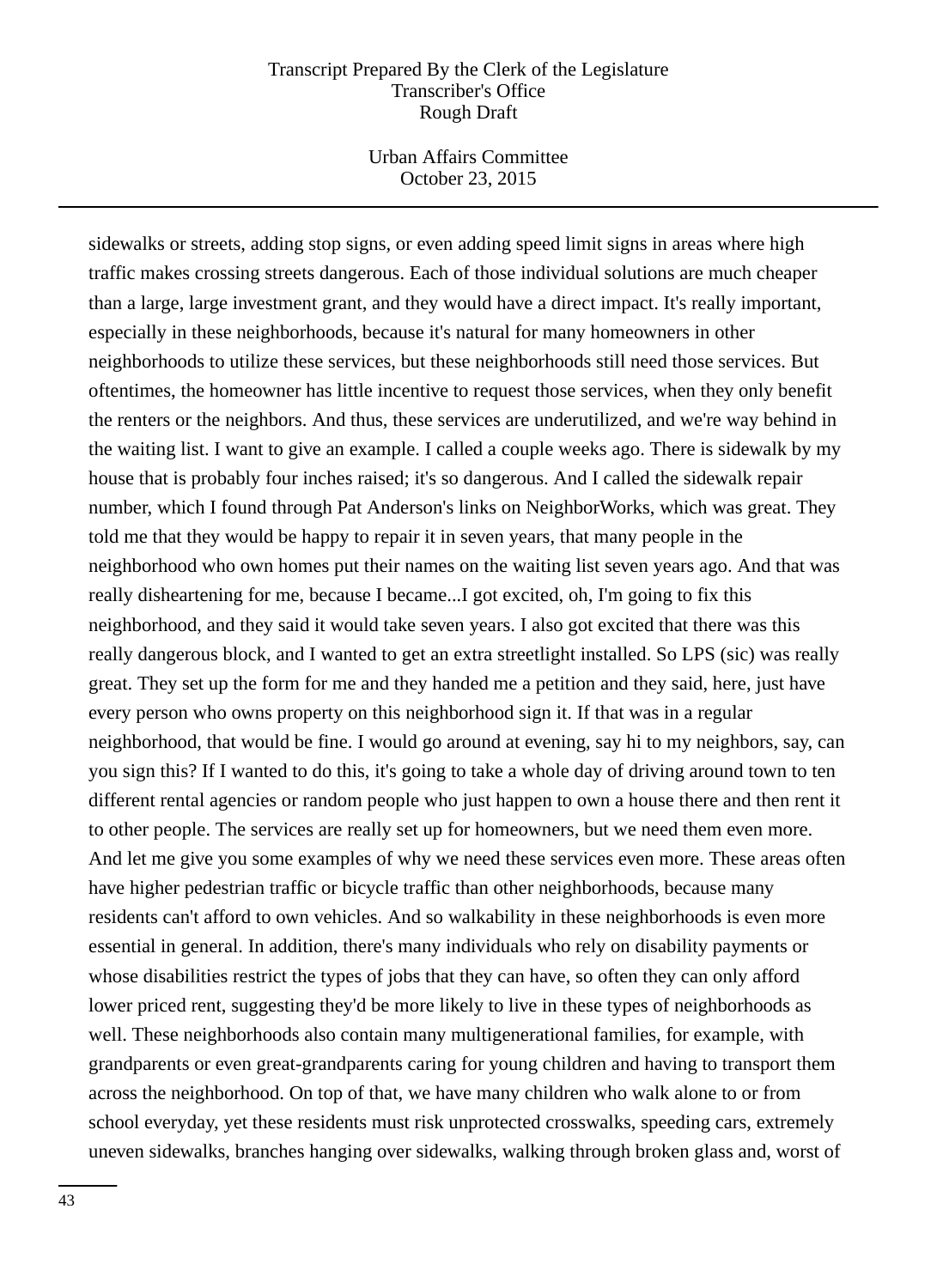sidewalks or streets, adding stop signs, or even adding speed limit signs in areas where high traffic makes crossing streets dangerous. Each of those individual solutions are much cheaper than a large, large investment grant, and they would have a direct impact. It's really important, especially in these neighborhoods, because it's natural for many homeowners in other neighborhoods to utilize these services, but these neighborhoods still need those services. But oftentimes, the homeowner has little incentive to request those services, when they only benefit the renters or the neighbors. And thus, these services are underutilized, and we're way behind in the waiting list. I want to give an example. I called a couple weeks ago. There is sidewalk by my house that is probably four inches raised; it's so dangerous. And I called the sidewalk repair number, which I found through Pat Anderson's links on NeighborWorks, which was great. They told me that they would be happy to repair it in seven years, that many people in the neighborhood who own homes put their names on the waiting list seven years ago. And that was really disheartening for me, because I became...I got excited, oh, I'm going to fix this neighborhood, and they said it would take seven years. I also got excited that there was this really dangerous block, and I wanted to get an extra streetlight installed. So LPS (sic) was really great. They set up the form for me and they handed me a petition and they said, here, just have every person who owns property on this neighborhood sign it. If that was in a regular neighborhood, that would be fine. I would go around at evening, say hi to my neighbors, say, can you sign this? If I wanted to do this, it's going to take a whole day of driving around town to ten different rental agencies or random people who just happen to own a house there and then rent it to other people. The services are really set up for homeowners, but we need them even more. And let me give you some examples of why we need these services even more. These areas often have higher pedestrian traffic or bicycle traffic than other neighborhoods, because many residents can't afford to own vehicles. And so walkability in these neighborhoods is even more essential in general. In addition, there's many individuals who rely on disability payments or whose disabilities restrict the types of jobs that they can have, so often they can only afford lower priced rent, suggesting they'd be more likely to live in these types of neighborhoods as well. These neighborhoods also contain many multigenerational families, for example, with grandparents or even great-grandparents caring for young children and having to transport them across the neighborhood. On top of that, we have many children who walk alone to or from school everyday, yet these residents must risk unprotected crosswalks, speeding cars, extremely uneven sidewalks, branches hanging over sidewalks, walking through broken glass and, worst of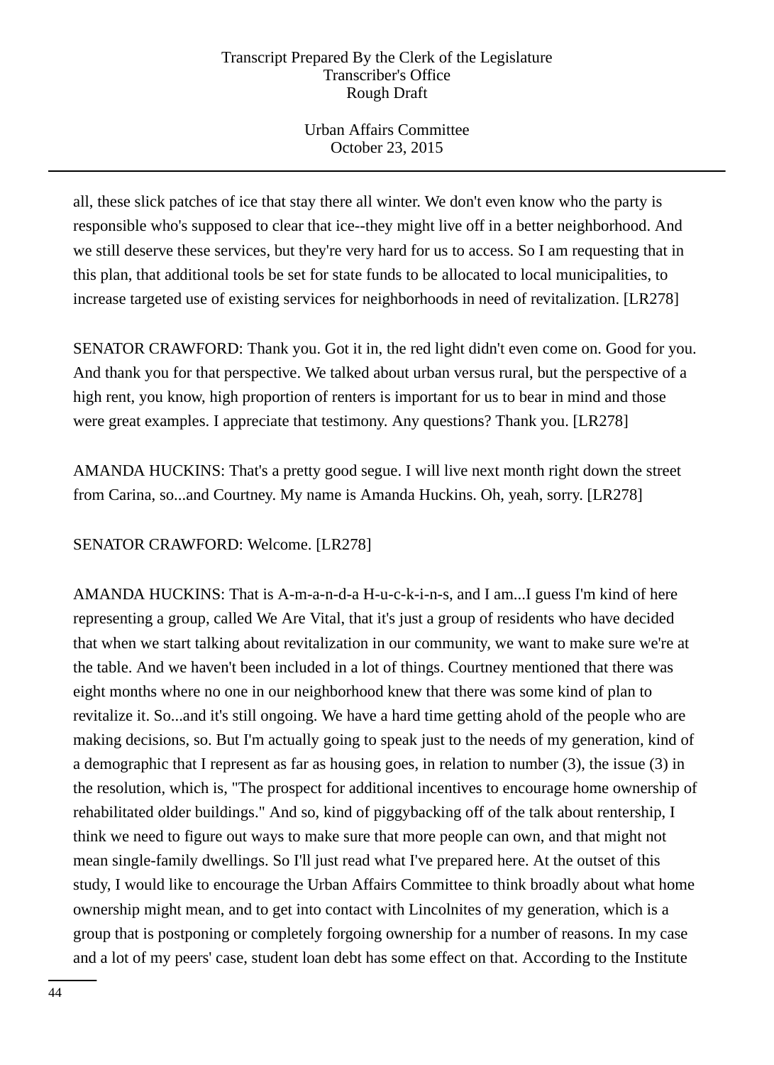all, these slick patches of ice that stay there all winter. We don't even know who the party is responsible who's supposed to clear that ice--they might live off in a better neighborhood. And we still deserve these services, but they're very hard for us to access. So I am requesting that in this plan, that additional tools be set for state funds to be allocated to local municipalities, to increase targeted use of existing services for neighborhoods in need of revitalization. [LR278]

SENATOR CRAWFORD: Thank you. Got it in, the red light didn't even come on. Good for you. And thank you for that perspective. We talked about urban versus rural, but the perspective of a high rent, you know, high proportion of renters is important for us to bear in mind and those were great examples. I appreciate that testimony. Any questions? Thank you. [LR278]

AMANDA HUCKINS: That's a pretty good segue. I will live next month right down the street from Carina, so...and Courtney. My name is Amanda Huckins. Oh, yeah, sorry. [LR278]

SENATOR CRAWFORD: Welcome. [LR278]

AMANDA HUCKINS: That is A-m-a-n-d-a H-u-c-k-i-n-s, and I am...I guess I'm kind of here representing a group, called We Are Vital, that it's just a group of residents who have decided that when we start talking about revitalization in our community, we want to make sure we're at the table. And we haven't been included in a lot of things. Courtney mentioned that there was eight months where no one in our neighborhood knew that there was some kind of plan to revitalize it. So...and it's still ongoing. We have a hard time getting ahold of the people who are making decisions, so. But I'm actually going to speak just to the needs of my generation, kind of a demographic that I represent as far as housing goes, in relation to number (3), the issue (3) in the resolution, which is, "The prospect for additional incentives to encourage home ownership of rehabilitated older buildings." And so, kind of piggybacking off of the talk about rentership, I think we need to figure out ways to make sure that more people can own, and that might not mean single-family dwellings. So I'll just read what I've prepared here. At the outset of this study, I would like to encourage the Urban Affairs Committee to think broadly about what home ownership might mean, and to get into contact with Lincolnites of my generation, which is a group that is postponing or completely forgoing ownership for a number of reasons. In my case and a lot of my peers' case, student loan debt has some effect on that. According to the Institute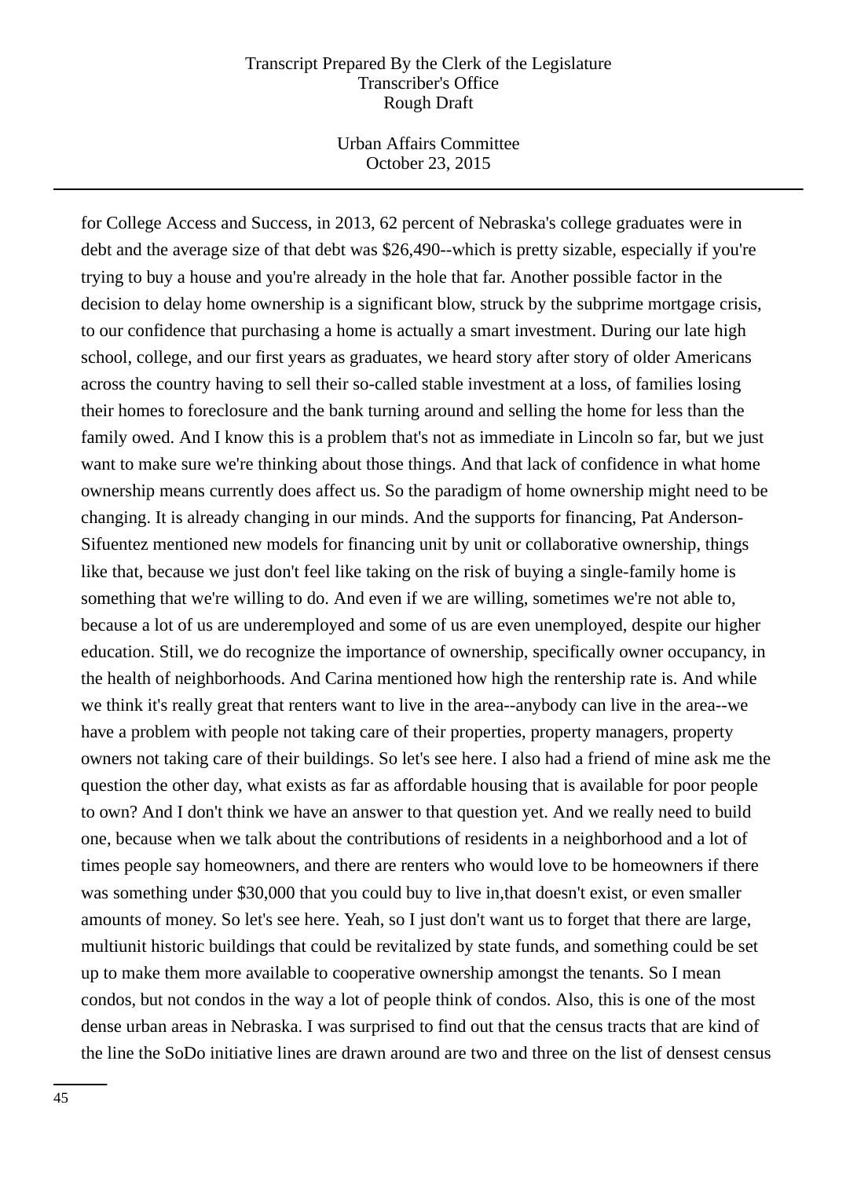for College Access and Success, in 2013, 62 percent of Nebraska's college graduates were in debt and the average size of that debt was $26,490--which is pretty sizable, especially if you're trying to buy a house and you're already in the hole that far. Another possible factor in the decision to delay home ownership is a significant blow, struck by the subprime mortgage crisis, to our confidence that purchasing a home is actually a smart investment. During our late high school, college, and our first years as graduates, we heard story after story of older Americans across the country having to sell their so-called stable investment at a loss, of families losing their homes to foreclosure and the bank turning around and selling the home for less than the family owed. And I know this is a problem that's not as immediate in Lincoln so far, but we just want to make sure we're thinking about those things. And that lack of confidence in what home ownership means currently does affect us. So the paradigm of home ownership might need to be changing. It is already changing in our minds. And the supports for financing, Pat Anderson-Sifuentez mentioned new models for financing unit by unit or collaborative ownership, things like that, because we just don't feel like taking on the risk of buying a single-family home is something that we're willing to do. And even if we are willing, sometimes we're not able to, because a lot of us are underemployed and some of us are even unemployed, despite our higher education. Still, we do recognize the importance of ownership, specifically owner occupancy, in the health of neighborhoods. And Carina mentioned how high the rentership rate is. And while we think it's really great that renters want to live in the area--anybody can live in the area--we have a problem with people not taking care of their properties, property managers, property owners not taking care of their buildings. So let's see here. I also had a friend of mine ask me the question the other day, what exists as far as affordable housing that is available for poor people to own? And I don't think we have an answer to that question yet. And we really need to build one, because when we talk about the contributions of residents in a neighborhood and a lot of times people say homeowners, and there are renters who would love to be homeowners if there was something under $30,000 that you could buy to live in,that doesn't exist, or even smaller amounts of money. So let's see here. Yeah, so I just don't want us to forget that there are large, multiunit historic buildings that could be revitalized by state funds, and something could be set up to make them more available to cooperative ownership amongst the tenants. So I mean condos, but not condos in the way a lot of people think of condos. Also, this is one of the most dense urban areas in Nebraska. I was surprised to find out that the census tracts that are kind of the line the SoDo initiative lines are drawn around are two and three on the list of densest census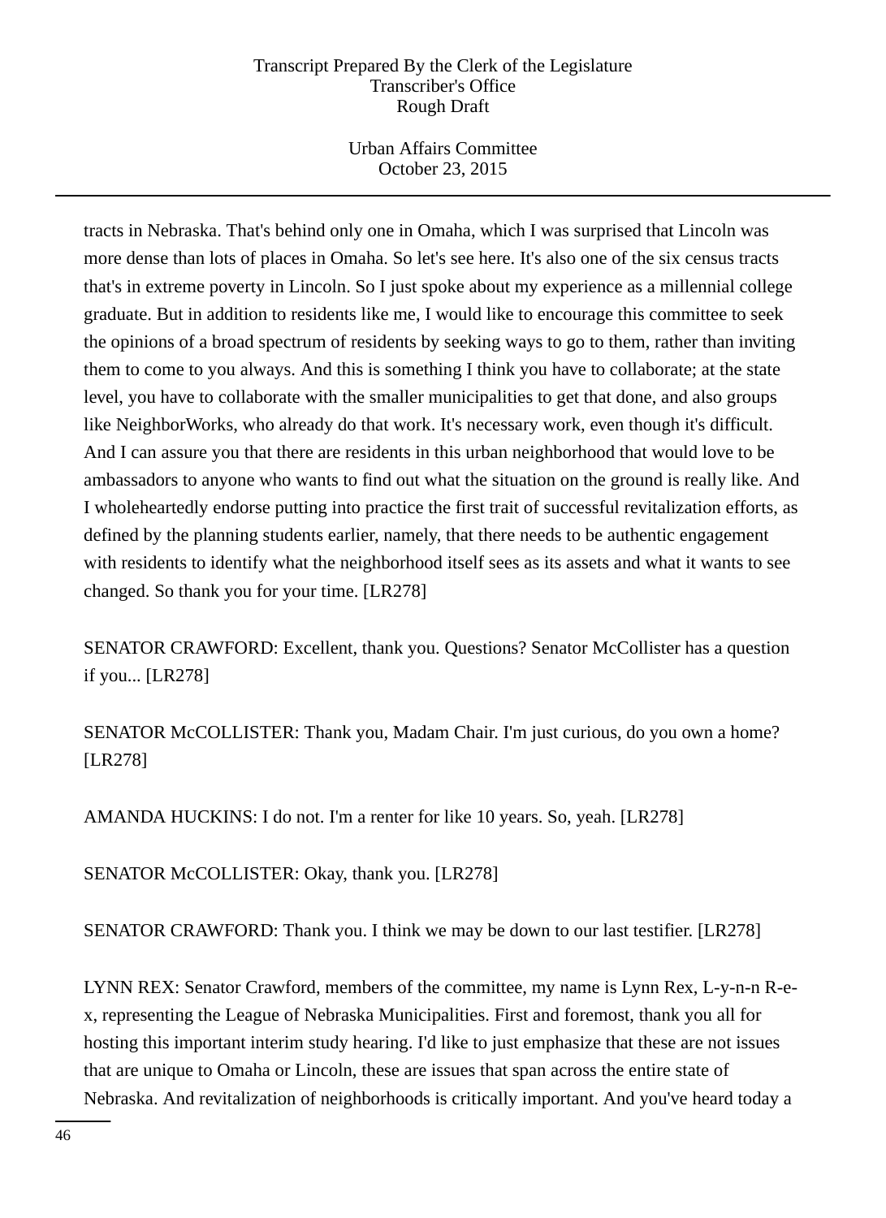tracts in Nebraska. That's behind only one in Omaha, which I was surprised that Lincoln was more dense than lots of places in Omaha. So let's see here. It's also one of the six census tracts that's in extreme poverty in Lincoln. So I just spoke about my experience as a millennial college graduate. But in addition to residents like me, I would like to encourage this committee to seek the opinions of a broad spectrum of residents by seeking ways to go to them, rather than inviting them to come to you always. And this is something I think you have to collaborate; at the state level, you have to collaborate with the smaller municipalities to get that done, and also groups like NeighborWorks, who already do that work. It's necessary work, even though it's difficult. And I can assure you that there are residents in this urban neighborhood that would love to be ambassadors to anyone who wants to find out what the situation on the ground is really like. And I wholeheartedly endorse putting into practice the first trait of successful revitalization efforts, as defined by the planning students earlier, namely, that there needs to be authentic engagement with residents to identify what the neighborhood itself sees as its assets and what it wants to see changed. So thank you for your time. [LR278]

SENATOR CRAWFORD: Excellent, thank you. Questions? Senator McCollister has a question if you... [LR278]

SENATOR McCOLLISTER: Thank you, Madam Chair. I'm just curious, do you own a home? [LR278]

AMANDA HUCKINS: I do not. I'm a renter for like 10 years. So, yeah. [LR278]

SENATOR McCOLLISTER: Okay, thank you. [LR278]

SENATOR CRAWFORD: Thank you. I think we may be down to our last testifier. [LR278]

LYNN REX: Senator Crawford, members of the committee, my name is Lynn Rex, L-y-n-n R-e-x, representing the League of Nebraska Municipalities. First and foremost, thank you all for hosting this important interim study hearing. I'd like to just emphasize that these are not issues that are unique to Omaha or Lincoln, these are issues that span across the entire state of Nebraska. And revitalization of neighborhoods is critically important. And you've heard today a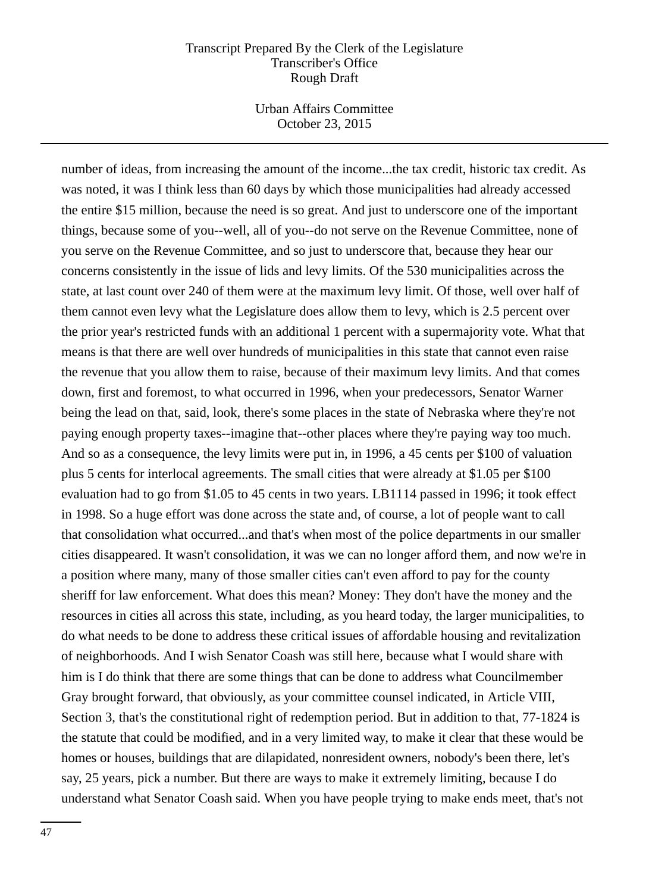number of ideas, from increasing the amount of the income...the tax credit, historic tax credit. As was noted, it was I think less than 60 days by which those municipalities had already accessed the entire $15 million, because the need is so great. And just to underscore one of the important things, because some of you--well, all of you--do not serve on the Revenue Committee, none of you serve on the Revenue Committee, and so just to underscore that, because they hear our concerns consistently in the issue of lids and levy limits. Of the 530 municipalities across the state, at last count over 240 of them were at the maximum levy limit. Of those, well over half of them cannot even levy what the Legislature does allow them to levy, which is 2.5 percent over the prior year's restricted funds with an additional 1 percent with a supermajority vote. What that means is that there are well over hundreds of municipalities in this state that cannot even raise the revenue that you allow them to raise, because of their maximum levy limits. And that comes down, first and foremost, to what occurred in 1996, when your predecessors, Senator Warner being the lead on that, said, look, there's some places in the state of Nebraska where they're not paying enough property taxes--imagine that--other places where they're paying way too much. And so as a consequence, the levy limits were put in, in 1996, a 45 cents per $100 of valuation plus 5 cents for interlocal agreements. The small cities that were already at $1.05 per $100 evaluation had to go from $1.05 to 45 cents in two years. LB1114 passed in 1996; it took effect in 1998. So a huge effort was done across the state and, of course, a lot of people want to call that consolidation what occurred...and that's when most of the police departments in our smaller cities disappeared. It wasn't consolidation, it was we can no longer afford them, and now we're in a position where many, many of those smaller cities can't even afford to pay for the county sheriff for law enforcement. What does this mean? Money: They don't have the money and the resources in cities all across this state, including, as you heard today, the larger municipalities, to do what needs to be done to address these critical issues of affordable housing and revitalization of neighborhoods. And I wish Senator Coash was still here, because what I would share with him is I do think that there are some things that can be done to address what Councilmember Gray brought forward, that obviously, as your committee counsel indicated, in Article VIII, Section 3, that's the constitutional right of redemption period. But in addition to that, 77-1824 is the statute that could be modified, and in a very limited way, to make it clear that these would be homes or houses, buildings that are dilapidated, nonresident owners, nobody's been there, let's say, 25 years, pick a number. But there are ways to make it extremely limiting, because I do understand what Senator Coash said. When you have people trying to make ends meet, that's not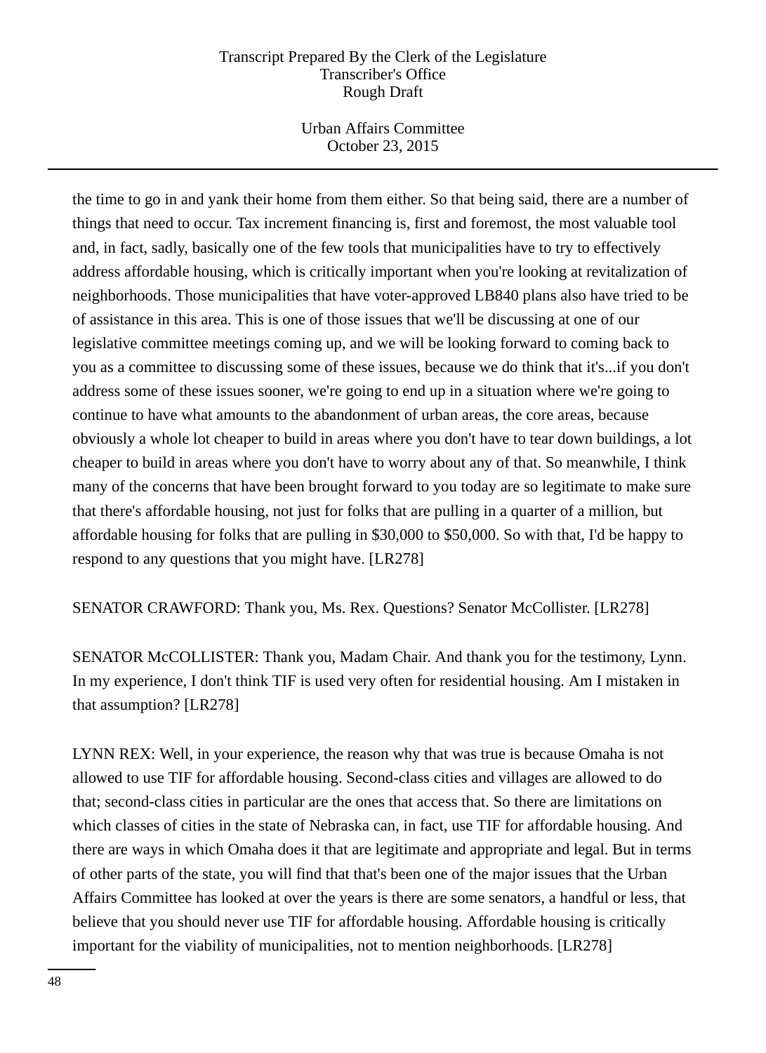the time to go in and yank their home from them either. So that being said, there are a number of things that need to occur. Tax increment financing is, first and foremost, the most valuable tool and, in fact, sadly, basically one of the few tools that municipalities have to try to effectively address affordable housing, which is critically important when you're looking at revitalization of neighborhoods. Those municipalities that have voter-approved LB840 plans also have tried to be of assistance in this area. This is one of those issues that we'll be discussing at one of our legislative committee meetings coming up, and we will be looking forward to coming back to you as a committee to discussing some of these issues, because we do think that it's...if you don't address some of these issues sooner, we're going to end up in a situation where we're going to continue to have what amounts to the abandonment of urban areas, the core areas, because obviously a whole lot cheaper to build in areas where you don't have to tear down buildings, a lot cheaper to build in areas where you don't have to worry about any of that. So meanwhile, I think many of the concerns that have been brought forward to you today are so legitimate to make sure that there's affordable housing, not just for folks that are pulling in a quarter of a million, but affordable housing for folks that are pulling in $30,000 to $50,000. So with that, I'd be happy to respond to any questions that you might have. [LR278]

SENATOR CRAWFORD: Thank you, Ms. Rex. Questions? Senator McCollister. [LR278]

SENATOR McCOLLISTER: Thank you, Madam Chair. And thank you for the testimony, Lynn. In my experience, I don't think TIF is used very often for residential housing. Am I mistaken in that assumption? [LR278]

LYNN REX: Well, in your experience, the reason why that was true is because Omaha is not allowed to use TIF for affordable housing. Second-class cities and villages are allowed to do that; second-class cities in particular are the ones that access that. So there are limitations on which classes of cities in the state of Nebraska can, in fact, use TIF for affordable housing. And there are ways in which Omaha does it that are legitimate and appropriate and legal. But in terms of other parts of the state, you will find that that's been one of the major issues that the Urban Affairs Committee has looked at over the years is there are some senators, a handful or less, that believe that you should never use TIF for affordable housing. Affordable housing is critically important for the viability of municipalities, not to mention neighborhoods. [LR278]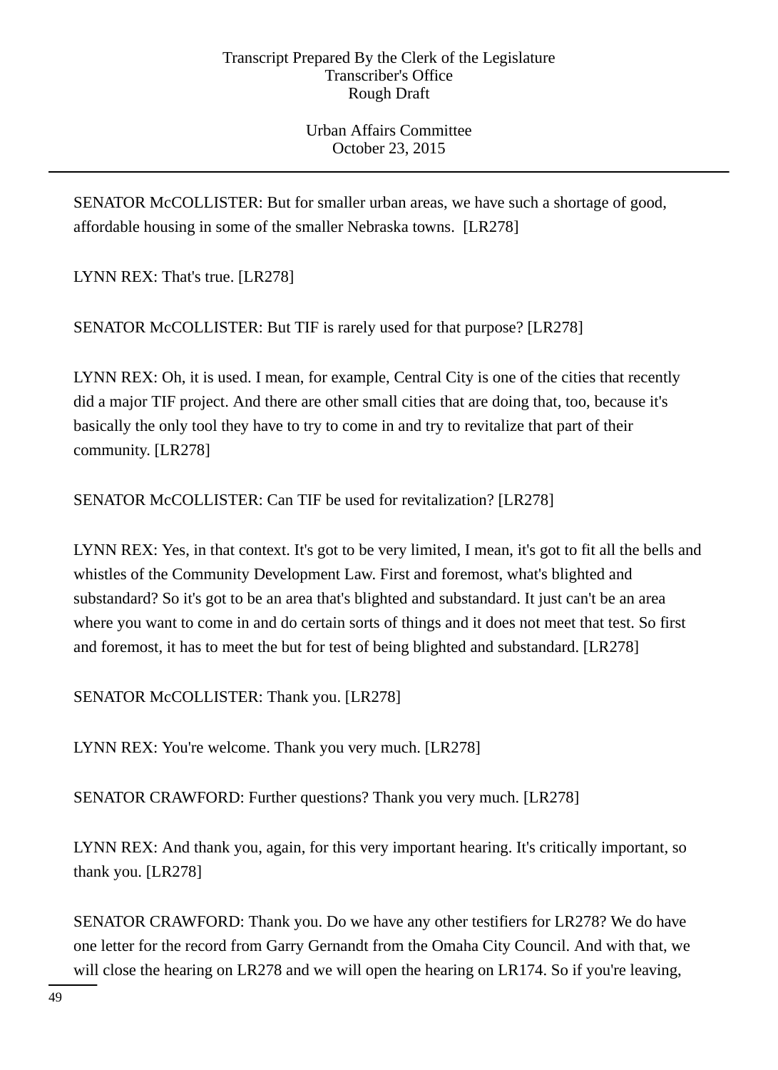SENATOR McCOLLISTER: But for smaller urban areas, we have such a shortage of good, affordable housing in some of the smaller Nebraska towns. [LR278]

LYNN REX: That's true. [LR278]

SENATOR McCOLLISTER: But TIF is rarely used for that purpose? [LR278]

LYNN REX: Oh, it is used. I mean, for example, Central City is one of the cities that recently did a major TIF project. And there are other small cities that are doing that, too, because it's basically the only tool they have to try to come in and try to revitalize that part of their community. [LR278]

SENATOR McCOLLISTER: Can TIF be used for revitalization? [LR278]

LYNN REX: Yes, in that context. It's got to be very limited, I mean, it's got to fit all the bells and whistles of the Community Development Law. First and foremost, what's blighted and substandard? So it's got to be an area that's blighted and substandard. It just can't be an area where you want to come in and do certain sorts of things and it does not meet that test. So first and foremost, it has to meet the but for test of being blighted and substandard. [LR278]

SENATOR McCOLLISTER: Thank you. [LR278]

LYNN REX: You're welcome. Thank you very much. [LR278]

SENATOR CRAWFORD: Further questions? Thank you very much. [LR278]

LYNN REX: And thank you, again, for this very important hearing. It's critically important, so thank you. [LR278]

SENATOR CRAWFORD: Thank you. Do we have any other testifiers for LR278? We do have one letter for the record from Garry Gernandt from the Omaha City Council. And with that, we will close the hearing on LR278 and we will open the hearing on LR174. So if you're leaving,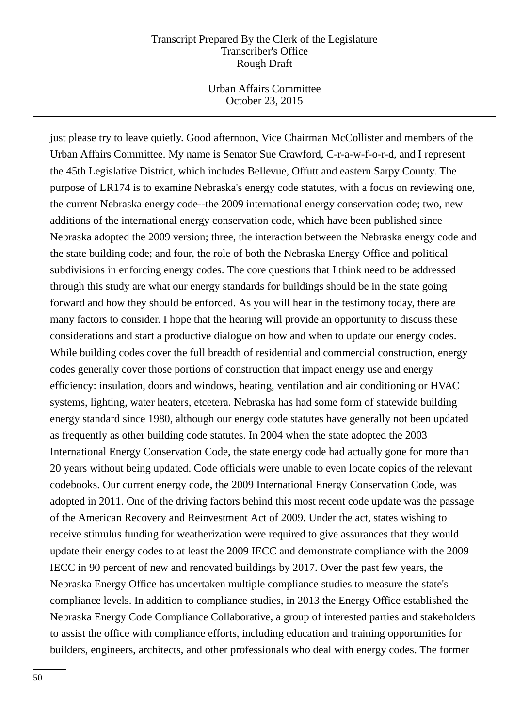just please try to leave quietly. Good afternoon, Vice Chairman McCollister and members of the Urban Affairs Committee. My name is Senator Sue Crawford, C-r-a-w-f-o-r-d, and I represent the 45th Legislative District, which includes Bellevue, Offutt and eastern Sarpy County. The purpose of LR174 is to examine Nebraska's energy code statutes, with a focus on reviewing one, the current Nebraska energy code--the 2009 international energy conservation code; two, new additions of the international energy conservation code, which have been published since Nebraska adopted the 2009 version; three, the interaction between the Nebraska energy code and the state building code; and four, the role of both the Nebraska Energy Office and political subdivisions in enforcing energy codes. The core questions that I think need to be addressed through this study are what our energy standards for buildings should be in the state going forward and how they should be enforced. As you will hear in the testimony today, there are many factors to consider. I hope that the hearing will provide an opportunity to discuss these considerations and start a productive dialogue on how and when to update our energy codes. While building codes cover the full breadth of residential and commercial construction, energy codes generally cover those portions of construction that impact energy use and energy efficiency: insulation, doors and windows, heating, ventilation and air conditioning or HVAC systems, lighting, water heaters, etcetera. Nebraska has had some form of statewide building energy standard since 1980, although our energy code statutes have generally not been updated as frequently as other building code statutes. In 2004 when the state adopted the 2003 International Energy Conservation Code, the state energy code had actually gone for more than 20 years without being updated. Code officials were unable to even locate copies of the relevant codebooks. Our current energy code, the 2009 International Energy Conservation Code, was adopted in 2011. One of the driving factors behind this most recent code update was the passage of the American Recovery and Reinvestment Act of 2009. Under the act, states wishing to receive stimulus funding for weatherization were required to give assurances that they would update their energy codes to at least the 2009 IECC and demonstrate compliance with the 2009 IECC in 90 percent of new and renovated buildings by 2017. Over the past few years, the Nebraska Energy Office has undertaken multiple compliance studies to measure the state's compliance levels. In addition to compliance studies, in 2013 the Energy Office established the Nebraska Energy Code Compliance Collaborative, a group of interested parties and stakeholders to assist the office with compliance efforts, including education and training opportunities for builders, engineers, architects, and other professionals who deal with energy codes. The former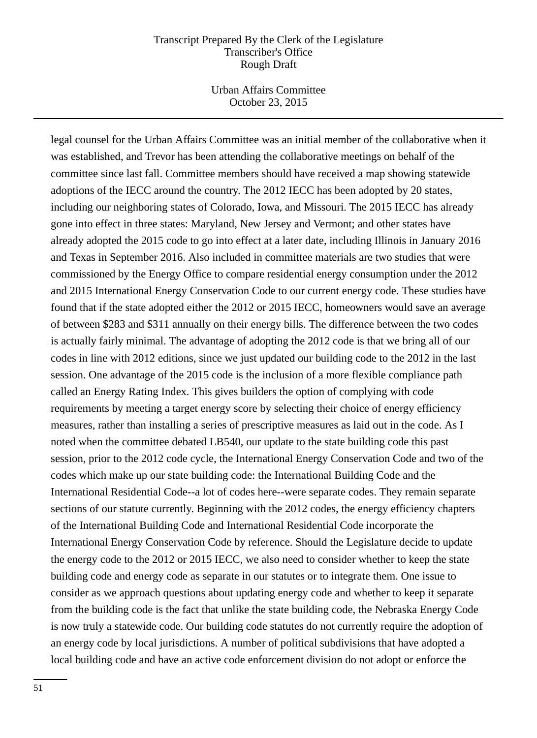legal counsel for the Urban Affairs Committee was an initial member of the collaborative when it was established, and Trevor has been attending the collaborative meetings on behalf of the committee since last fall. Committee members should have received a map showing statewide adoptions of the IECC around the country. The 2012 IECC has been adopted by 20 states, including our neighboring states of Colorado, Iowa, and Missouri. The 2015 IECC has already gone into effect in three states: Maryland, New Jersey and Vermont; and other states have already adopted the 2015 code to go into effect at a later date, including Illinois in January 2016 and Texas in September 2016. Also included in committee materials are two studies that were commissioned by the Energy Office to compare residential energy consumption under the 2012 and 2015 International Energy Conservation Code to our current energy code. These studies have found that if the state adopted either the 2012 or 2015 IECC, homeowners would save an average of between $283 and $311 annually on their energy bills. The difference between the two codes is actually fairly minimal. The advantage of adopting the 2012 code is that we bring all of our codes in line with 2012 editions, since we just updated our building code to the 2012 in the last session. One advantage of the 2015 code is the inclusion of a more flexible compliance path called an Energy Rating Index. This gives builders the option of complying with code requirements by meeting a target energy score by selecting their choice of energy efficiency measures, rather than installing a series of prescriptive measures as laid out in the code. As I noted when the committee debated LB540, our update to the state building code this past session, prior to the 2012 code cycle, the International Energy Conservation Code and two of the codes which make up our state building code: the International Building Code and the International Residential Code--a lot of codes here--were separate codes. They remain separate sections of our statute currently. Beginning with the 2012 codes, the energy efficiency chapters of the International Building Code and International Residential Code incorporate the International Energy Conservation Code by reference. Should the Legislature decide to update the energy code to the 2012 or 2015 IECC, we also need to consider whether to keep the state building code and energy code as separate in our statutes or to integrate them. One issue to consider as we approach questions about updating energy code and whether to keep it separate from the building code is the fact that unlike the state building code, the Nebraska Energy Code is now truly a statewide code. Our building code statutes do not currently require the adoption of an energy code by local jurisdictions. A number of political subdivisions that have adopted a local building code and have an active code enforcement division do not adopt or enforce the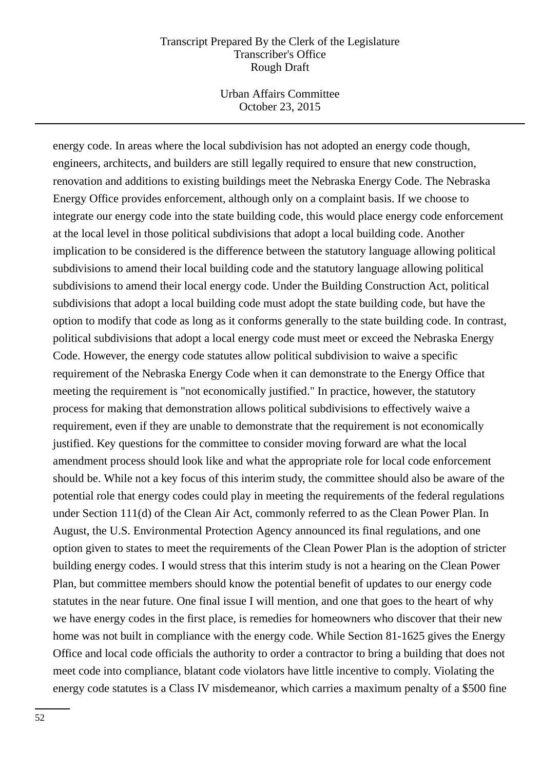energy code. In areas where the local subdivision has not adopted an energy code though, engineers, architects, and builders are still legally required to ensure that new construction, renovation and additions to existing buildings meet the Nebraska Energy Code. The Nebraska Energy Office provides enforcement, although only on a complaint basis. If we choose to integrate our energy code into the state building code, this would place energy code enforcement at the local level in those political subdivisions that adopt a local building code. Another implication to be considered is the difference between the statutory language allowing political subdivisions to amend their local building code and the statutory language allowing political subdivisions to amend their local energy code. Under the Building Construction Act, political subdivisions that adopt a local building code must adopt the state building code, but have the option to modify that code as long as it conforms generally to the state building code. In contrast, political subdivisions that adopt a local energy code must meet or exceed the Nebraska Energy Code. However, the energy code statutes allow political subdivision to waive a specific requirement of the Nebraska Energy Code when it can demonstrate to the Energy Office that meeting the requirement is "not economically justified." In practice, however, the statutory process for making that demonstration allows political subdivisions to effectively waive a requirement, even if they are unable to demonstrate that the requirement is not economically justified. Key questions for the committee to consider moving forward are what the local amendment process should look like and what the appropriate role for local code enforcement should be. While not a key focus of this interim study, the committee should also be aware of the potential role that energy codes could play in meeting the requirements of the federal regulations under Section 111(d) of the Clean Air Act, commonly referred to as the Clean Power Plan. In August, the U.S. Environmental Protection Agency announced its final regulations, and one option given to states to meet the requirements of the Clean Power Plan is the adoption of stricter building energy codes. I would stress that this interim study is not a hearing on the Clean Power Plan, but committee members should know the potential benefit of updates to our energy code statutes in the near future. One final issue I will mention, and one that goes to the heart of why we have energy codes in the first place, is remedies for homeowners who discover that their new home was not built in compliance with the energy code. While Section 81-1625 gives the Energy Office and local code officials the authority to order a contractor to bring a building that does not meet code into compliance, blatant code violators have little incentive to comply. Violating the energy code statutes is a Class IV misdemeanor, which carries a maximum penalty of a $500 fine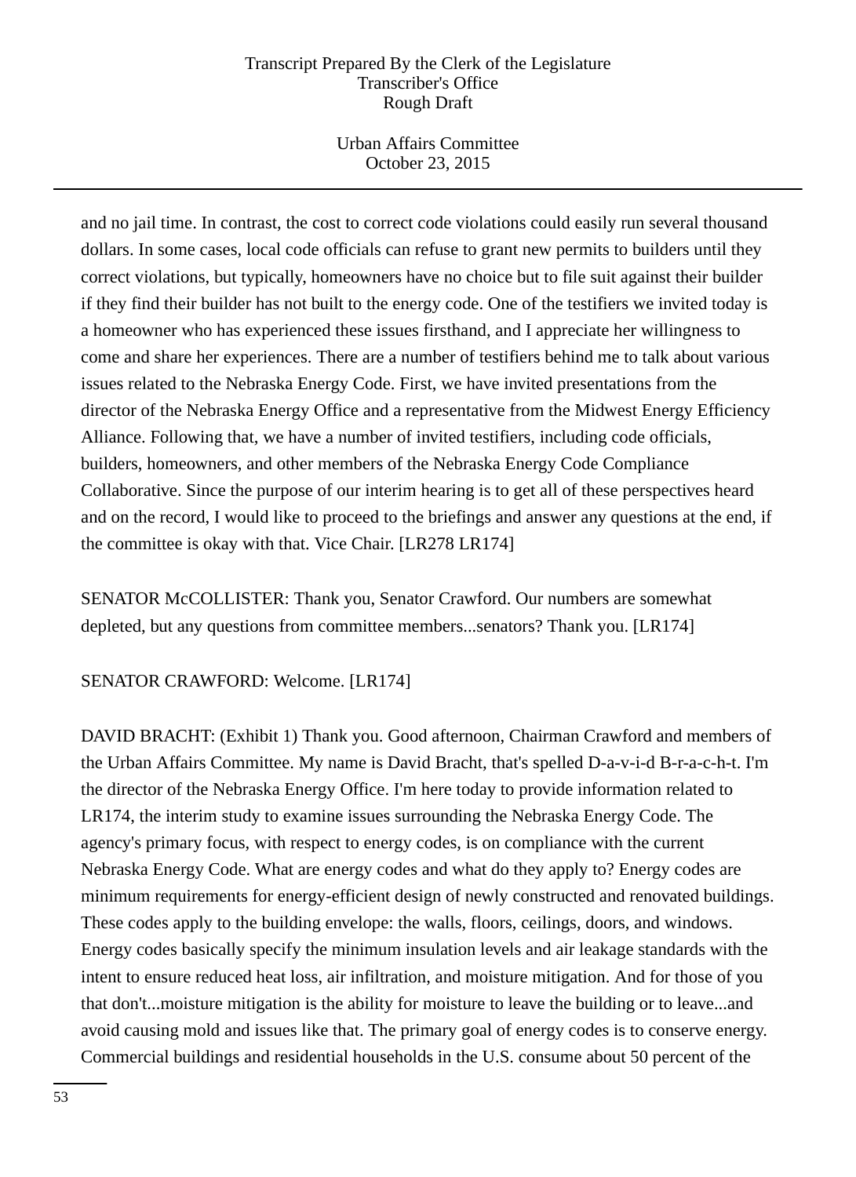and no jail time. In contrast, the cost to correct code violations could easily run several thousand dollars. In some cases, local code officials can refuse to grant new permits to builders until they correct violations, but typically, homeowners have no choice but to file suit against their builder if they find their builder has not built to the energy code. One of the testifiers we invited today is a homeowner who has experienced these issues firsthand, and I appreciate her willingness to come and share her experiences. There are a number of testifiers behind me to talk about various issues related to the Nebraska Energy Code. First, we have invited presentations from the director of the Nebraska Energy Office and a representative from the Midwest Energy Efficiency Alliance. Following that, we have a number of invited testifiers, including code officials, builders, homeowners, and other members of the Nebraska Energy Code Compliance Collaborative. Since the purpose of our interim hearing is to get all of these perspectives heard and on the record, I would like to proceed to the briefings and answer any questions at the end, if the committee is okay with that. Vice Chair. [LR278 LR174]

SENATOR McCOLLISTER: Thank you, Senator Crawford. Our numbers are somewhat depleted, but any questions from committee members...senators? Thank you. [LR174]

SENATOR CRAWFORD: Welcome. [LR174]

DAVID BRACHT: (Exhibit 1) Thank you. Good afternoon, Chairman Crawford and members of the Urban Affairs Committee. My name is David Bracht, that's spelled D-a-v-i-d B-r-a-c-h-t. I'm the director of the Nebraska Energy Office. I'm here today to provide information related to LR174, the interim study to examine issues surrounding the Nebraska Energy Code. The agency's primary focus, with respect to energy codes, is on compliance with the current Nebraska Energy Code. What are energy codes and what do they apply to? Energy codes are minimum requirements for energy-efficient design of newly constructed and renovated buildings. These codes apply to the building envelope: the walls, floors, ceilings, doors, and windows. Energy codes basically specify the minimum insulation levels and air leakage standards with the intent to ensure reduced heat loss, air infiltration, and moisture mitigation. And for those of you that don't...moisture mitigation is the ability for moisture to leave the building or to leave...and avoid causing mold and issues like that. The primary goal of energy codes is to conserve energy. Commercial buildings and residential households in the U.S. consume about 50 percent of the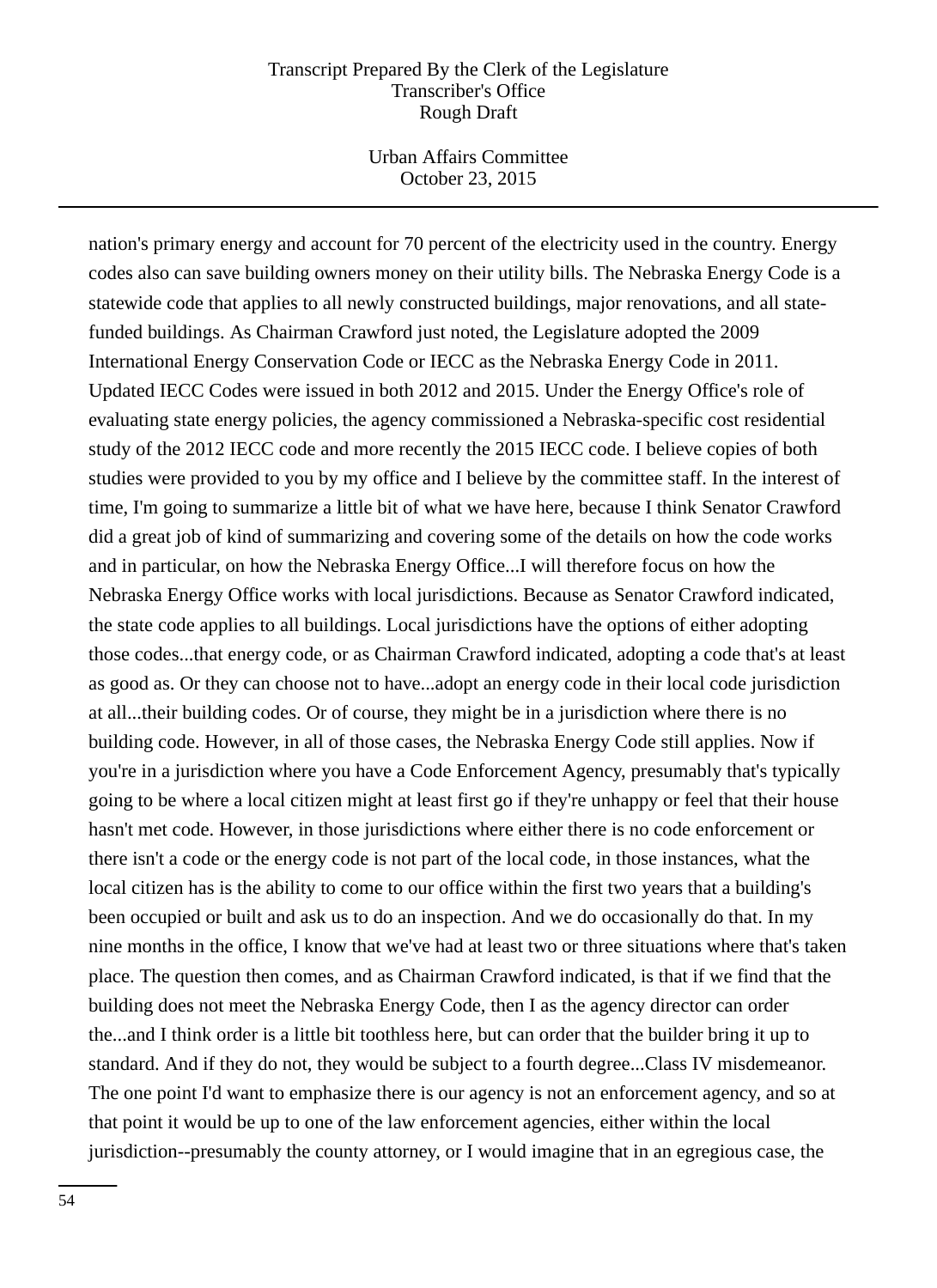nation's primary energy and account for 70 percent of the electricity used in the country. Energy codes also can save building owners money on their utility bills. The Nebraska Energy Code is a statewide code that applies to all newly constructed buildings, major renovations, and all state-funded buildings. As Chairman Crawford just noted, the Legislature adopted the 2009 International Energy Conservation Code or IECC as the Nebraska Energy Code in 2011. Updated IECC Codes were issued in both 2012 and 2015. Under the Energy Office's role of evaluating state energy policies, the agency commissioned a Nebraska-specific cost residential study of the 2012 IECC code and more recently the 2015 IECC code. I believe copies of both studies were provided to you by my office and I believe by the committee staff. In the interest of time, I'm going to summarize a little bit of what we have here, because I think Senator Crawford did a great job of kind of summarizing and covering some of the details on how the code works and in particular, on how the Nebraska Energy Office...I will therefore focus on how the Nebraska Energy Office works with local jurisdictions. Because as Senator Crawford indicated, the state code applies to all buildings. Local jurisdictions have the options of either adopting those codes...that energy code, or as Chairman Crawford indicated, adopting a code that's at least as good as. Or they can choose not to have...adopt an energy code in their local code jurisdiction at all...their building codes. Or of course, they might be in a jurisdiction where there is no building code. However, in all of those cases, the Nebraska Energy Code still applies. Now if you're in a jurisdiction where you have a Code Enforcement Agency, presumably that's typically going to be where a local citizen might at least first go if they're unhappy or feel that their house hasn't met code. However, in those jurisdictions where either there is no code enforcement or there isn't a code or the energy code is not part of the local code, in those instances, what the local citizen has is the ability to come to our office within the first two years that a building's been occupied or built and ask us to do an inspection. And we do occasionally do that. In my nine months in the office, I know that we've had at least two or three situations where that's taken place. The question then comes, and as Chairman Crawford indicated, is that if we find that the building does not meet the Nebraska Energy Code, then I as the agency director can order the...and I think order is a little bit toothless here, but can order that the builder bring it up to standard. And if they do not, they would be subject to a fourth degree...Class IV misdemeanor. The one point I'd want to emphasize there is our agency is not an enforcement agency, and so at that point it would be up to one of the law enforcement agencies, either within the local jurisdiction--presumably the county attorney, or I would imagine that in an egregious case, the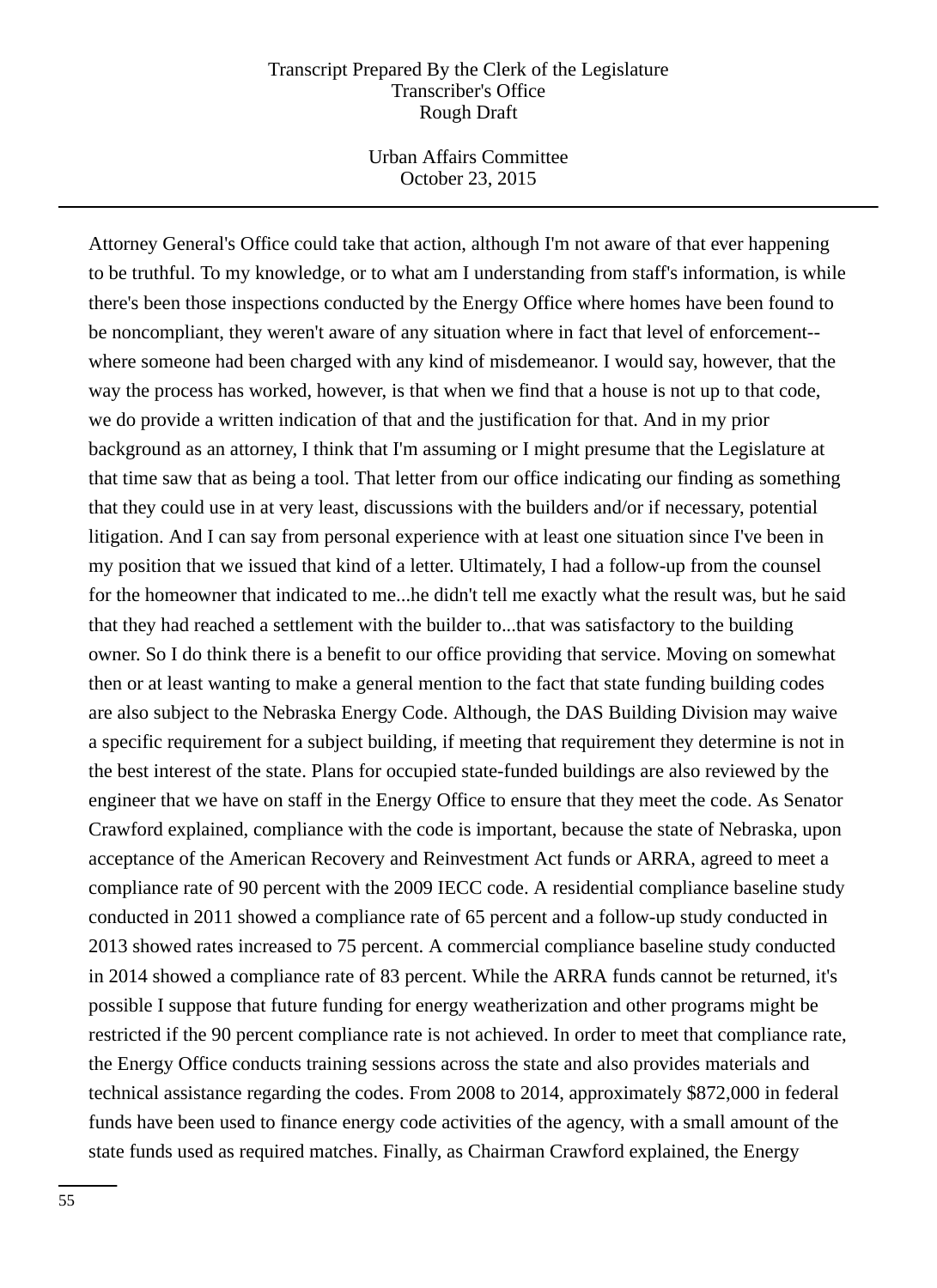Attorney General's Office could take that action, although I'm not aware of that ever happening to be truthful. To my knowledge, or to what am I understanding from staff's information, is while there's been those inspections conducted by the Energy Office where homes have been found to be noncompliant, they weren't aware of any situation where in fact that level of enforcement--where someone had been charged with any kind of misdemeanor. I would say, however, that the way the process has worked, however, is that when we find that a house is not up to that code, we do provide a written indication of that and the justification for that. And in my prior background as an attorney, I think that I'm assuming or I might presume that the Legislature at that time saw that as being a tool. That letter from our office indicating our finding as something that they could use in at very least, discussions with the builders and/or if necessary, potential litigation. And I can say from personal experience with at least one situation since I've been in my position that we issued that kind of a letter. Ultimately, I had a follow-up from the counsel for the homeowner that indicated to me...he didn't tell me exactly what the result was, but he said that they had reached a settlement with the builder to...that was satisfactory to the building owner. So I do think there is a benefit to our office providing that service. Moving on somewhat then or at least wanting to make a general mention to the fact that state funding building codes are also subject to the Nebraska Energy Code. Although, the DAS Building Division may waive a specific requirement for a subject building, if meeting that requirement they determine is not in the best interest of the state. Plans for occupied state-funded buildings are also reviewed by the engineer that we have on staff in the Energy Office to ensure that they meet the code. As Senator Crawford explained, compliance with the code is important, because the state of Nebraska, upon acceptance of the American Recovery and Reinvestment Act funds or ARRA, agreed to meet a compliance rate of 90 percent with the 2009 IECC code. A residential compliance baseline study conducted in 2011 showed a compliance rate of 65 percent and a follow-up study conducted in 2013 showed rates increased to 75 percent. A commercial compliance baseline study conducted in 2014 showed a compliance rate of 83 percent. While the ARRA funds cannot be returned, it's possible I suppose that future funding for energy weatherization and other programs might be restricted if the 90 percent compliance rate is not achieved. In order to meet that compliance rate, the Energy Office conducts training sessions across the state and also provides materials and technical assistance regarding the codes. From 2008 to 2014, approximately $872,000 in federal funds have been used to finance energy code activities of the agency, with a small amount of the state funds used as required matches. Finally, as Chairman Crawford explained, the Energy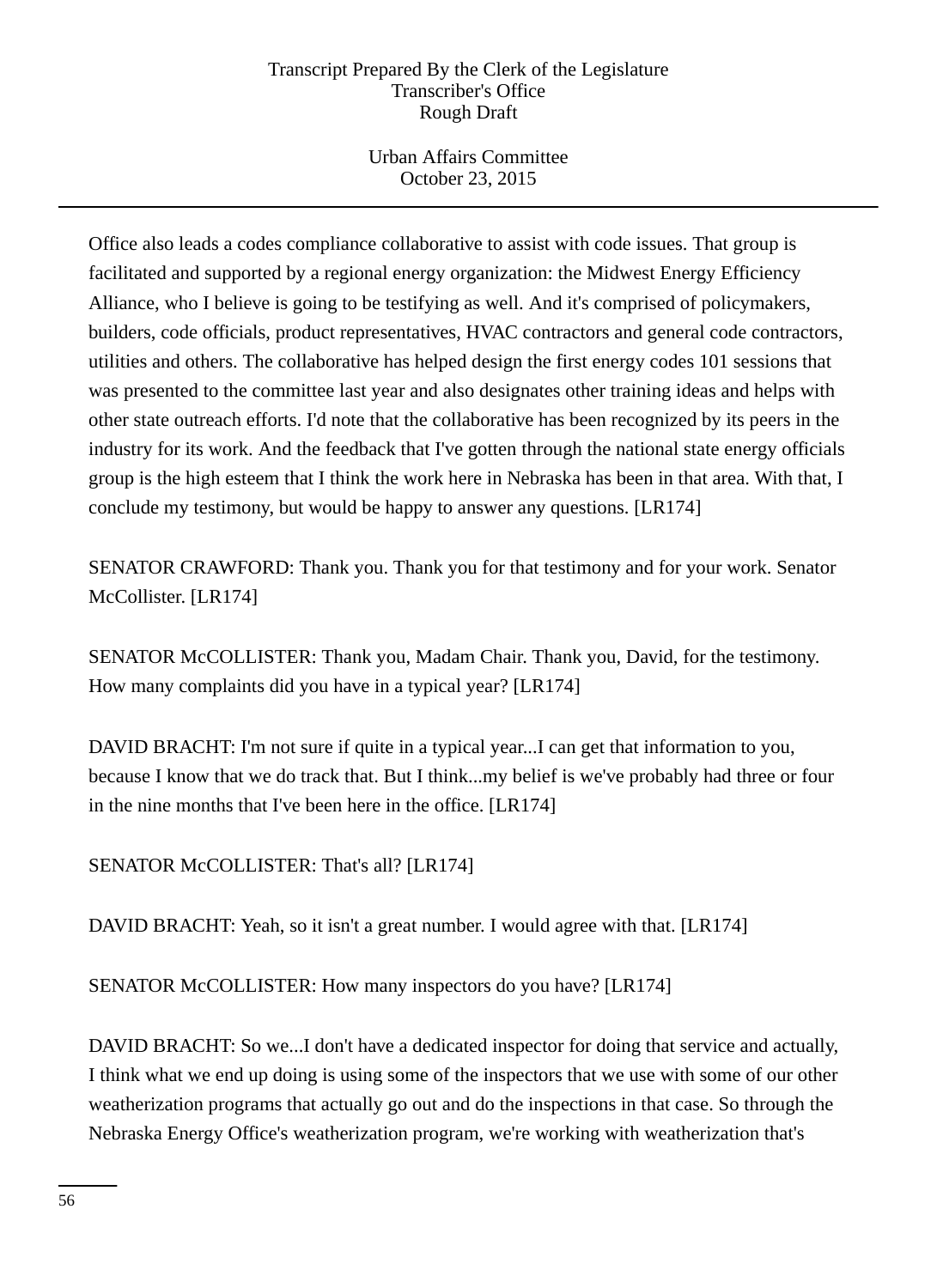Office also leads a codes compliance collaborative to assist with code issues. That group is facilitated and supported by a regional energy organization: the Midwest Energy Efficiency Alliance, who I believe is going to be testifying as well. And it's comprised of policymakers, builders, code officials, product representatives, HVAC contractors and general code contractors, utilities and others. The collaborative has helped design the first energy codes 101 sessions that was presented to the committee last year and also designates other training ideas and helps with other state outreach efforts. I'd note that the collaborative has been recognized by its peers in the industry for its work. And the feedback that I've gotten through the national state energy officials group is the high esteem that I think the work here in Nebraska has been in that area. With that, I conclude my testimony, but would be happy to answer any questions. [LR174]

SENATOR CRAWFORD: Thank you. Thank you for that testimony and for your work. Senator McCollister. [LR174]

SENATOR McCOLLISTER: Thank you, Madam Chair. Thank you, David, for the testimony. How many complaints did you have in a typical year? [LR174]

DAVID BRACHT: I'm not sure if quite in a typical year...I can get that information to you, because I know that we do track that. But I think...my belief is we've probably had three or four in the nine months that I've been here in the office. [LR174]

SENATOR McCOLLISTER: That's all? [LR174]

DAVID BRACHT: Yeah, so it isn't a great number. I would agree with that. [LR174]

SENATOR McCOLLISTER: How many inspectors do you have? [LR174]

DAVID BRACHT: So we...I don't have a dedicated inspector for doing that service and actually, I think what we end up doing is using some of the inspectors that we use with some of our other weatherization programs that actually go out and do the inspections in that case. So through the Nebraska Energy Office's weatherization program, we're working with weatherization that's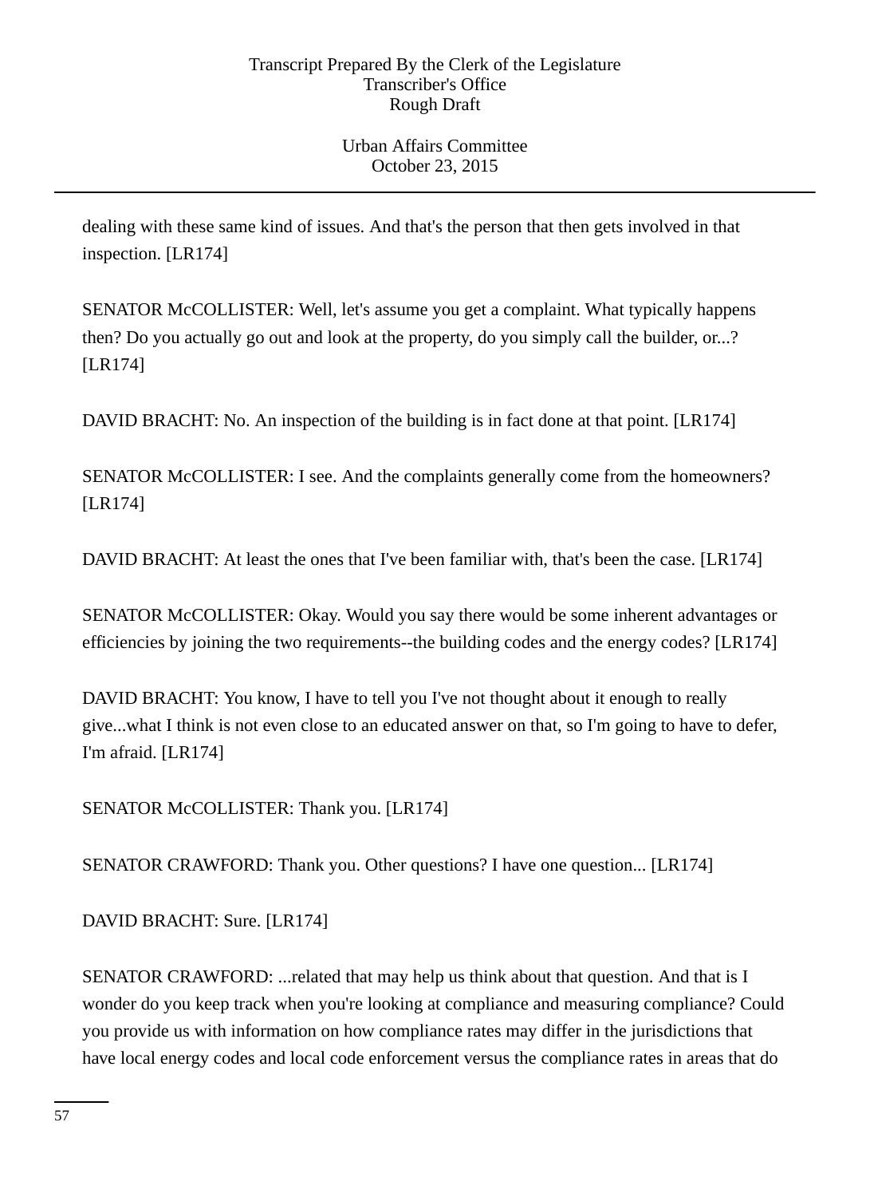dealing with these same kind of issues. And that's the person that then gets involved in that inspection. [LR174]

SENATOR McCOLLISTER: Well, let's assume you get a complaint. What typically happens then? Do you actually go out and look at the property, do you simply call the builder, or...? [LR174]

DAVID BRACHT: No. An inspection of the building is in fact done at that point. [LR174]

SENATOR McCOLLISTER: I see. And the complaints generally come from the homeowners? [LR174]

DAVID BRACHT: At least the ones that I've been familiar with, that's been the case. [LR174]

SENATOR McCOLLISTER: Okay. Would you say there would be some inherent advantages or efficiencies by joining the two requirements--the building codes and the energy codes? [LR174]

DAVID BRACHT: You know, I have to tell you I've not thought about it enough to really give...what I think is not even close to an educated answer on that, so I'm going to have to defer, I'm afraid. [LR174]

SENATOR McCOLLISTER: Thank you. [LR174]

SENATOR CRAWFORD: Thank you. Other questions? I have one question... [LR174]

DAVID BRACHT: Sure. [LR174]

SENATOR CRAWFORD: ...related that may help us think about that question. And that is I wonder do you keep track when you're looking at compliance and measuring compliance? Could you provide us with information on how compliance rates may differ in the jurisdictions that have local energy codes and local code enforcement versus the compliance rates in areas that do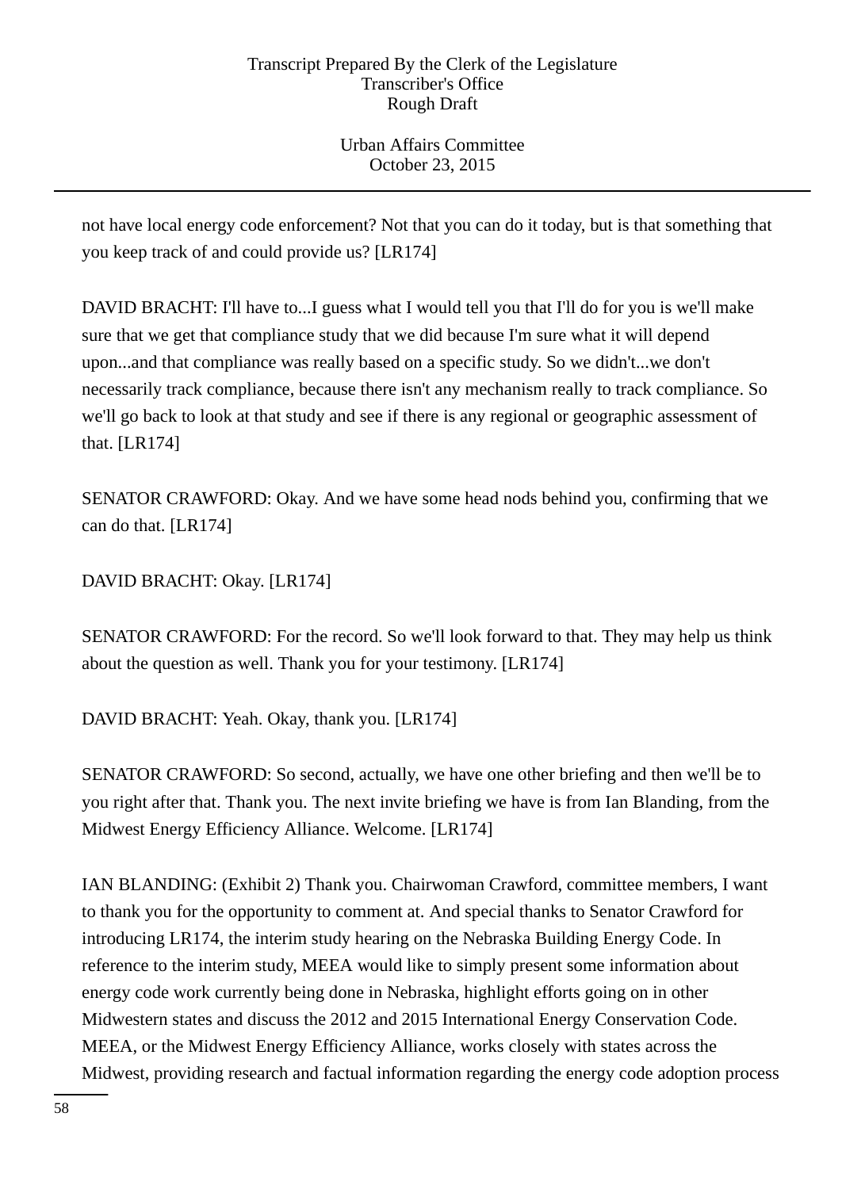not have local energy code enforcement? Not that you can do it today, but is that something that you keep track of and could provide us? [LR174]

DAVID BRACHT: I'll have to...I guess what I would tell you that I'll do for you is we'll make sure that we get that compliance study that we did because I'm sure what it will depend upon...and that compliance was really based on a specific study. So we didn't...we don't necessarily track compliance, because there isn't any mechanism really to track compliance. So we'll go back to look at that study and see if there is any regional or geographic assessment of that. [LR174]

SENATOR CRAWFORD: Okay. And we have some head nods behind you, confirming that we can do that. [LR174]

DAVID BRACHT: Okay. [LR174]

SENATOR CRAWFORD: For the record. So we'll look forward to that. They may help us think about the question as well. Thank you for your testimony. [LR174]

DAVID BRACHT: Yeah. Okay, thank you. [LR174]

SENATOR CRAWFORD: So second, actually, we have one other briefing and then we'll be to you right after that. Thank you. The next invite briefing we have is from Ian Blanding, from the Midwest Energy Efficiency Alliance. Welcome. [LR174]

IAN BLANDING: (Exhibit 2) Thank you. Chairwoman Crawford, committee members, I want to thank you for the opportunity to comment at. And special thanks to Senator Crawford for introducing LR174, the interim study hearing on the Nebraska Building Energy Code. In reference to the interim study, MEEA would like to simply present some information about energy code work currently being done in Nebraska, highlight efforts going on in other Midwestern states and discuss the 2012 and 2015 International Energy Conservation Code. MEEA, or the Midwest Energy Efficiency Alliance, works closely with states across the Midwest, providing research and factual information regarding the energy code adoption process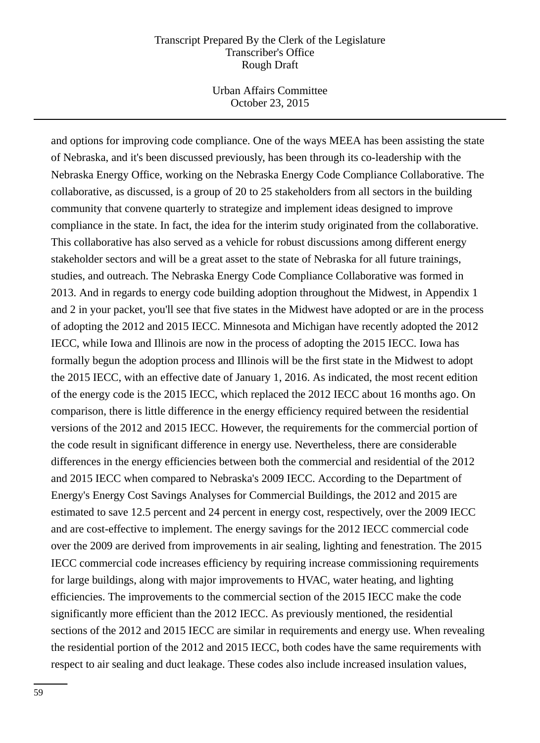and options for improving code compliance. One of the ways MEEA has been assisting the state of Nebraska, and it's been discussed previously, has been through its co-leadership with the Nebraska Energy Office, working on the Nebraska Energy Code Compliance Collaborative. The collaborative, as discussed, is a group of 20 to 25 stakeholders from all sectors in the building community that convene quarterly to strategize and implement ideas designed to improve compliance in the state. In fact, the idea for the interim study originated from the collaborative. This collaborative has also served as a vehicle for robust discussions among different energy stakeholder sectors and will be a great asset to the state of Nebraska for all future trainings, studies, and outreach. The Nebraska Energy Code Compliance Collaborative was formed in 2013. And in regards to energy code building adoption throughout the Midwest, in Appendix 1 and 2 in your packet, you'll see that five states in the Midwest have adopted or are in the process of adopting the 2012 and 2015 IECC. Minnesota and Michigan have recently adopted the 2012 IECC, while Iowa and Illinois are now in the process of adopting the 2015 IECC. Iowa has formally begun the adoption process and Illinois will be the first state in the Midwest to adopt the 2015 IECC, with an effective date of January 1, 2016. As indicated, the most recent edition of the energy code is the 2015 IECC, which replaced the 2012 IECC about 16 months ago. On comparison, there is little difference in the energy efficiency required between the residential versions of the 2012 and 2015 IECC. However, the requirements for the commercial portion of the code result in significant difference in energy use. Nevertheless, there are considerable differences in the energy efficiencies between both the commercial and residential of the 2012 and 2015 IECC when compared to Nebraska's 2009 IECC. According to the Department of Energy's Energy Cost Savings Analyses for Commercial Buildings, the 2012 and 2015 are estimated to save 12.5 percent and 24 percent in energy cost, respectively, over the 2009 IECC and are cost-effective to implement. The energy savings for the 2012 IECC commercial code over the 2009 are derived from improvements in air sealing, lighting and fenestration. The 2015 IECC commercial code increases efficiency by requiring increase commissioning requirements for large buildings, along with major improvements to HVAC, water heating, and lighting efficiencies. The improvements to the commercial section of the 2015 IECC make the code significantly more efficient than the 2012 IECC. As previously mentioned, the residential sections of the 2012 and 2015 IECC are similar in requirements and energy use. When revealing the residential portion of the 2012 and 2015 IECC, both codes have the same requirements with respect to air sealing and duct leakage. These codes also include increased insulation values,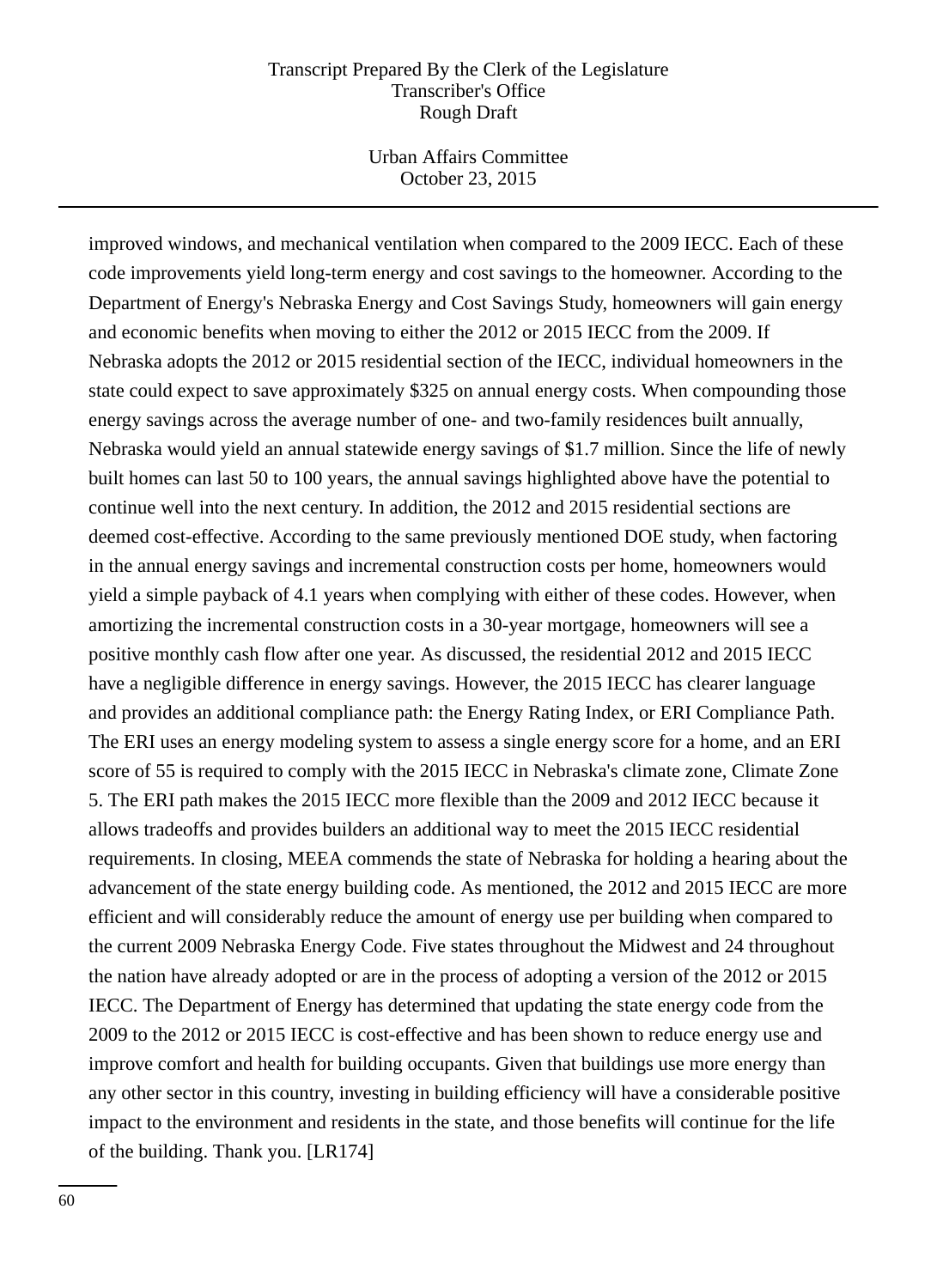improved windows, and mechanical ventilation when compared to the 2009 IECC. Each of these code improvements yield long-term energy and cost savings to the homeowner. According to the Department of Energy's Nebraska Energy and Cost Savings Study, homeowners will gain energy and economic benefits when moving to either the 2012 or 2015 IECC from the 2009. If Nebraska adopts the 2012 or 2015 residential section of the IECC, individual homeowners in the state could expect to save approximately $325 on annual energy costs. When compounding those energy savings across the average number of one- and two-family residences built annually, Nebraska would yield an annual statewide energy savings of $1.7 million. Since the life of newly built homes can last 50 to 100 years, the annual savings highlighted above have the potential to continue well into the next century. In addition, the 2012 and 2015 residential sections are deemed cost-effective. According to the same previously mentioned DOE study, when factoring in the annual energy savings and incremental construction costs per home, homeowners would yield a simple payback of 4.1 years when complying with either of these codes. However, when amortizing the incremental construction costs in a 30-year mortgage, homeowners will see a positive monthly cash flow after one year. As discussed, the residential 2012 and 2015 IECC have a negligible difference in energy savings. However, the 2015 IECC has clearer language and provides an additional compliance path: the Energy Rating Index, or ERI Compliance Path. The ERI uses an energy modeling system to assess a single energy score for a home, and an ERI score of 55 is required to comply with the 2015 IECC in Nebraska's climate zone, Climate Zone 5. The ERI path makes the 2015 IECC more flexible than the 2009 and 2012 IECC because it allows tradeoffs and provides builders an additional way to meet the 2015 IECC residential requirements. In closing, MEEA commends the state of Nebraska for holding a hearing about the advancement of the state energy building code. As mentioned, the 2012 and 2015 IECC are more efficient and will considerably reduce the amount of energy use per building when compared to the current 2009 Nebraska Energy Code. Five states throughout the Midwest and 24 throughout the nation have already adopted or are in the process of adopting a version of the 2012 or 2015 IECC. The Department of Energy has determined that updating the state energy code from the 2009 to the 2012 or 2015 IECC is cost-effective and has been shown to reduce energy use and improve comfort and health for building occupants. Given that buildings use more energy than any other sector in this country, investing in building efficiency will have a considerable positive impact to the environment and residents in the state, and those benefits will continue for the life of the building. Thank you. [LR174]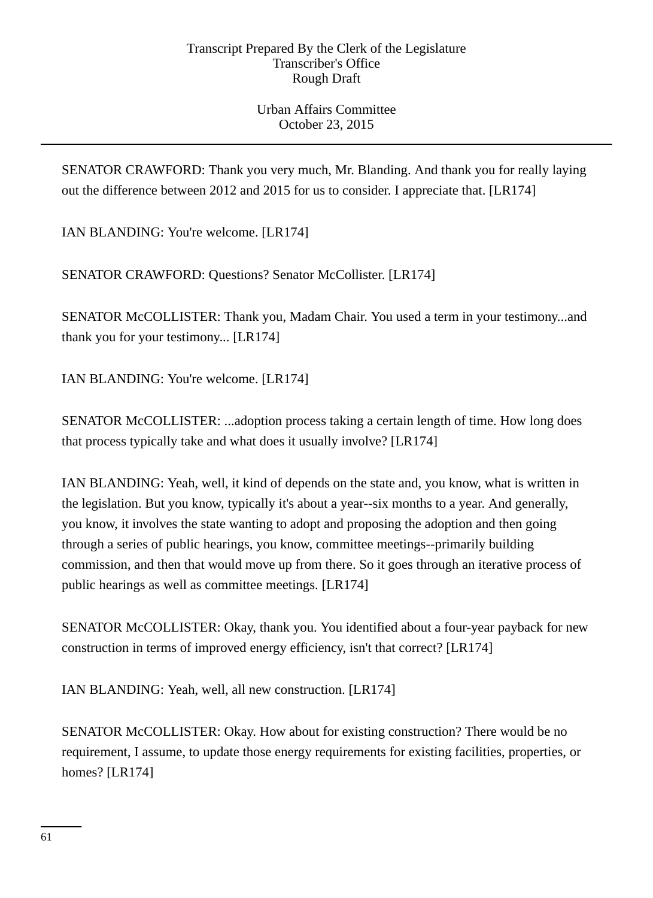SENATOR CRAWFORD: Thank you very much, Mr. Blanding. And thank you for really laying out the difference between 2012 and 2015 for us to consider. I appreciate that. [LR174]

IAN BLANDING: You're welcome. [LR174]

SENATOR CRAWFORD: Questions? Senator McCollister. [LR174]

SENATOR McCOLLISTER: Thank you, Madam Chair. You used a term in your testimony...and thank you for your testimony... [LR174]

IAN BLANDING: You're welcome. [LR174]

SENATOR McCOLLISTER: ...adoption process taking a certain length of time. How long does that process typically take and what does it usually involve? [LR174]

IAN BLANDING: Yeah, well, it kind of depends on the state and, you know, what is written in the legislation. But you know, typically it's about a year--six months to a year. And generally, you know, it involves the state wanting to adopt and proposing the adoption and then going through a series of public hearings, you know, committee meetings--primarily building commission, and then that would move up from there. So it goes through an iterative process of public hearings as well as committee meetings. [LR174]

SENATOR McCOLLISTER: Okay, thank you. You identified about a four-year payback for new construction in terms of improved energy efficiency, isn't that correct? [LR174]

IAN BLANDING: Yeah, well, all new construction. [LR174]

SENATOR McCOLLISTER: Okay. How about for existing construction? There would be no requirement, I assume, to update those energy requirements for existing facilities, properties, or homes? [LR174]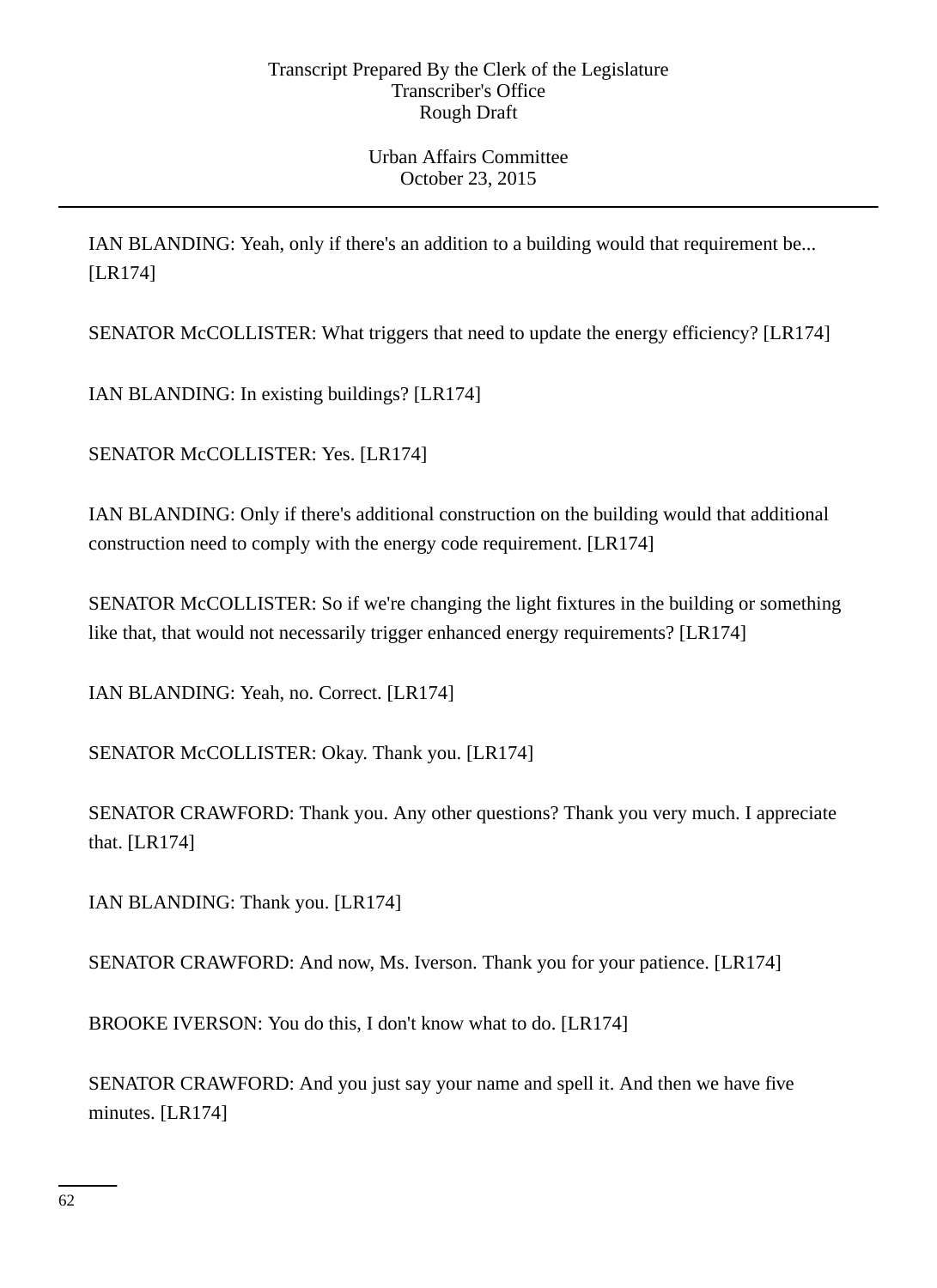IAN BLANDING: Yeah, only if there's an addition to a building would that requirement be... [LR174]

SENATOR McCOLLISTER: What triggers that need to update the energy efficiency? [LR174]

IAN BLANDING: In existing buildings? [LR174]

SENATOR McCOLLISTER: Yes. [LR174]

IAN BLANDING: Only if there's additional construction on the building would that additional construction need to comply with the energy code requirement. [LR174]

SENATOR McCOLLISTER: So if we're changing the light fixtures in the building or something like that, that would not necessarily trigger enhanced energy requirements? [LR174]

IAN BLANDING: Yeah, no. Correct. [LR174]

SENATOR McCOLLISTER: Okay. Thank you. [LR174]

SENATOR CRAWFORD: Thank you. Any other questions? Thank you very much. I appreciate that. [LR174]

IAN BLANDING: Thank you. [LR174]

SENATOR CRAWFORD: And now, Ms. Iverson. Thank you for your patience. [LR174]

BROOKE IVERSON: You do this, I don't know what to do. [LR174]

SENATOR CRAWFORD: And you just say your name and spell it. And then we have five minutes. [LR174]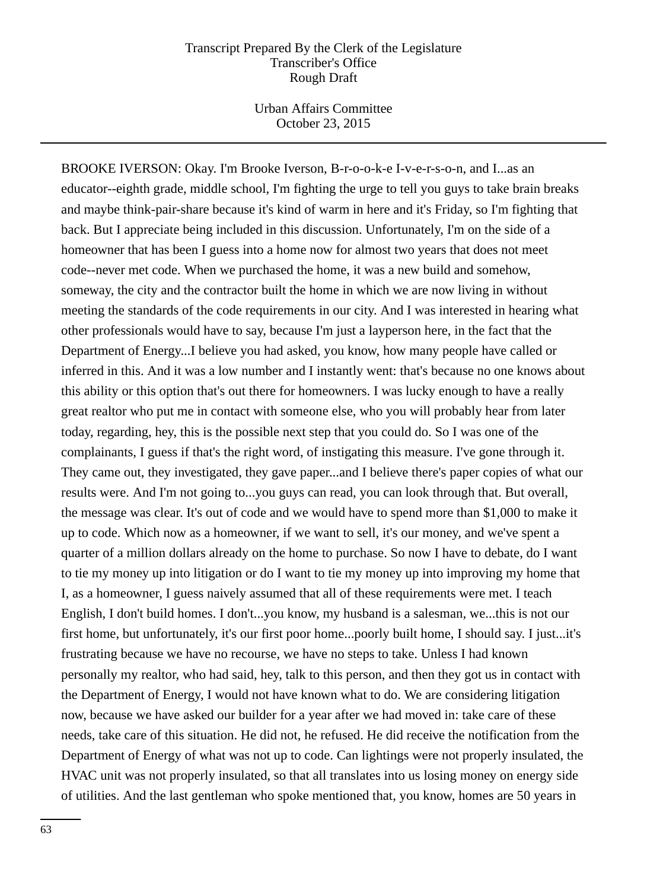BROOKE IVERSON: Okay. I'm Brooke Iverson, B-r-o-o-k-e I-v-e-r-s-o-n, and I...as an educator--eighth grade, middle school, I'm fighting the urge to tell you guys to take brain breaks and maybe think-pair-share because it's kind of warm in here and it's Friday, so I'm fighting that back. But I appreciate being included in this discussion. Unfortunately, I'm on the side of a homeowner that has been I guess into a home now for almost two years that does not meet code--never met code. When we purchased the home, it was a new build and somehow, someway, the city and the contractor built the home in which we are now living in without meeting the standards of the code requirements in our city. And I was interested in hearing what other professionals would have to say, because I'm just a layperson here, in the fact that the Department of Energy...I believe you had asked, you know, how many people have called or inferred in this. And it was a low number and I instantly went: that's because no one knows about this ability or this option that's out there for homeowners. I was lucky enough to have a really great realtor who put me in contact with someone else, who you will probably hear from later today, regarding, hey, this is the possible next step that you could do. So I was one of the complainants, I guess if that's the right word, of instigating this measure. I've gone through it. They came out, they investigated, they gave paper...and I believe there's paper copies of what our results were. And I'm not going to...you guys can read, you can look through that. But overall, the message was clear. It's out of code and we would have to spend more than $1,000 to make it up to code. Which now as a homeowner, if we want to sell, it's our money, and we've spent a quarter of a million dollars already on the home to purchase. So now I have to debate, do I want to tie my money up into litigation or do I want to tie my money up into improving my home that I, as a homeowner, I guess naively assumed that all of these requirements were met. I teach English, I don't build homes. I don't...you know, my husband is a salesman, we...this is not our first home, but unfortunately, it's our first poor home...poorly built home, I should say. I just...it's frustrating because we have no recourse, we have no steps to take. Unless I had known personally my realtor, who had said, hey, talk to this person, and then they got us in contact with the Department of Energy, I would not have known what to do. We are considering litigation now, because we have asked our builder for a year after we had moved in: take care of these needs, take care of this situation. He did not, he refused. He did receive the notification from the Department of Energy of what was not up to code. Can lightings were not properly insulated, the HVAC unit was not properly insulated, so that all translates into us losing money on energy side of utilities. And the last gentleman who spoke mentioned that, you know, homes are 50 years in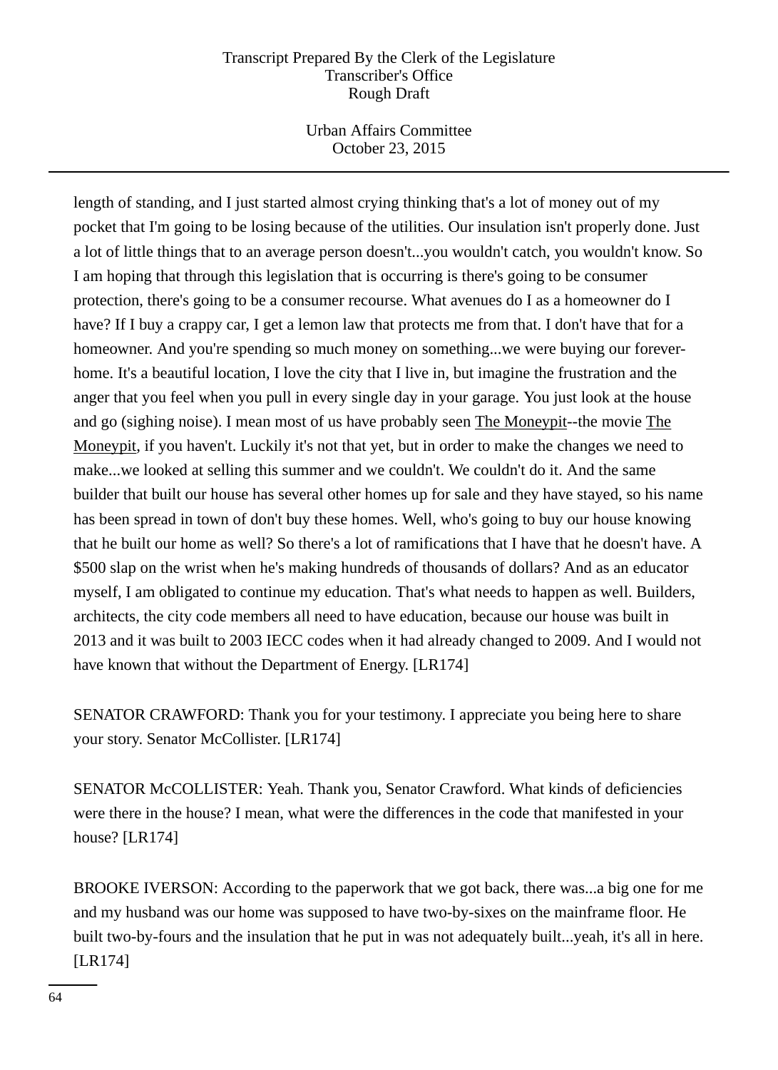length of standing, and I just started almost crying thinking that's a lot of money out of my pocket that I'm going to be losing because of the utilities. Our insulation isn't properly done. Just a lot of little things that to an average person doesn't...you wouldn't catch, you wouldn't know. So I am hoping that through this legislation that is occurring is there's going to be consumer protection, there's going to be a consumer recourse. What avenues do I as a homeowner do I have? If I buy a crappy car, I get a lemon law that protects me from that. I don't have that for a homeowner. And you're spending so much money on something...we were buying our forever-home. It's a beautiful location, I love the city that I live in, but imagine the frustration and the anger that you feel when you pull in every single day in your garage. You just look at the house and go (sighing noise). I mean most of us have probably seen The Moneypit--the movie The Moneypit, if you haven't. Luckily it's not that yet, but in order to make the changes we need to make...we looked at selling this summer and we couldn't. We couldn't do it. And the same builder that built our house has several other homes up for sale and they have stayed, so his name has been spread in town of don't buy these homes. Well, who's going to buy our house knowing that he built our home as well? So there's a lot of ramifications that I have that he doesn't have. A $500 slap on the wrist when he's making hundreds of thousands of dollars? And as an educator myself, I am obligated to continue my education. That's what needs to happen as well. Builders, architects, the city code members all need to have education, because our house was built in 2013 and it was built to 2003 IECC codes when it had already changed to 2009. And I would not have known that without the Department of Energy. [LR174]

SENATOR CRAWFORD: Thank you for your testimony. I appreciate you being here to share your story. Senator McCollister. [LR174]

SENATOR McCOLLISTER: Yeah. Thank you, Senator Crawford. What kinds of deficiencies were there in the house? I mean, what were the differences in the code that manifested in your house? [LR174]

BROOKE IVERSON: According to the paperwork that we got back, there was...a big one for me and my husband was our home was supposed to have two-by-sixes on the mainframe floor. He built two-by-fours and the insulation that he put in was not adequately built...yeah, it's all in here. [LR174]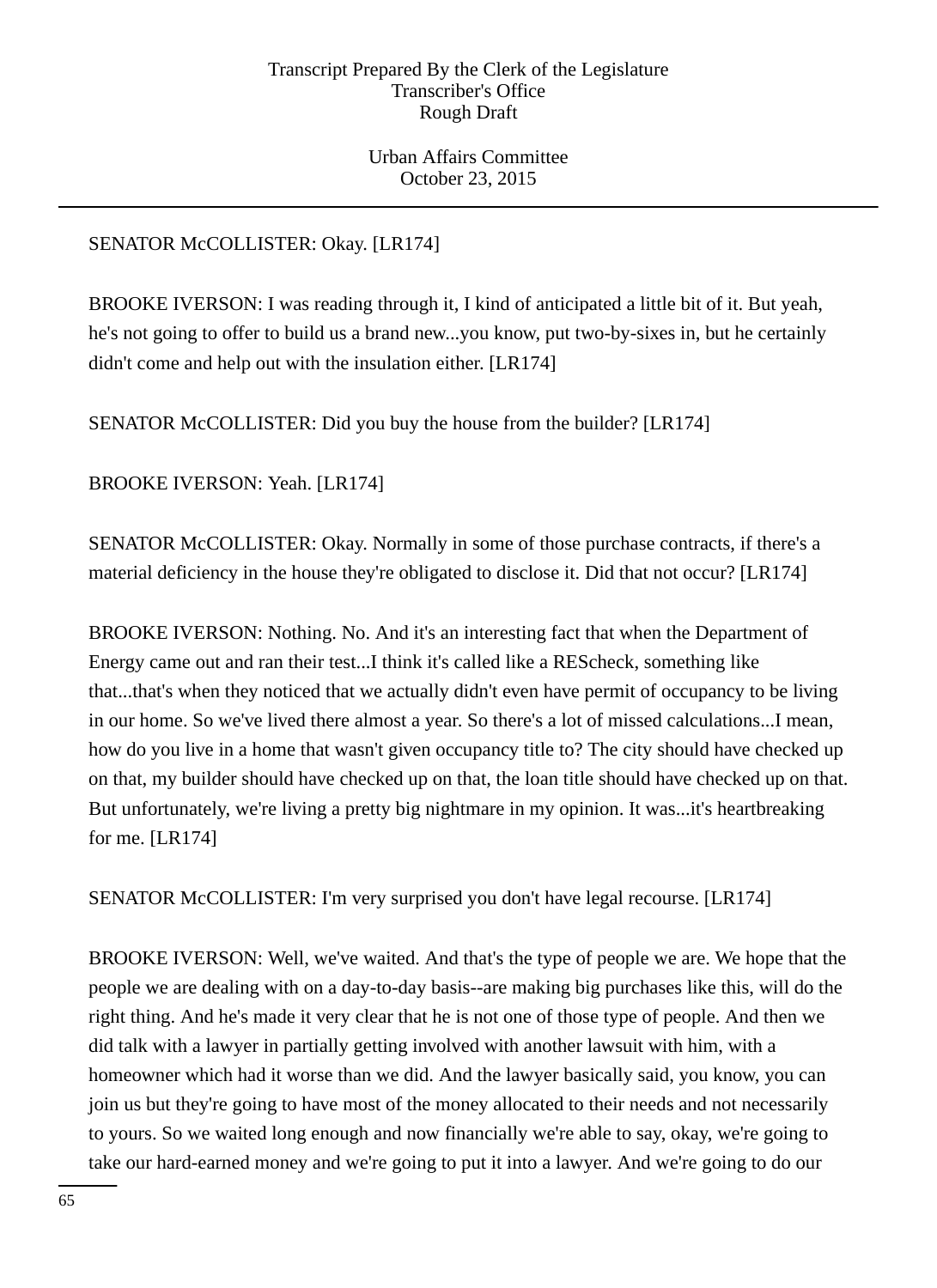SENATOR McCOLLISTER: Okay. [LR174]

BROOKE IVERSON: I was reading through it, I kind of anticipated a little bit of it. But yeah, he's not going to offer to build us a brand new...you know, put two-by-sixes in, but he certainly didn't come and help out with the insulation either. [LR174]

SENATOR McCOLLISTER: Did you buy the house from the builder? [LR174]

BROOKE IVERSON: Yeah. [LR174]

SENATOR McCOLLISTER: Okay. Normally in some of those purchase contracts, if there's a material deficiency in the house they're obligated to disclose it. Did that not occur? [LR174]

BROOKE IVERSON: Nothing. No. And it's an interesting fact that when the Department of Energy came out and ran their test...I think it's called like a REScheck, something like that...that's when they noticed that we actually didn't even have permit of occupancy to be living in our home. So we've lived there almost a year. So there's a lot of missed calculations...I mean, how do you live in a home that wasn't given occupancy title to? The city should have checked up on that, my builder should have checked up on that, the loan title should have checked up on that. But unfortunately, we're living a pretty big nightmare in my opinion. It was...it's heartbreaking for me. [LR174]

SENATOR McCOLLISTER: I'm very surprised you don't have legal recourse. [LR174]

BROOKE IVERSON: Well, we've waited. And that's the type of people we are. We hope that the people we are dealing with on a day-to-day basis--are making big purchases like this, will do the right thing. And he's made it very clear that he is not one of those type of people. And then we did talk with a lawyer in partially getting involved with another lawsuit with him, with a homeowner which had it worse than we did. And the lawyer basically said, you know, you can join us but they're going to have most of the money allocated to their needs and not necessarily to yours. So we waited long enough and now financially we're able to say, okay, we're going to take our hard-earned money and we're going to put it into a lawyer. And we're going to do our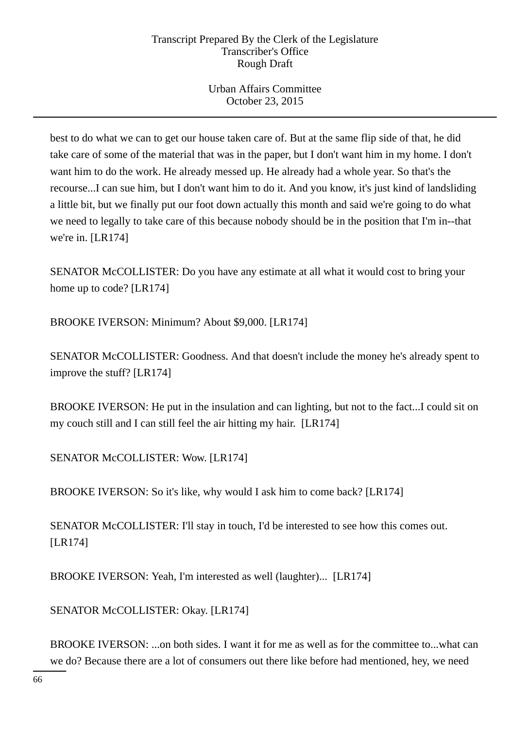best to do what we can to get our house taken care of. But at the same flip side of that, he did take care of some of the material that was in the paper, but I don't want him in my home. I don't want him to do the work. He already messed up. He already had a whole year. So that's the recourse...I can sue him, but I don't want him to do it. And you know, it's just kind of landsliding a little bit, but we finally put our foot down actually this month and said we're going to do what we need to legally to take care of this because nobody should be in the position that I'm in--that we're in. [LR174]

SENATOR McCOLLISTER: Do you have any estimate at all what it would cost to bring your home up to code? [LR174]

BROOKE IVERSON: Minimum? About $9,000. [LR174]

SENATOR McCOLLISTER: Goodness. And that doesn't include the money he's already spent to improve the stuff? [LR174]

BROOKE IVERSON: He put in the insulation and can lighting, but not to the fact...I could sit on my couch still and I can still feel the air hitting my hair. [LR174]

SENATOR McCOLLISTER: Wow. [LR174]

BROOKE IVERSON: So it's like, why would I ask him to come back? [LR174]

SENATOR McCOLLISTER: I'll stay in touch, I'd be interested to see how this comes out. [LR174]

BROOKE IVERSON: Yeah, I'm interested as well (laughter)... [LR174]

SENATOR McCOLLISTER: Okay. [LR174]

BROOKE IVERSON: ...on both sides. I want it for me as well as for the committee to...what can we do? Because there are a lot of consumers out there like before had mentioned, hey, we need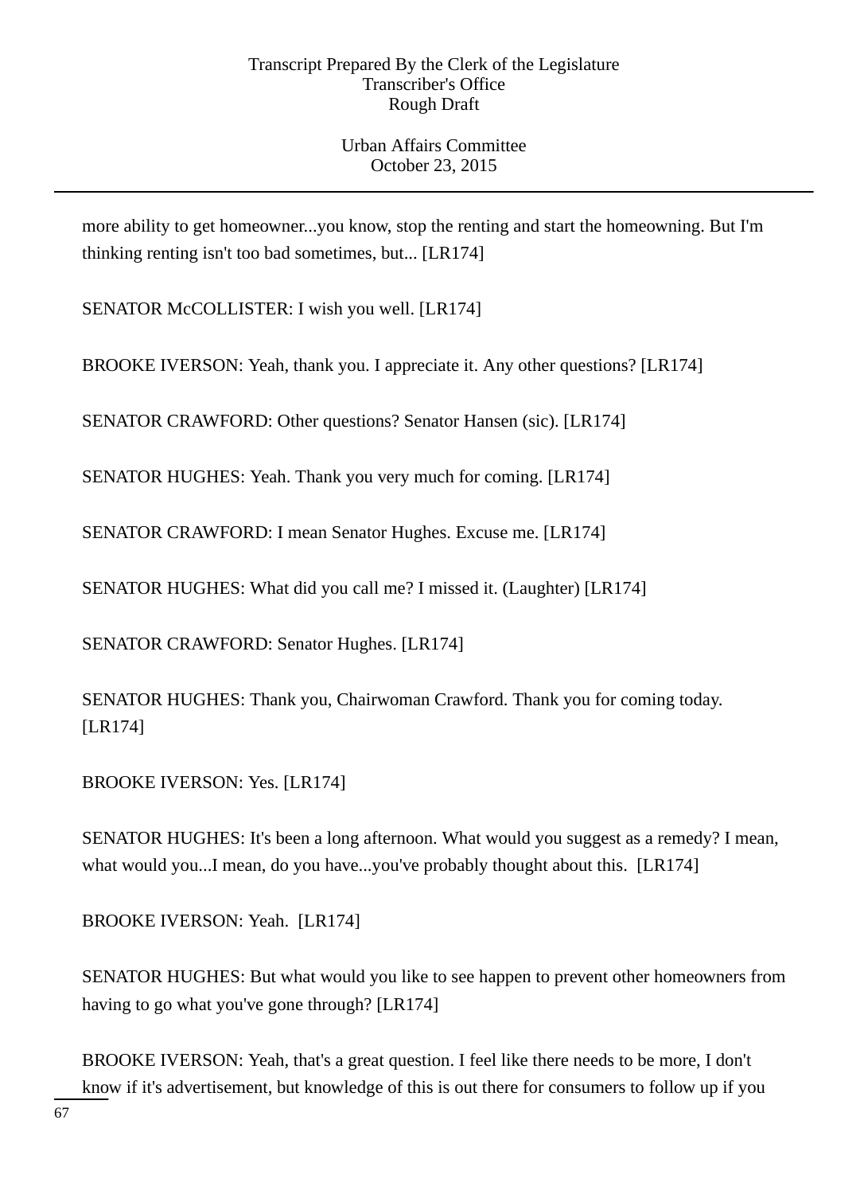more ability to get homeowner...you know, stop the renting and start the homeowning. But I'm thinking renting isn't too bad sometimes, but... [LR174]

SENATOR McCOLLISTER: I wish you well. [LR174]

BROOKE IVERSON: Yeah, thank you. I appreciate it. Any other questions? [LR174]

SENATOR CRAWFORD: Other questions? Senator Hansen (sic). [LR174]

SENATOR HUGHES: Yeah. Thank you very much for coming. [LR174]

SENATOR CRAWFORD: I mean Senator Hughes. Excuse me. [LR174]

SENATOR HUGHES: What did you call me? I missed it. (Laughter) [LR174]

SENATOR CRAWFORD: Senator Hughes. [LR174]

SENATOR HUGHES: Thank you, Chairwoman Crawford. Thank you for coming today. [LR174]

BROOKE IVERSON: Yes. [LR174]

SENATOR HUGHES: It's been a long afternoon. What would you suggest as a remedy? I mean, what would you...I mean, do you have...you've probably thought about this. [LR174]

BROOKE IVERSON: Yeah. [LR174]

SENATOR HUGHES: But what would you like to see happen to prevent other homeowners from having to go what you've gone through? [LR174]

BROOKE IVERSON: Yeah, that's a great question. I feel like there needs to be more, I don't know if it's advertisement, but knowledge of this is out there for consumers to follow up if you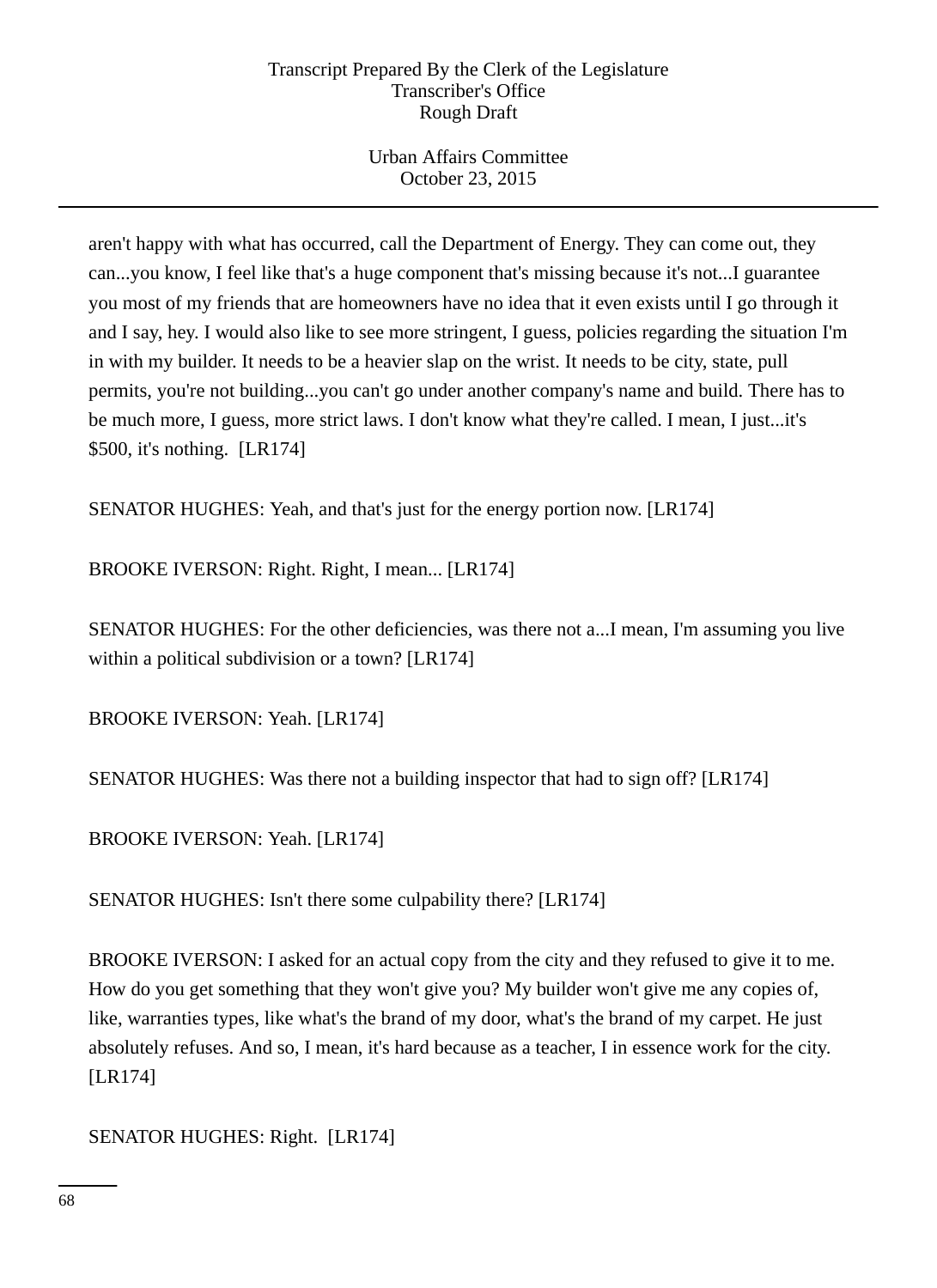aren't happy with what has occurred, call the Department of Energy. They can come out, they can...you know, I feel like that's a huge component that's missing because it's not...I guarantee you most of my friends that are homeowners have no idea that it even exists until I go through it and I say, hey. I would also like to see more stringent, I guess, policies regarding the situation I'm in with my builder. It needs to be a heavier slap on the wrist. It needs to be city, state, pull permits, you're not building...you can't go under another company's name and build. There has to be much more, I guess, more strict laws. I don't know what they're called. I mean, I just...it's $500, it's nothing. [LR174]

SENATOR HUGHES: Yeah, and that's just for the energy portion now. [LR174]

BROOKE IVERSON: Right. Right, I mean... [LR174]

SENATOR HUGHES: For the other deficiencies, was there not a...I mean, I'm assuming you live within a political subdivision or a town? [LR174]

BROOKE IVERSON: Yeah. [LR174]

SENATOR HUGHES: Was there not a building inspector that had to sign off? [LR174]

BROOKE IVERSON: Yeah. [LR174]

SENATOR HUGHES: Isn't there some culpability there? [LR174]

BROOKE IVERSON: I asked for an actual copy from the city and they refused to give it to me. How do you get something that they won't give you? My builder won't give me any copies of, like, warranties types, like what's the brand of my door, what's the brand of my carpet. He just absolutely refuses. And so, I mean, it's hard because as a teacher, I in essence work for the city. [LR174]

SENATOR HUGHES: Right. [LR174]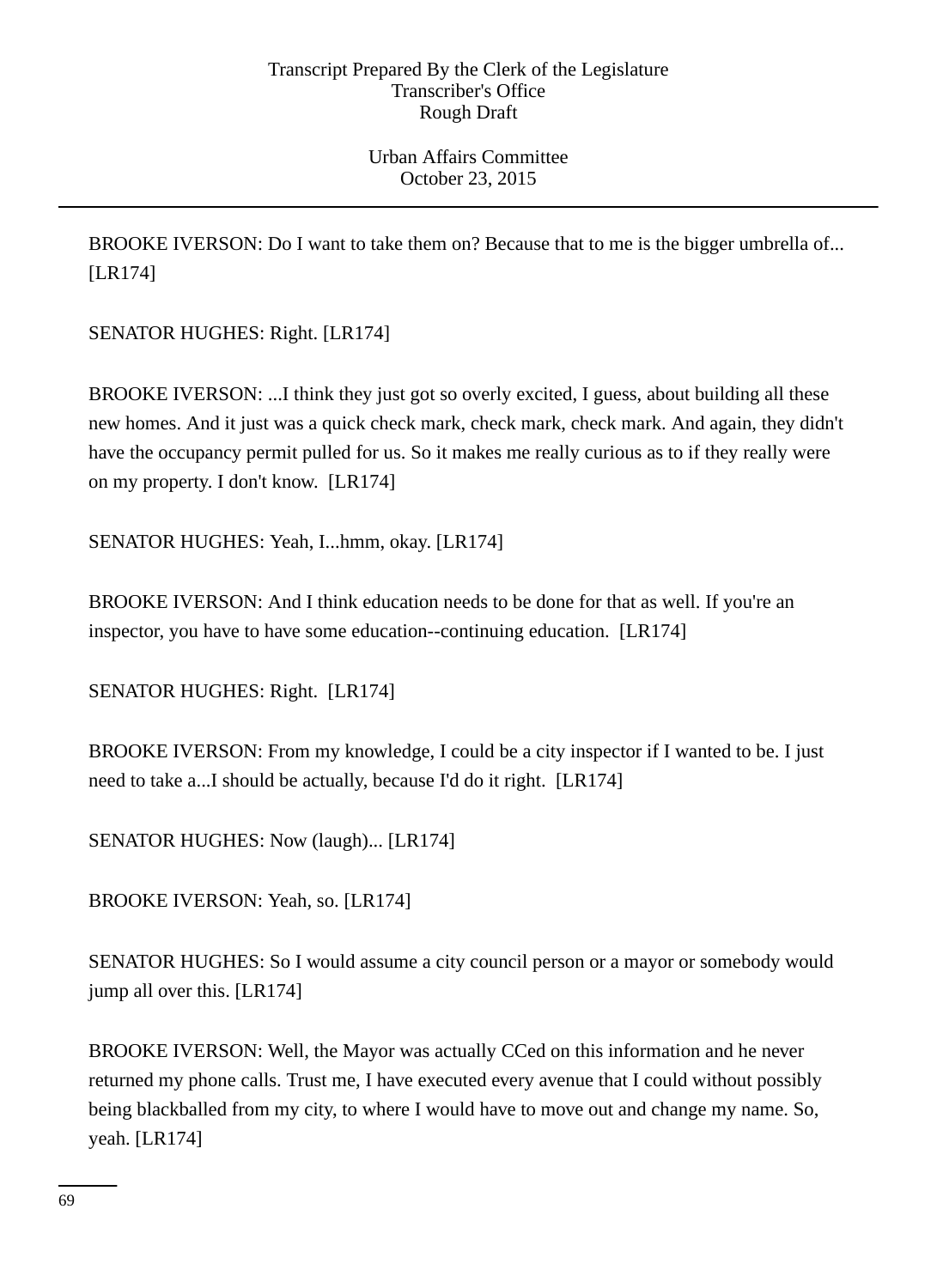BROOKE IVERSON: Do I want to take them on? Because that to me is the bigger umbrella of... [LR174]

SENATOR HUGHES: Right. [LR174]

BROOKE IVERSON: ...I think they just got so overly excited, I guess, about building all these new homes. And it just was a quick check mark, check mark, check mark. And again, they didn't have the occupancy permit pulled for us. So it makes me really curious as to if they really were on my property. I don't know. [LR174]

SENATOR HUGHES: Yeah, I...hmm, okay. [LR174]

BROOKE IVERSON: And I think education needs to be done for that as well. If you're an inspector, you have to have some education--continuing education. [LR174]

SENATOR HUGHES: Right. [LR174]

BROOKE IVERSON: From my knowledge, I could be a city inspector if I wanted to be. I just need to take a...I should be actually, because I'd do it right. [LR174]

SENATOR HUGHES: Now (laugh)... [LR174]

BROOKE IVERSON: Yeah, so. [LR174]

SENATOR HUGHES: So I would assume a city council person or a mayor or somebody would jump all over this. [LR174]

BROOKE IVERSON: Well, the Mayor was actually CCed on this information and he never returned my phone calls. Trust me, I have executed every avenue that I could without possibly being blackballed from my city, to where I would have to move out and change my name. So, yeah. [LR174]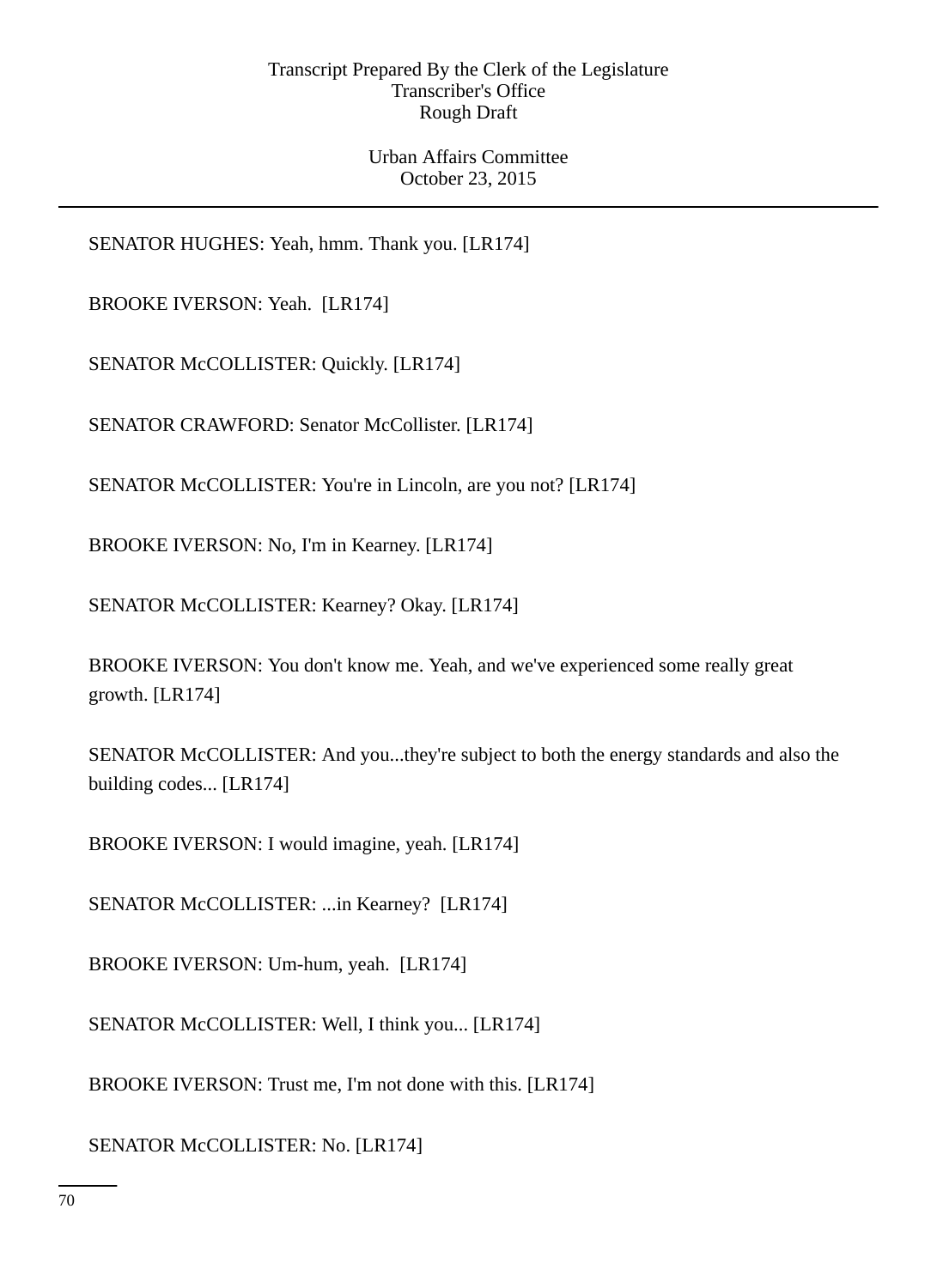SENATOR HUGHES: Yeah, hmm. Thank you. [LR174]

BROOKE IVERSON: Yeah. [LR174]

SENATOR McCOLLISTER: Quickly. [LR174]

SENATOR CRAWFORD: Senator McCollister. [LR174]

SENATOR McCOLLISTER: You're in Lincoln, are you not? [LR174]

BROOKE IVERSON: No, I'm in Kearney. [LR174]

SENATOR McCOLLISTER: Kearney? Okay. [LR174]

BROOKE IVERSON: You don't know me. Yeah, and we've experienced some really great growth. [LR174]

SENATOR McCOLLISTER: And you...they're subject to both the energy standards and also the building codes... [LR174]

BROOKE IVERSON: I would imagine, yeah. [LR174]

SENATOR McCOLLISTER: ...in Kearney? [LR174]

BROOKE IVERSON: Um-hum, yeah. [LR174]

SENATOR McCOLLISTER: Well, I think you... [LR174]

BROOKE IVERSON: Trust me, I'm not done with this. [LR174]

SENATOR McCOLLISTER: No. [LR174]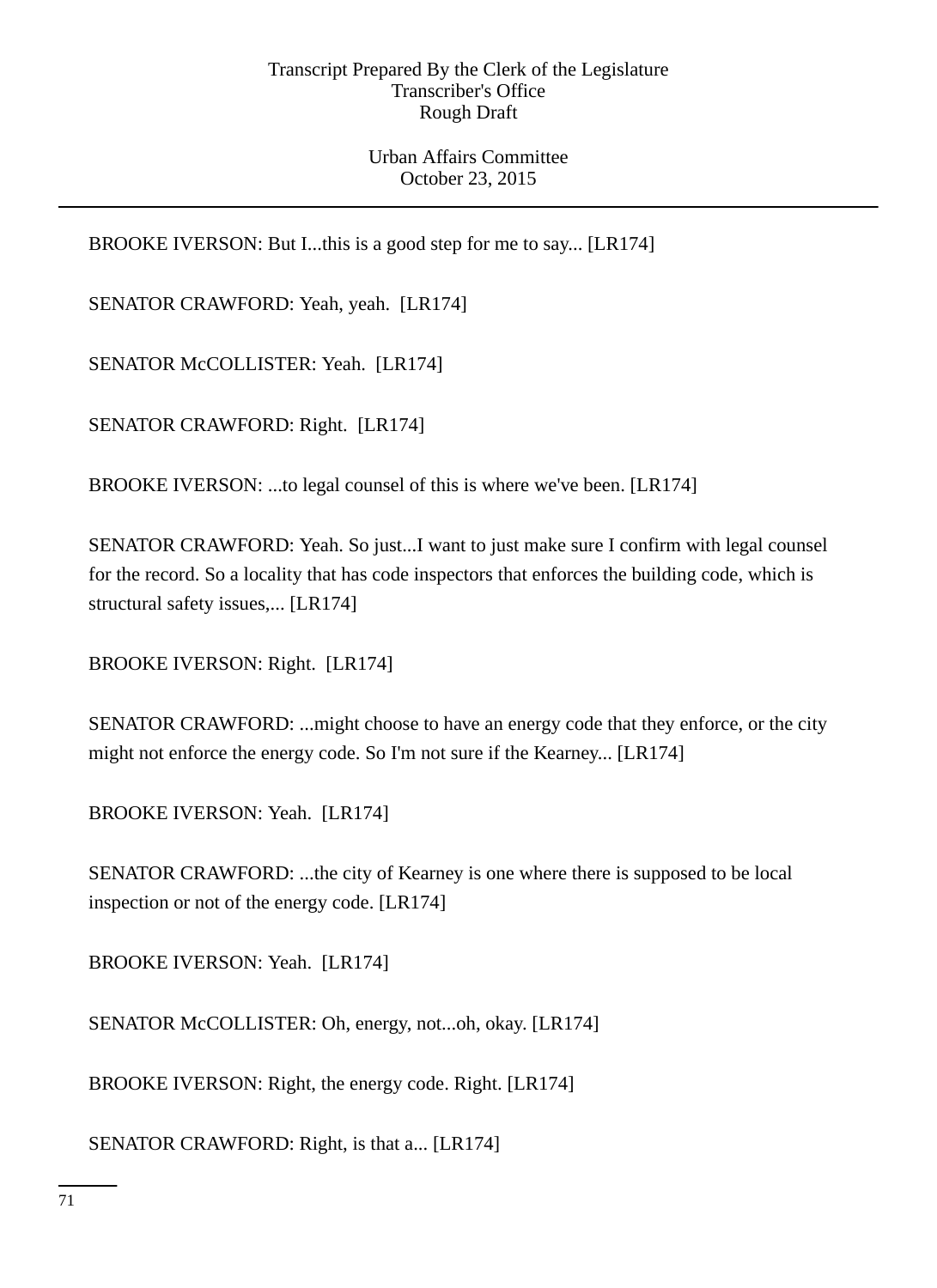BROOKE IVERSON: But I...this is a good step for me to say... [LR174]

SENATOR CRAWFORD: Yeah, yeah. [LR174]

SENATOR McCOLLISTER: Yeah. [LR174]

SENATOR CRAWFORD: Right. [LR174]

BROOKE IVERSON: ...to legal counsel of this is where we've been. [LR174]

SENATOR CRAWFORD: Yeah. So just...I want to just make sure I confirm with legal counsel for the record. So a locality that has code inspectors that enforces the building code, which is structural safety issues,... [LR174]

BROOKE IVERSON: Right. [LR174]

SENATOR CRAWFORD: ...might choose to have an energy code that they enforce, or the city might not enforce the energy code. So I'm not sure if the Kearney... [LR174]

BROOKE IVERSON: Yeah. [LR174]

SENATOR CRAWFORD: ...the city of Kearney is one where there is supposed to be local inspection or not of the energy code. [LR174]

BROOKE IVERSON: Yeah. [LR174]

SENATOR McCOLLISTER: Oh, energy, not...oh, okay. [LR174]

BROOKE IVERSON: Right, the energy code. Right. [LR174]

SENATOR CRAWFORD: Right, is that a... [LR174]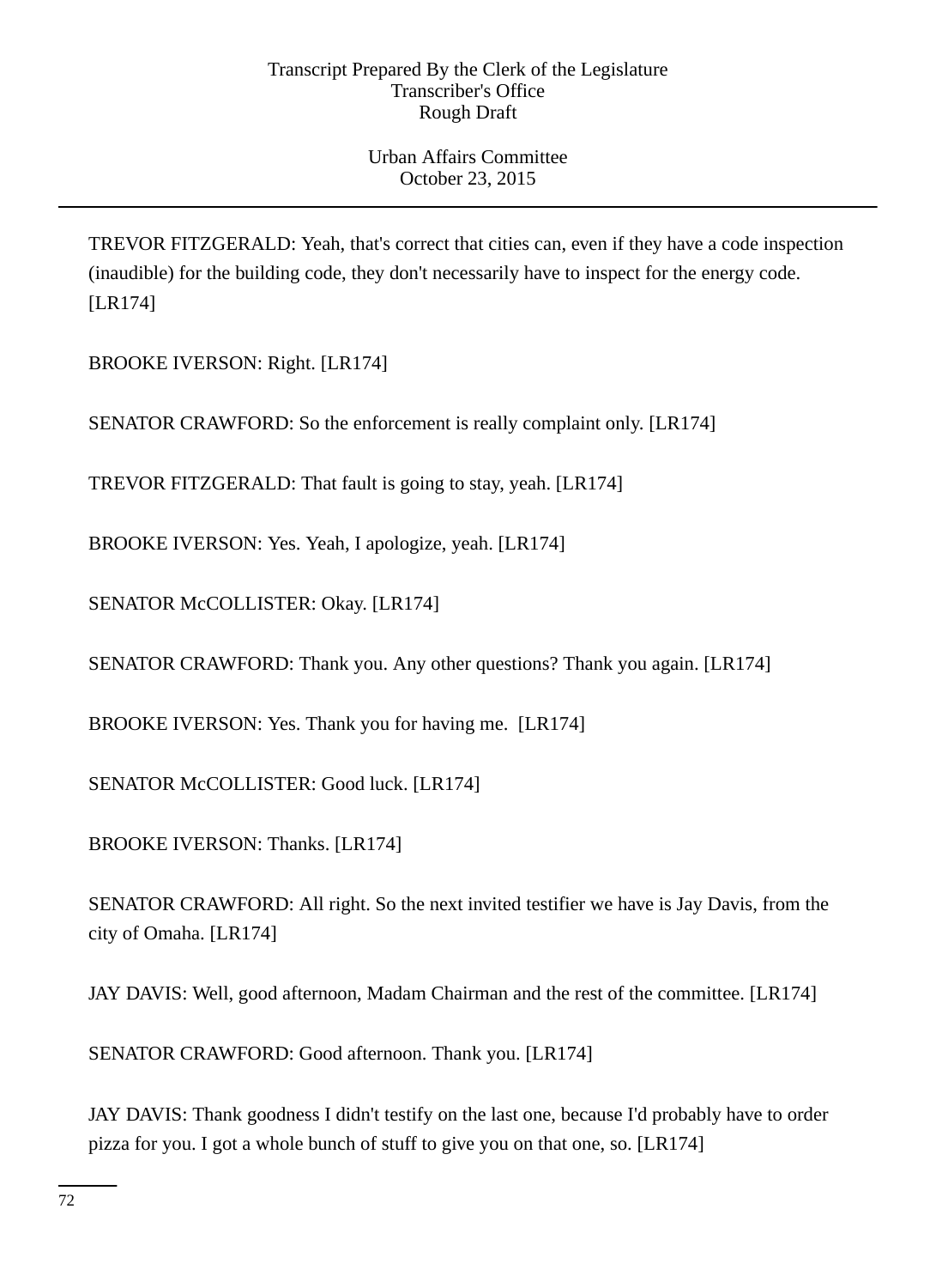TREVOR FITZGERALD: Yeah, that's correct that cities can, even if they have a code inspection (inaudible) for the building code, they don't necessarily have to inspect for the energy code. [LR174]

BROOKE IVERSON: Right. [LR174]

SENATOR CRAWFORD: So the enforcement is really complaint only. [LR174]

TREVOR FITZGERALD: That fault is going to stay, yeah. [LR174]

BROOKE IVERSON: Yes. Yeah, I apologize, yeah. [LR174]

SENATOR McCOLLISTER: Okay. [LR174]

SENATOR CRAWFORD: Thank you. Any other questions? Thank you again. [LR174]

BROOKE IVERSON: Yes. Thank you for having me. [LR174]

SENATOR McCOLLISTER: Good luck. [LR174]

BROOKE IVERSON: Thanks. [LR174]

SENATOR CRAWFORD: All right. So the next invited testifier we have is Jay Davis, from the city of Omaha. [LR174]

JAY DAVIS: Well, good afternoon, Madam Chairman and the rest of the committee. [LR174]

SENATOR CRAWFORD: Good afternoon. Thank you. [LR174]

JAY DAVIS: Thank goodness I didn't testify on the last one, because I'd probably have to order pizza for you. I got a whole bunch of stuff to give you on that one, so. [LR174]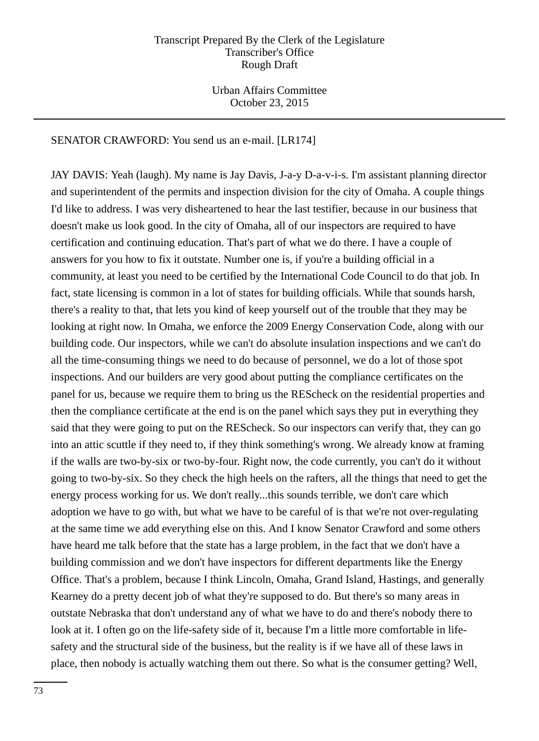SENATOR CRAWFORD: You send us an e-mail. [LR174]

JAY DAVIS: Yeah (laugh). My name is Jay Davis, J-a-y D-a-v-i-s. I'm assistant planning director and superintendent of the permits and inspection division for the city of Omaha. A couple things I'd like to address. I was very disheartened to hear the last testifier, because in our business that doesn't make us look good. In the city of Omaha, all of our inspectors are required to have certification and continuing education. That's part of what we do there. I have a couple of answers for you how to fix it outstate. Number one is, if you're a building official in a community, at least you need to be certified by the International Code Council to do that job. In fact, state licensing is common in a lot of states for building officials. While that sounds harsh, there's a reality to that, that lets you kind of keep yourself out of the trouble that they may be looking at right now. In Omaha, we enforce the 2009 Energy Conservation Code, along with our building code. Our inspectors, while we can't do absolute insulation inspections and we can't do all the time-consuming things we need to do because of personnel, we do a lot of those spot inspections. And our builders are very good about putting the compliance certificates on the panel for us, because we require them to bring us the REScheck on the residential properties and then the compliance certificate at the end is on the panel which says they put in everything they said that they were going to put on the REScheck. So our inspectors can verify that, they can go into an attic scuttle if they need to, if they think something's wrong. We already know at framing if the walls are two-by-six or two-by-four. Right now, the code currently, you can't do it without going to two-by-six. So they check the high heels on the rafters, all the things that need to get the energy process working for us. We don't really...this sounds terrible, we don't care which adoption we have to go with, but what we have to be careful of is that we're not over-regulating at the same time we add everything else on this. And I know Senator Crawford and some others have heard me talk before that the state has a large problem, in the fact that we don't have a building commission and we don't have inspectors for different departments like the Energy Office. That's a problem, because I think Lincoln, Omaha, Grand Island, Hastings, and generally Kearney do a pretty decent job of what they're supposed to do. But there's so many areas in outstate Nebraska that don't understand any of what we have to do and there's nobody there to look at it. I often go on the life-safety side of it, because I'm a little more comfortable in life-safety and the structural side of the business, but the reality is if we have all of these laws in place, then nobody is actually watching them out there. So what is the consumer getting? Well,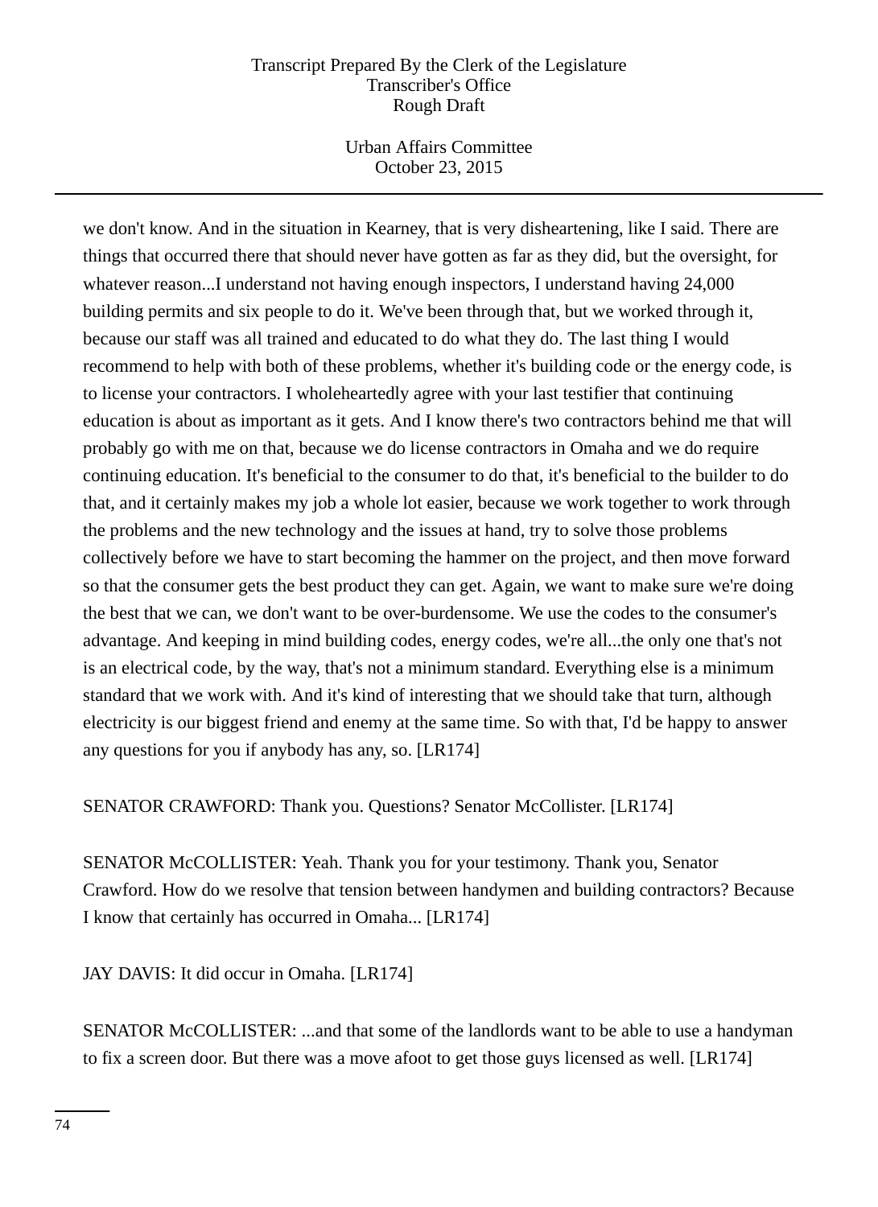we don't know. And in the situation in Kearney, that is very disheartening, like I said. There are things that occurred there that should never have gotten as far as they did, but the oversight, for whatever reason...I understand not having enough inspectors, I understand having 24,000 building permits and six people to do it. We've been through that, but we worked through it, because our staff was all trained and educated to do what they do. The last thing I would recommend to help with both of these problems, whether it's building code or the energy code, is to license your contractors. I wholeheartedly agree with your last testifier that continuing education is about as important as it gets. And I know there's two contractors behind me that will probably go with me on that, because we do license contractors in Omaha and we do require continuing education. It's beneficial to the consumer to do that, it's beneficial to the builder to do that, and it certainly makes my job a whole lot easier, because we work together to work through the problems and the new technology and the issues at hand, try to solve those problems collectively before we have to start becoming the hammer on the project, and then move forward so that the consumer gets the best product they can get. Again, we want to make sure we're doing the best that we can, we don't want to be over-burdensome. We use the codes to the consumer's advantage. And keeping in mind building codes, energy codes, we're all...the only one that's not is an electrical code, by the way, that's not a minimum standard. Everything else is a minimum standard that we work with. And it's kind of interesting that we should take that turn, although electricity is our biggest friend and enemy at the same time. So with that, I'd be happy to answer any questions for you if anybody has any, so. [LR174]

SENATOR CRAWFORD: Thank you. Questions? Senator McCollister. [LR174]

SENATOR McCOLLISTER: Yeah. Thank you for your testimony. Thank you, Senator Crawford. How do we resolve that tension between handymen and building contractors? Because I know that certainly has occurred in Omaha... [LR174]

JAY DAVIS: It did occur in Omaha. [LR174]

SENATOR McCOLLISTER: ...and that some of the landlords want to be able to use a handyman to fix a screen door. But there was a move afoot to get those guys licensed as well. [LR174]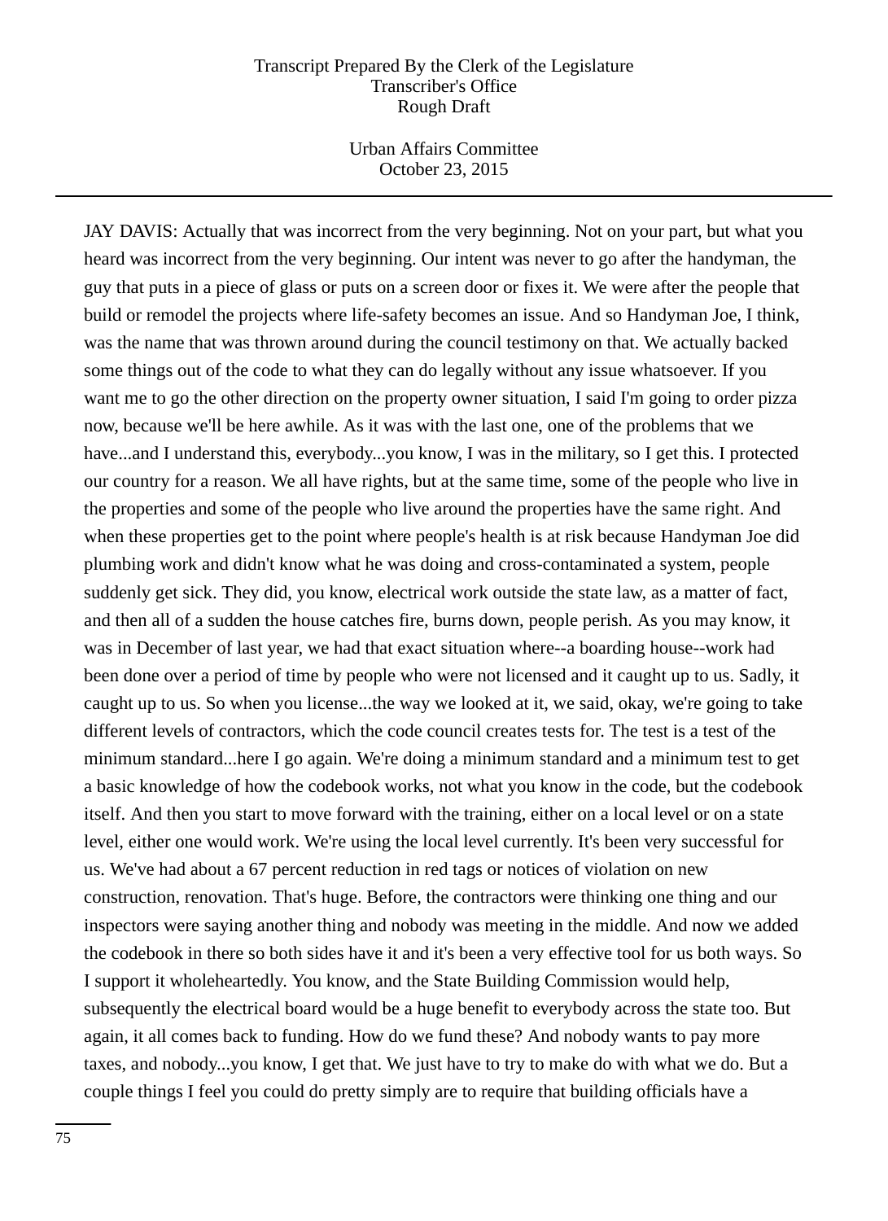JAY DAVIS: Actually that was incorrect from the very beginning. Not on your part, but what you heard was incorrect from the very beginning. Our intent was never to go after the handyman, the guy that puts in a piece of glass or puts on a screen door or fixes it. We were after the people that build or remodel the projects where life-safety becomes an issue. And so Handyman Joe, I think, was the name that was thrown around during the council testimony on that. We actually backed some things out of the code to what they can do legally without any issue whatsoever. If you want me to go the other direction on the property owner situation, I said I'm going to order pizza now, because we'll be here awhile. As it was with the last one, one of the problems that we have...and I understand this, everybody...you know, I was in the military, so I get this. I protected our country for a reason. We all have rights, but at the same time, some of the people who live in the properties and some of the people who live around the properties have the same right. And when these properties get to the point where people's health is at risk because Handyman Joe did plumbing work and didn't know what he was doing and cross-contaminated a system, people suddenly get sick. They did, you know, electrical work outside the state law, as a matter of fact, and then all of a sudden the house catches fire, burns down, people perish. As you may know, it was in December of last year, we had that exact situation where--a boarding house--work had been done over a period of time by people who were not licensed and it caught up to us. Sadly, it caught up to us. So when you license...the way we looked at it, we said, okay, we're going to take different levels of contractors, which the code council creates tests for. The test is a test of the minimum standard...here I go again. We're doing a minimum standard and a minimum test to get a basic knowledge of how the codebook works, not what you know in the code, but the codebook itself. And then you start to move forward with the training, either on a local level or on a state level, either one would work. We're using the local level currently. It's been very successful for us. We've had about a 67 percent reduction in red tags or notices of violation on new construction, renovation. That's huge. Before, the contractors were thinking one thing and our inspectors were saying another thing and nobody was meeting in the middle. And now we added the codebook in there so both sides have it and it's been a very effective tool for us both ways. So I support it wholeheartedly. You know, and the State Building Commission would help, subsequently the electrical board would be a huge benefit to everybody across the state too. But again, it all comes back to funding. How do we fund these? And nobody wants to pay more taxes, and nobody...you know, I get that. We just have to try to make do with what we do. But a couple things I feel you could do pretty simply are to require that building officials have a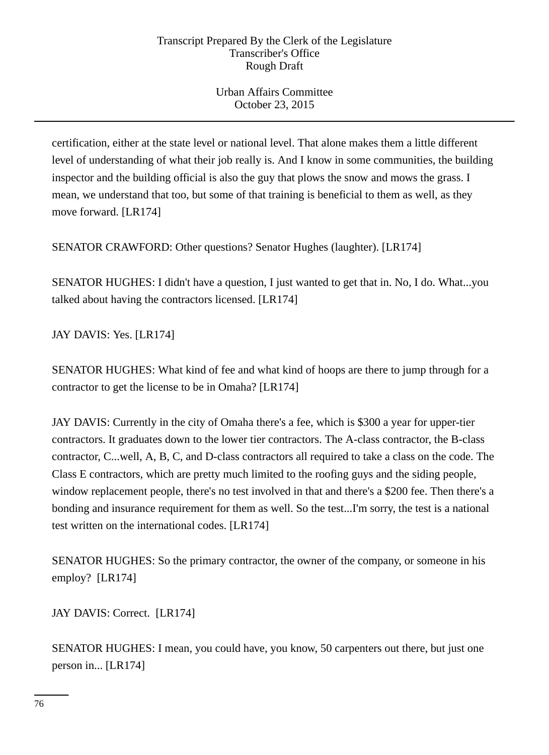certification, either at the state level or national level. That alone makes them a little different level of understanding of what their job really is. And I know in some communities, the building inspector and the building official is also the guy that plows the snow and mows the grass. I mean, we understand that too, but some of that training is beneficial to them as well, as they move forward. [LR174]

SENATOR CRAWFORD: Other questions? Senator Hughes (laughter). [LR174]

SENATOR HUGHES: I didn't have a question, I just wanted to get that in. No, I do. What...you talked about having the contractors licensed. [LR174]

JAY DAVIS: Yes. [LR174]

SENATOR HUGHES: What kind of fee and what kind of hoops are there to jump through for a contractor to get the license to be in Omaha? [LR174]

JAY DAVIS: Currently in the city of Omaha there's a fee, which is $300 a year for upper-tier contractors. It graduates down to the lower tier contractors. The A-class contractor, the B-class contractor, C...well, A, B, C, and D-class contractors all required to take a class on the code. The Class E contractors, which are pretty much limited to the roofing guys and the siding people, window replacement people, there's no test involved in that and there's a $200 fee. Then there's a bonding and insurance requirement for them as well. So the test...I'm sorry, the test is a national test written on the international codes. [LR174]

SENATOR HUGHES: So the primary contractor, the owner of the company, or someone in his employ? [LR174]

JAY DAVIS: Correct. [LR174]

SENATOR HUGHES: I mean, you could have, you know, 50 carpenters out there, but just one person in... [LR174]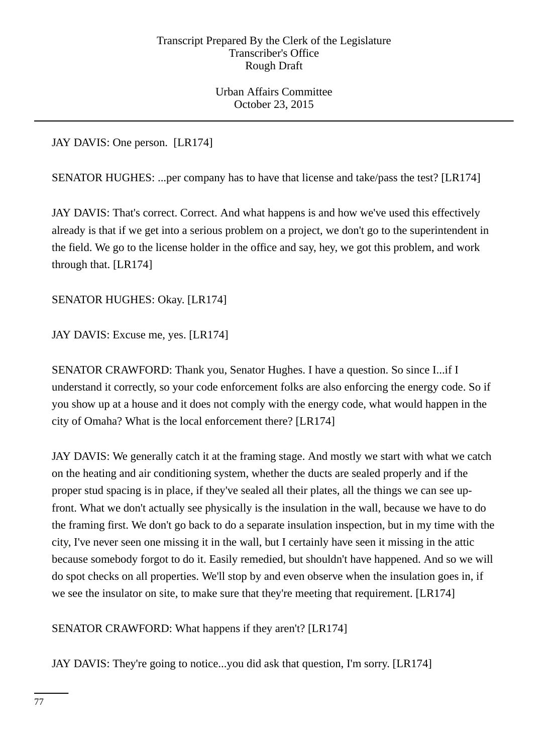JAY DAVIS: One person. [LR174]

SENATOR HUGHES: ...per company has to have that license and take/pass the test? [LR174]

JAY DAVIS: That's correct. Correct. And what happens is and how we've used this effectively already is that if we get into a serious problem on a project, we don't go to the superintendent in the field. We go to the license holder in the office and say, hey, we got this problem, and work through that. [LR174]

SENATOR HUGHES: Okay. [LR174]

JAY DAVIS: Excuse me, yes. [LR174]

SENATOR CRAWFORD: Thank you, Senator Hughes. I have a question. So since I...if I understand it correctly, so your code enforcement folks are also enforcing the energy code. So if you show up at a house and it does not comply with the energy code, what would happen in the city of Omaha? What is the local enforcement there? [LR174]

JAY DAVIS: We generally catch it at the framing stage. And mostly we start with what we catch on the heating and air conditioning system, whether the ducts are sealed properly and if the proper stud spacing is in place, if they've sealed all their plates, all the things we can see up-front. What we don't actually see physically is the insulation in the wall, because we have to do the framing first. We don't go back to do a separate insulation inspection, but in my time with the city, I've never seen one missing it in the wall, but I certainly have seen it missing in the attic because somebody forgot to do it. Easily remedied, but shouldn't have happened. And so we will do spot checks on all properties. We'll stop by and even observe when the insulation goes in, if we see the insulator on site, to make sure that they're meeting that requirement. [LR174]

SENATOR CRAWFORD: What happens if they aren't? [LR174]

JAY DAVIS: They're going to notice...you did ask that question, I'm sorry. [LR174]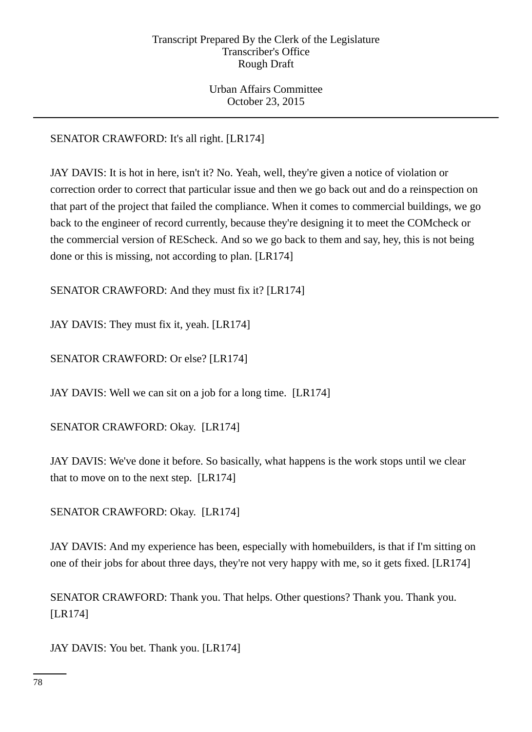SENATOR CRAWFORD: It's all right. [LR174]

JAY DAVIS: It is hot in here, isn't it? No. Yeah, well, they're given a notice of violation or correction order to correct that particular issue and then we go back out and do a reinspection on that part of the project that failed the compliance. When it comes to commercial buildings, we go back to the engineer of record currently, because they're designing it to meet the COMcheck or the commercial version of REScheck. And so we go back to them and say, hey, this is not being done or this is missing, not according to plan. [LR174]

SENATOR CRAWFORD: And they must fix it? [LR174]

JAY DAVIS: They must fix it, yeah. [LR174]

SENATOR CRAWFORD: Or else? [LR174]

JAY DAVIS: Well we can sit on a job for a long time. [LR174]

SENATOR CRAWFORD: Okay. [LR174]

JAY DAVIS: We've done it before. So basically, what happens is the work stops until we clear that to move on to the next step. [LR174]

SENATOR CRAWFORD: Okay. [LR174]

JAY DAVIS: And my experience has been, especially with homebuilders, is that if I'm sitting on one of their jobs for about three days, they're not very happy with me, so it gets fixed. [LR174]

SENATOR CRAWFORD: Thank you. That helps. Other questions? Thank you. Thank you. [LR174]

JAY DAVIS: You bet. Thank you. [LR174]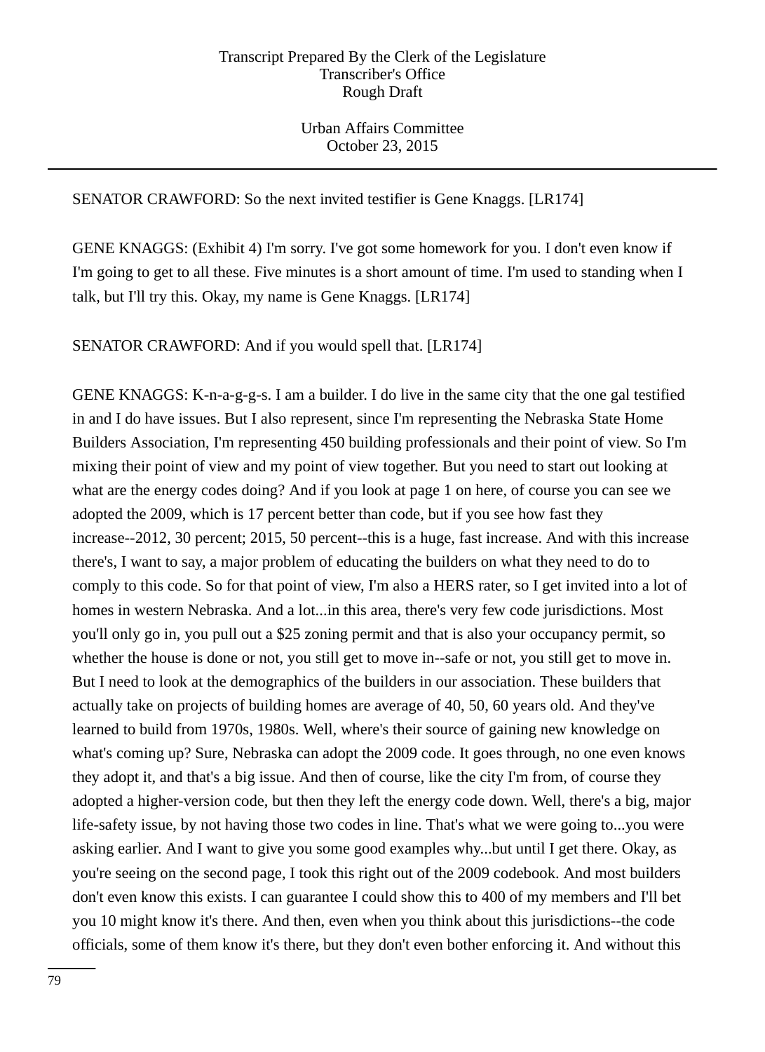SENATOR CRAWFORD: So the next invited testifier is Gene Knaggs. [LR174]

GENE KNAGGS: (Exhibit 4) I'm sorry. I've got some homework for you. I don't even know if I'm going to get to all these. Five minutes is a short amount of time. I'm used to standing when I talk, but I'll try this. Okay, my name is Gene Knaggs. [LR174]

SENATOR CRAWFORD: And if you would spell that. [LR174]

GENE KNAGGS: K-n-a-g-g-s. I am a builder. I do live in the same city that the one gal testified in and I do have issues. But I also represent, since I'm representing the Nebraska State Home Builders Association, I'm representing 450 building professionals and their point of view. So I'm mixing their point of view and my point of view together. But you need to start out looking at what are the energy codes doing? And if you look at page 1 on here, of course you can see we adopted the 2009, which is 17 percent better than code, but if you see how fast they increase--2012, 30 percent; 2015, 50 percent--this is a huge, fast increase. And with this increase there's, I want to say, a major problem of educating the builders on what they need to do to comply to this code. So for that point of view, I'm also a HERS rater, so I get invited into a lot of homes in western Nebraska. And a lot...in this area, there's very few code jurisdictions. Most you'll only go in, you pull out a $25 zoning permit and that is also your occupancy permit, so whether the house is done or not, you still get to move in--safe or not, you still get to move in. But I need to look at the demographics of the builders in our association. These builders that actually take on projects of building homes are average of 40, 50, 60 years old. And they've learned to build from 1970s, 1980s. Well, where's their source of gaining new knowledge on what's coming up? Sure, Nebraska can adopt the 2009 code. It goes through, no one even knows they adopt it, and that's a big issue. And then of course, like the city I'm from, of course they adopted a higher-version code, but then they left the energy code down. Well, there's a big, major life-safety issue, by not having those two codes in line. That's what we were going to...you were asking earlier. And I want to give you some good examples why...but until I get there. Okay, as you're seeing on the second page, I took this right out of the 2009 codebook. And most builders don't even know this exists. I can guarantee I could show this to 400 of my members and I'll bet you 10 might know it's there. And then, even when you think about this jurisdictions--the code officials, some of them know it's there, but they don't even bother enforcing it. And without this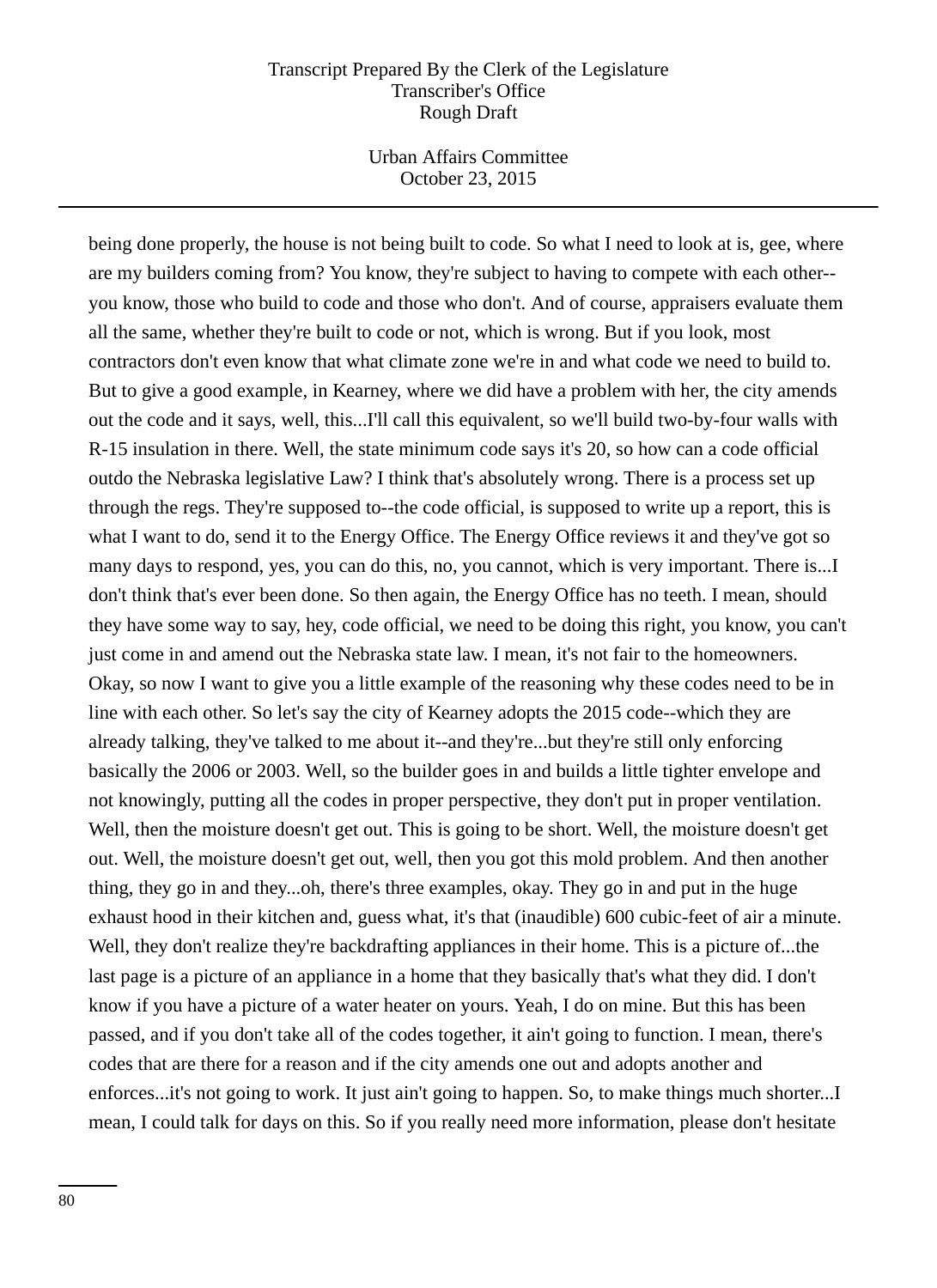being done properly, the house is not being built to code. So what I need to look at is, gee, where are my builders coming from? You know, they're subject to having to compete with each other--you know, those who build to code and those who don't. And of course, appraisers evaluate them all the same, whether they're built to code or not, which is wrong. But if you look, most contractors don't even know that what climate zone we're in and what code we need to build to. But to give a good example, in Kearney, where we did have a problem with her, the city amends out the code and it says, well, this...I'll call this equivalent, so we'll build two-by-four walls with R-15 insulation in there. Well, the state minimum code says it's 20, so how can a code official outdo the Nebraska legislative Law? I think that's absolutely wrong. There is a process set up through the regs. They're supposed to--the code official, is supposed to write up a report, this is what I want to do, send it to the Energy Office. The Energy Office reviews it and they've got so many days to respond, yes, you can do this, no, you cannot, which is very important. There is...I don't think that's ever been done. So then again, the Energy Office has no teeth. I mean, should they have some way to say, hey, code official, we need to be doing this right, you know, you can't just come in and amend out the Nebraska state law. I mean, it's not fair to the homeowners. Okay, so now I want to give you a little example of the reasoning why these codes need to be in line with each other. So let's say the city of Kearney adopts the 2015 code--which they are already talking, they've talked to me about it--and they're...but they're still only enforcing basically the 2006 or 2003. Well, so the builder goes in and builds a little tighter envelope and not knowingly, putting all the codes in proper perspective, they don't put in proper ventilation. Well, then the moisture doesn't get out. This is going to be short. Well, the moisture doesn't get out. Well, the moisture doesn't get out, well, then you got this mold problem. And then another thing, they go in and they...oh, there's three examples, okay. They go in and put in the huge exhaust hood in their kitchen and, guess what, it's that (inaudible) 600 cubic-feet of air a minute. Well, they don't realize they're backdrafting appliances in their home. This is a picture of...the last page is a picture of an appliance in a home that they basically that's what they did. I don't know if you have a picture of a water heater on yours. Yeah, I do on mine. But this has been passed, and if you don't take all of the codes together, it ain't going to function. I mean, there's codes that are there for a reason and if the city amends one out and adopts another and enforces...it's not going to work. It just ain't going to happen. So, to make things much shorter...I mean, I could talk for days on this. So if you really need more information, please don't hesitate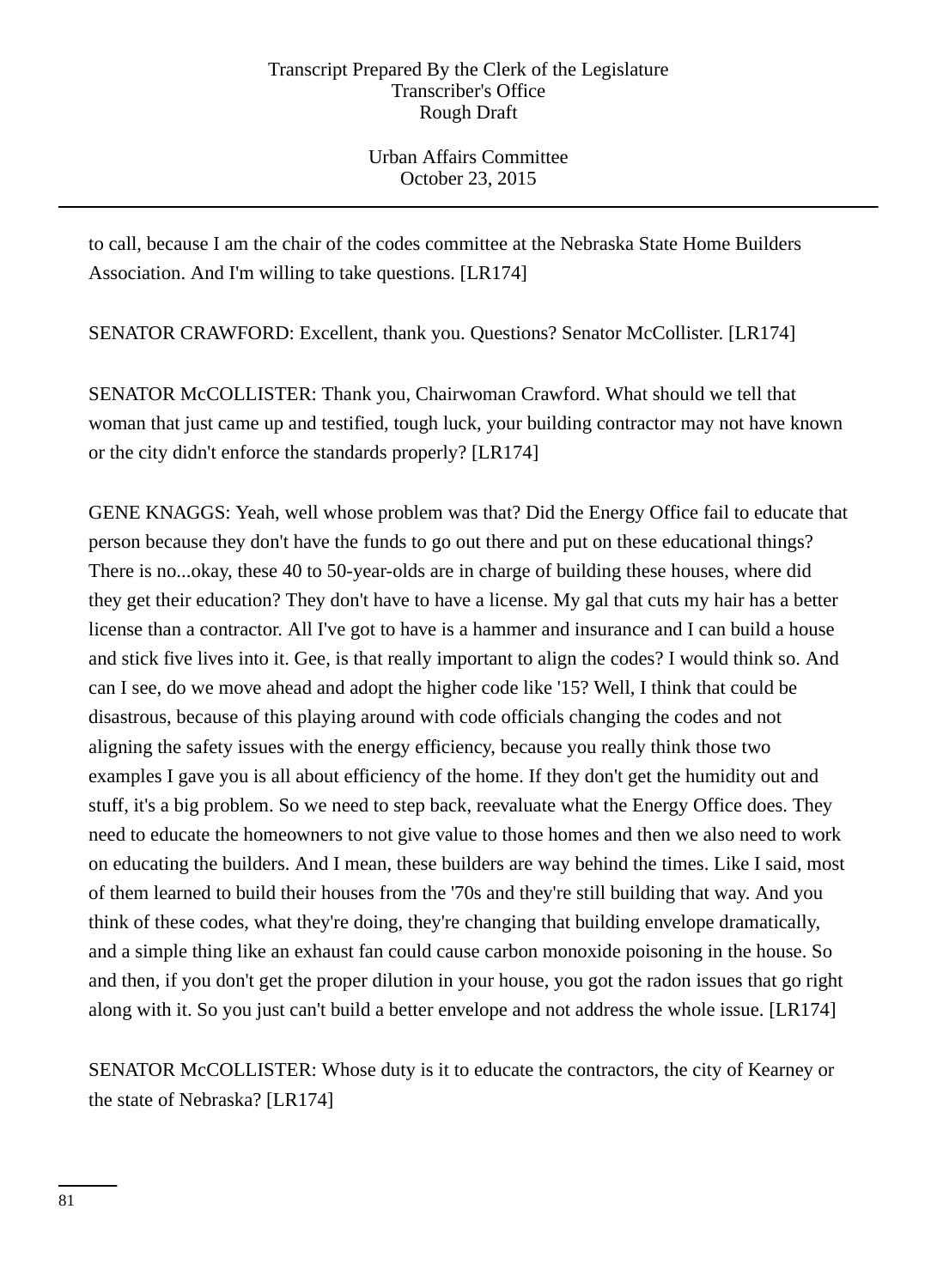to call, because I am the chair of the codes committee at the Nebraska State Home Builders Association. And I'm willing to take questions. [LR174]

SENATOR CRAWFORD: Excellent, thank you. Questions? Senator McCollister. [LR174]

SENATOR McCOLLISTER: Thank you, Chairwoman Crawford. What should we tell that woman that just came up and testified, tough luck, your building contractor may not have known or the city didn't enforce the standards properly? [LR174]

GENE KNAGGS: Yeah, well whose problem was that? Did the Energy Office fail to educate that person because they don't have the funds to go out there and put on these educational things? There is no...okay, these 40 to 50-year-olds are in charge of building these houses, where did they get their education? They don't have to have a license. My gal that cuts my hair has a better license than a contractor. All I've got to have is a hammer and insurance and I can build a house and stick five lives into it. Gee, is that really important to align the codes? I would think so. And can I see, do we move ahead and adopt the higher code like '15? Well, I think that could be disastrous, because of this playing around with code officials changing the codes and not aligning the safety issues with the energy efficiency, because you really think those two examples I gave you is all about efficiency of the home. If they don't get the humidity out and stuff, it's a big problem. So we need to step back, reevaluate what the Energy Office does. They need to educate the homeowners to not give value to those homes and then we also need to work on educating the builders. And I mean, these builders are way behind the times. Like I said, most of them learned to build their houses from the '70s and they're still building that way. And you think of these codes, what they're doing, they're changing that building envelope dramatically, and a simple thing like an exhaust fan could cause carbon monoxide poisoning in the house. So and then, if you don't get the proper dilution in your house, you got the radon issues that go right along with it. So you just can't build a better envelope and not address the whole issue. [LR174]

SENATOR McCOLLISTER: Whose duty is it to educate the contractors, the city of Kearney or the state of Nebraska? [LR174]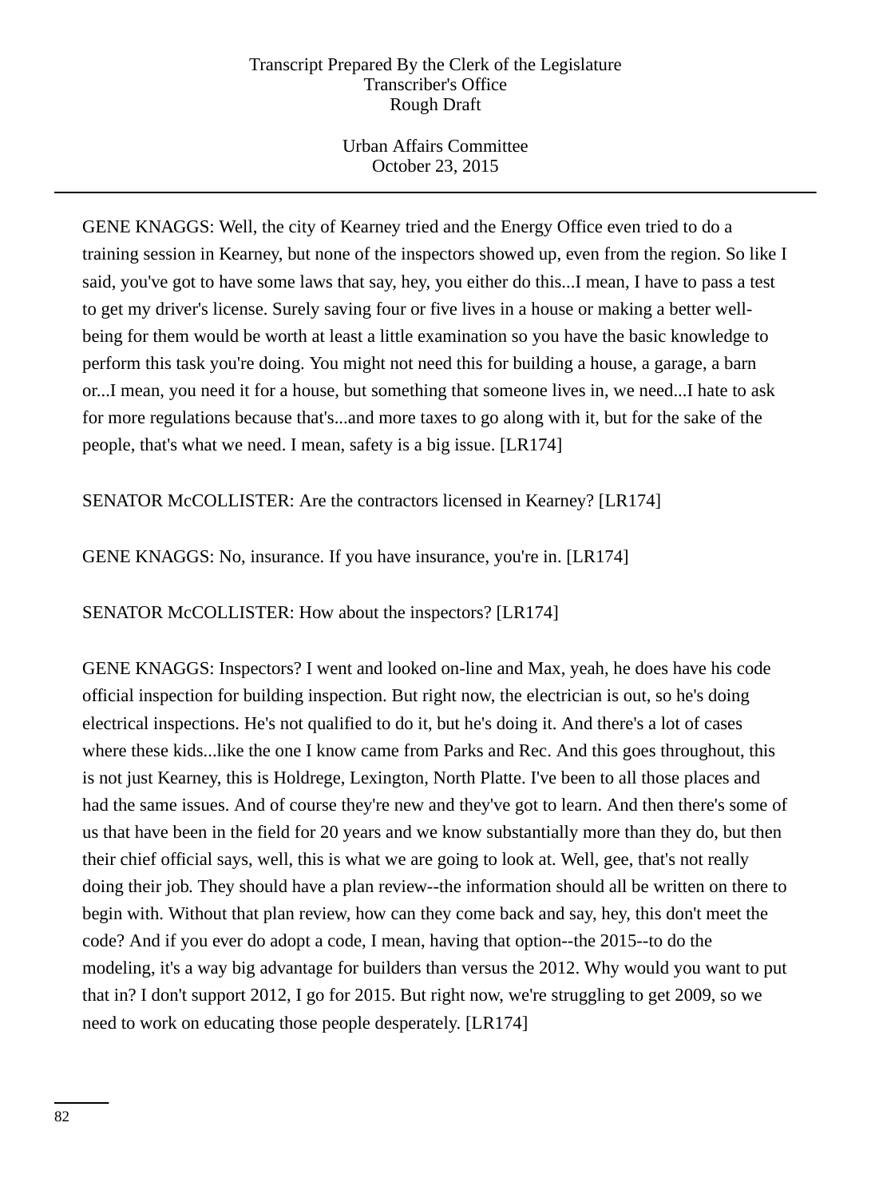GENE KNAGGS: Well, the city of Kearney tried and the Energy Office even tried to do a training session in Kearney, but none of the inspectors showed up, even from the region. So like I said, you've got to have some laws that say, hey, you either do this...I mean, I have to pass a test to get my driver's license. Surely saving four or five lives in a house or making a better well-being for them would be worth at least a little examination so you have the basic knowledge to perform this task you're doing. You might not need this for building a house, a garage, a barn or...I mean, you need it for a house, but something that someone lives in, we need...I hate to ask for more regulations because that's...and more taxes to go along with it, but for the sake of the people, that's what we need. I mean, safety is a big issue. [LR174]

SENATOR McCOLLISTER: Are the contractors licensed in Kearney? [LR174]

GENE KNAGGS: No, insurance. If you have insurance, you're in. [LR174]

SENATOR McCOLLISTER: How about the inspectors? [LR174]

GENE KNAGGS: Inspectors? I went and looked on-line and Max, yeah, he does have his code official inspection for building inspection. But right now, the electrician is out, so he's doing electrical inspections. He's not qualified to do it, but he's doing it. And there's a lot of cases where these kids...like the one I know came from Parks and Rec. And this goes throughout, this is not just Kearney, this is Holdrege, Lexington, North Platte. I've been to all those places and had the same issues. And of course they're new and they've got to learn. And then there's some of us that have been in the field for 20 years and we know substantially more than they do, but then their chief official says, well, this is what we are going to look at. Well, gee, that's not really doing their job. They should have a plan review--the information should all be written on there to begin with. Without that plan review, how can they come back and say, hey, this don't meet the code? And if you ever do adopt a code, I mean, having that option--the 2015--to do the modeling, it's a way big advantage for builders than versus the 2012. Why would you want to put that in? I don't support 2012, I go for 2015. But right now, we're struggling to get 2009, so we need to work on educating those people desperately. [LR174]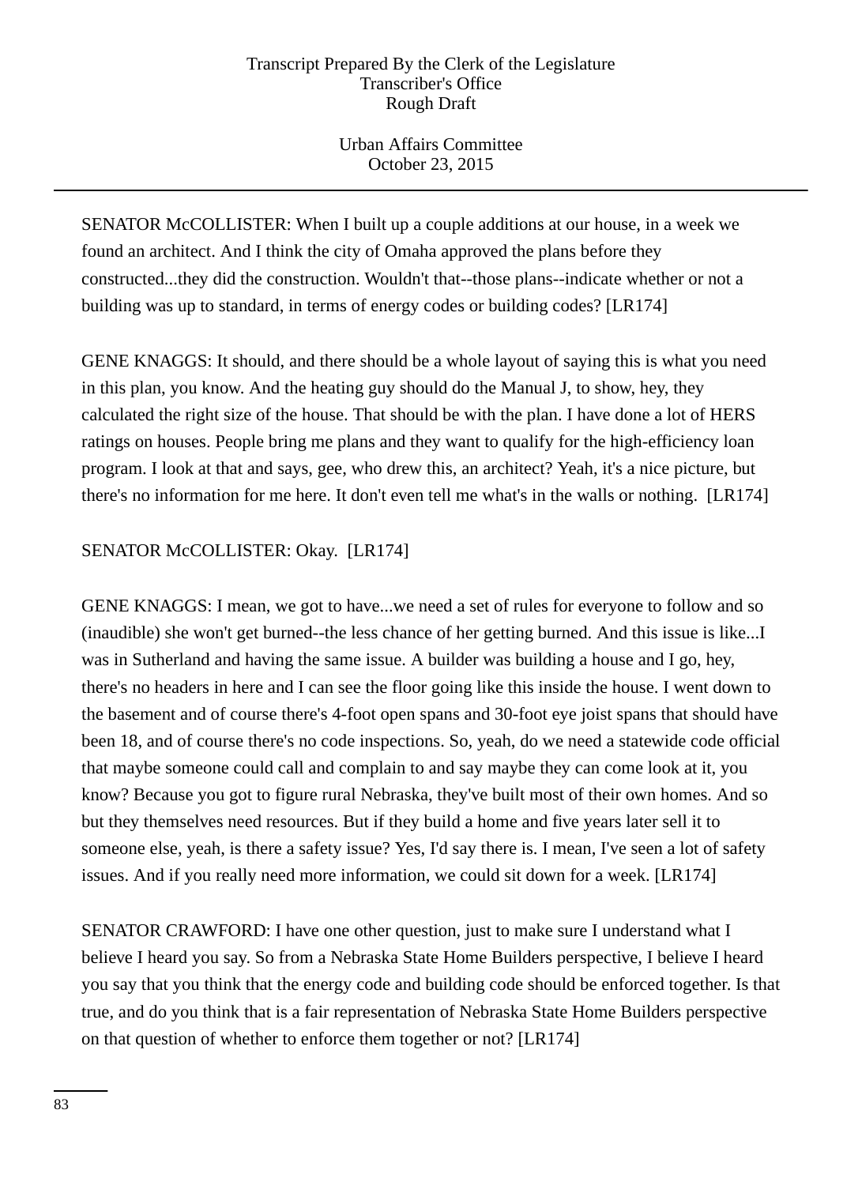SENATOR McCOLLISTER: When I built up a couple additions at our house, in a week we found an architect. And I think the city of Omaha approved the plans before they constructed...they did the construction. Wouldn't that--those plans--indicate whether or not a building was up to standard, in terms of energy codes or building codes? [LR174]

GENE KNAGGS: It should, and there should be a whole layout of saying this is what you need in this plan, you know. And the heating guy should do the Manual J, to show, hey, they calculated the right size of the house. That should be with the plan. I have done a lot of HERS ratings on houses. People bring me plans and they want to qualify for the high-efficiency loan program. I look at that and says, gee, who drew this, an architect? Yeah, it's a nice picture, but there's no information for me here. It don't even tell me what's in the walls or nothing. [LR174]

SENATOR McCOLLISTER: Okay. [LR174]

GENE KNAGGS: I mean, we got to have...we need a set of rules for everyone to follow and so (inaudible) she won't get burned--the less chance of her getting burned. And this issue is like...I was in Sutherland and having the same issue. A builder was building a house and I go, hey, there's no headers in here and I can see the floor going like this inside the house. I went down to the basement and of course there's 4-foot open spans and 30-foot eye joist spans that should have been 18, and of course there's no code inspections. So, yeah, do we need a statewide code official that maybe someone could call and complain to and say maybe they can come look at it, you know? Because you got to figure rural Nebraska, they've built most of their own homes. And so but they themselves need resources. But if they build a home and five years later sell it to someone else, yeah, is there a safety issue? Yes, I'd say there is. I mean, I've seen a lot of safety issues. And if you really need more information, we could sit down for a week. [LR174]

SENATOR CRAWFORD: I have one other question, just to make sure I understand what I believe I heard you say. So from a Nebraska State Home Builders perspective, I believe I heard you say that you think that the energy code and building code should be enforced together. Is that true, and do you think that is a fair representation of Nebraska State Home Builders perspective on that question of whether to enforce them together or not? [LR174]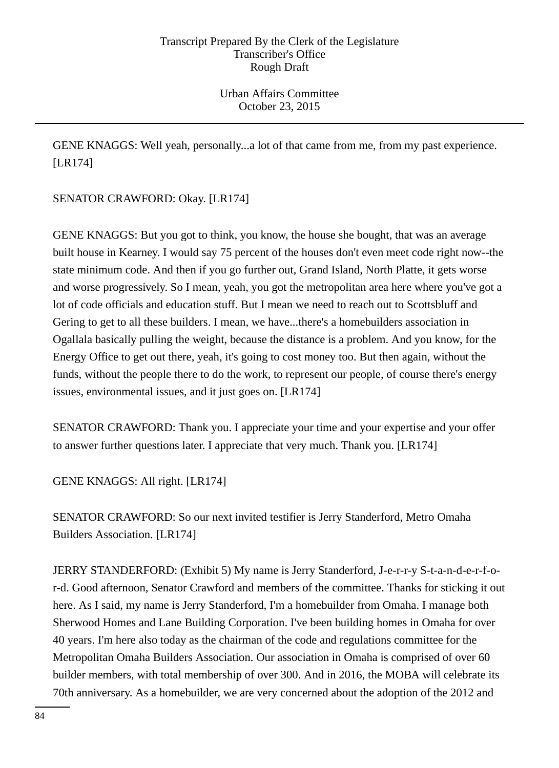GENE KNAGGS: Well yeah, personally...a lot of that came from me, from my past experience. [LR174]

SENATOR CRAWFORD: Okay. [LR174]

GENE KNAGGS: But you got to think, you know, the house she bought, that was an average built house in Kearney. I would say 75 percent of the houses don't even meet code right now--the state minimum code. And then if you go further out, Grand Island, North Platte, it gets worse and worse progressively. So I mean, yeah, you got the metropolitan area here where you've got a lot of code officials and education stuff. But I mean we need to reach out to Scottsbluff and Gering to get to all these builders. I mean, we have...there's a homebuilders association in Ogallala basically pulling the weight, because the distance is a problem. And you know, for the Energy Office to get out there, yeah, it's going to cost money too. But then again, without the funds, without the people there to do the work, to represent our people, of course there's energy issues, environmental issues, and it just goes on. [LR174]

SENATOR CRAWFORD: Thank you. I appreciate your time and your expertise and your offer to answer further questions later. I appreciate that very much. Thank you. [LR174]

GENE KNAGGS: All right. [LR174]

SENATOR CRAWFORD: So our next invited testifier is Jerry Standerford, Metro Omaha Builders Association. [LR174]

JERRY STANDERFORD: (Exhibit 5) My name is Jerry Standerford, J-e-r-r-y S-t-a-n-d-e-r-f-o-r-d. Good afternoon, Senator Crawford and members of the committee. Thanks for sticking it out here. As I said, my name is Jerry Standerford, I'm a homebuilder from Omaha. I manage both Sherwood Homes and Lane Building Corporation. I've been building homes in Omaha for over 40 years. I'm here also today as the chairman of the code and regulations committee for the Metropolitan Omaha Builders Association. Our association in Omaha is comprised of over 60 builder members, with total membership of over 300. And in 2016, the MOBA will celebrate its 70th anniversary. As a homebuilder, we are very concerned about the adoption of the 2012 and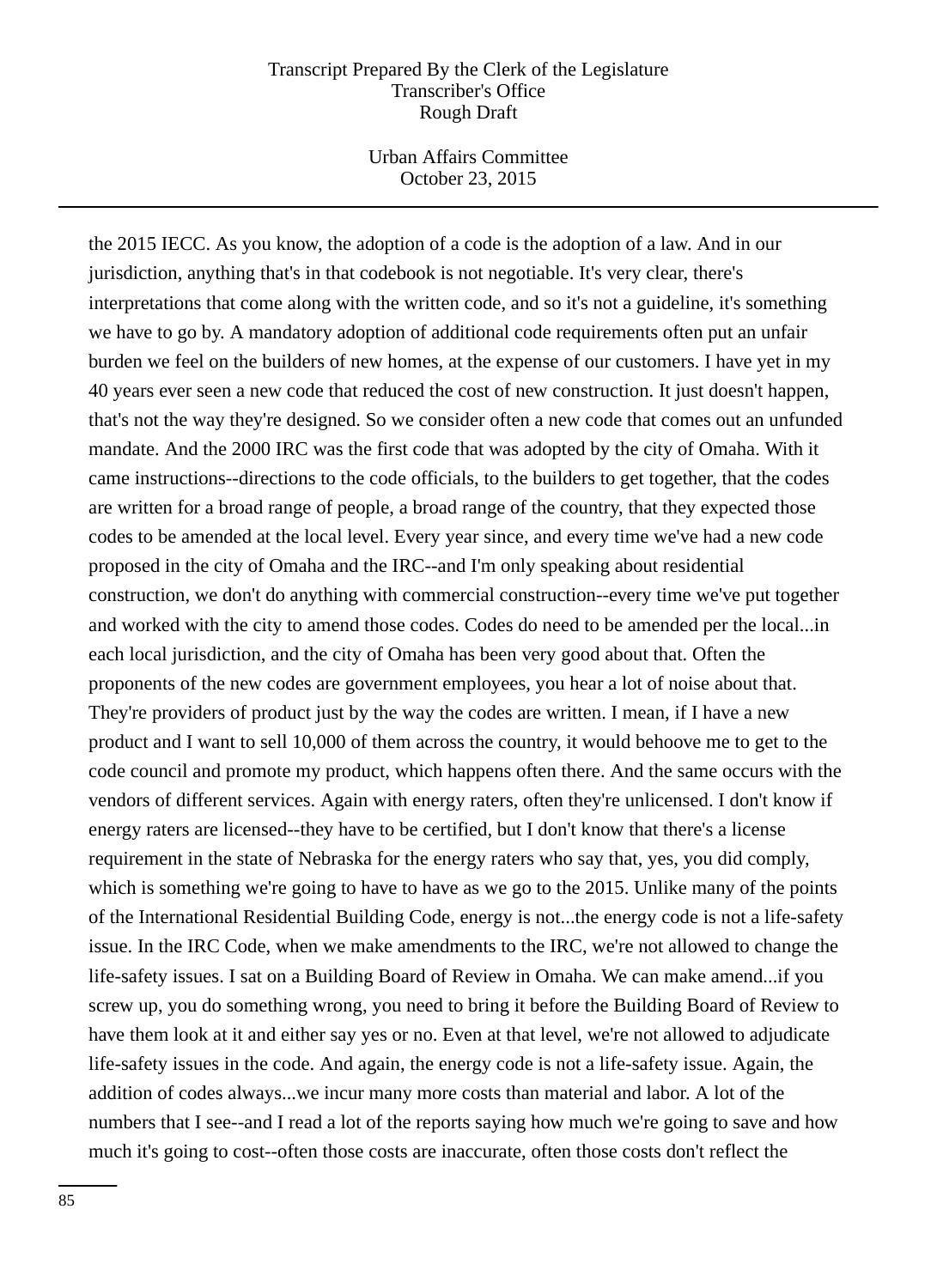the 2015 IECC. As you know, the adoption of a code is the adoption of a law. And in our jurisdiction, anything that's in that codebook is not negotiable. It's very clear, there's interpretations that come along with the written code, and so it's not a guideline, it's something we have to go by. A mandatory adoption of additional code requirements often put an unfair burden we feel on the builders of new homes, at the expense of our customers. I have yet in my 40 years ever seen a new code that reduced the cost of new construction. It just doesn't happen, that's not the way they're designed. So we consider often a new code that comes out an unfunded mandate. And the 2000 IRC was the first code that was adopted by the city of Omaha. With it came instructions--directions to the code officials, to the builders to get together, that the codes are written for a broad range of people, a broad range of the country, that they expected those codes to be amended at the local level. Every year since, and every time we've had a new code proposed in the city of Omaha and the IRC--and I'm only speaking about residential construction, we don't do anything with commercial construction--every time we've put together and worked with the city to amend those codes. Codes do need to be amended per the local...in each local jurisdiction, and the city of Omaha has been very good about that. Often the proponents of the new codes are government employees, you hear a lot of noise about that. They're providers of product just by the way the codes are written. I mean, if I have a new product and I want to sell 10,000 of them across the country, it would behoove me to get to the code council and promote my product, which happens often there. And the same occurs with the vendors of different services. Again with energy raters, often they're unlicensed. I don't know if energy raters are licensed--they have to be certified, but I don't know that there's a license requirement in the state of Nebraska for the energy raters who say that, yes, you did comply, which is something we're going to have to have as we go to the 2015. Unlike many of the points of the International Residential Building Code, energy is not...the energy code is not a life-safety issue. In the IRC Code, when we make amendments to the IRC, we're not allowed to change the life-safety issues. I sat on a Building Board of Review in Omaha. We can make amend...if you screw up, you do something wrong, you need to bring it before the Building Board of Review to have them look at it and either say yes or no. Even at that level, we're not allowed to adjudicate life-safety issues in the code. And again, the energy code is not a life-safety issue. Again, the addition of codes always...we incur many more costs than material and labor. A lot of the numbers that I see--and I read a lot of the reports saying how much we're going to save and how much it's going to cost--often those costs are inaccurate, often those costs don't reflect the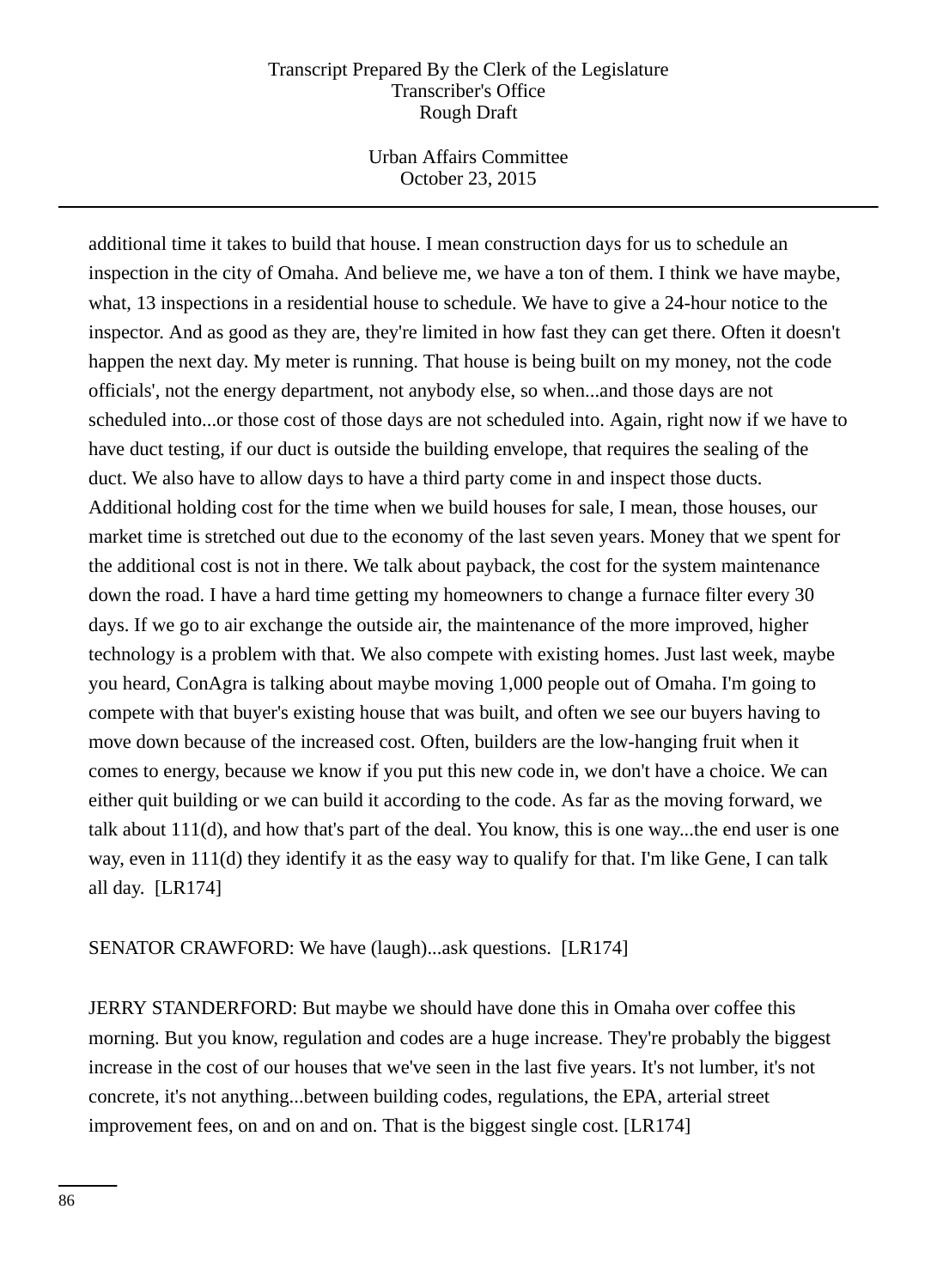additional time it takes to build that house. I mean construction days for us to schedule an inspection in the city of Omaha. And believe me, we have a ton of them. I think we have maybe, what, 13 inspections in a residential house to schedule. We have to give a 24-hour notice to the inspector. And as good as they are, they're limited in how fast they can get there. Often it doesn't happen the next day. My meter is running. That house is being built on my money, not the code officials', not the energy department, not anybody else, so when...and those days are not scheduled into...or those cost of those days are not scheduled into. Again, right now if we have to have duct testing, if our duct is outside the building envelope, that requires the sealing of the duct. We also have to allow days to have a third party come in and inspect those ducts. Additional holding cost for the time when we build houses for sale, I mean, those houses, our market time is stretched out due to the economy of the last seven years. Money that we spent for the additional cost is not in there. We talk about payback, the cost for the system maintenance down the road. I have a hard time getting my homeowners to change a furnace filter every 30 days. If we go to air exchange the outside air, the maintenance of the more improved, higher technology is a problem with that. We also compete with existing homes. Just last week, maybe you heard, ConAgra is talking about maybe moving 1,000 people out of Omaha. I'm going to compete with that buyer's existing house that was built, and often we see our buyers having to move down because of the increased cost. Often, builders are the low-hanging fruit when it comes to energy, because we know if you put this new code in, we don't have a choice. We can either quit building or we can build it according to the code. As far as the moving forward, we talk about 111(d), and how that's part of the deal. You know, this is one way...the end user is one way, even in 111(d) they identify it as the easy way to qualify for that. I'm like Gene, I can talk all day. [LR174]

SENATOR CRAWFORD: We have (laugh)...ask questions. [LR174]

JERRY STANDERFORD: But maybe we should have done this in Omaha over coffee this morning. But you know, regulation and codes are a huge increase. They're probably the biggest increase in the cost of our houses that we've seen in the last five years. It's not lumber, it's not concrete, it's not anything...between building codes, regulations, the EPA, arterial street improvement fees, on and on and on. That is the biggest single cost. [LR174]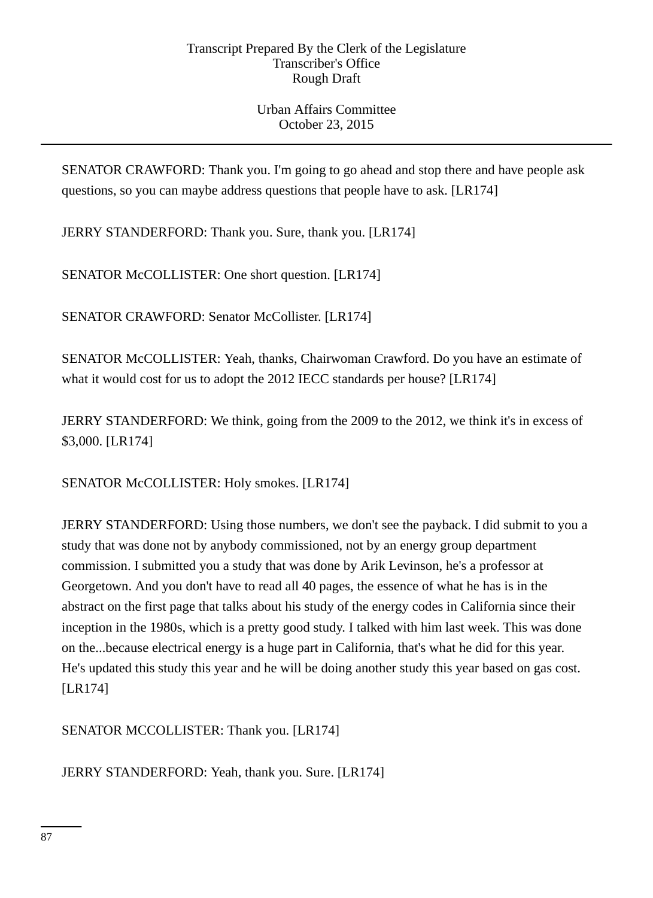SENATOR CRAWFORD: Thank you. I'm going to go ahead and stop there and have people ask questions, so you can maybe address questions that people have to ask. [LR174]

JERRY STANDERFORD: Thank you. Sure, thank you. [LR174]

SENATOR McCOLLISTER: One short question. [LR174]

SENATOR CRAWFORD: Senator McCollister. [LR174]

SENATOR McCOLLISTER: Yeah, thanks, Chairwoman Crawford. Do you have an estimate of what it would cost for us to adopt the 2012 IECC standards per house? [LR174]

JERRY STANDERFORD: We think, going from the 2009 to the 2012, we think it's in excess of $3,000. [LR174]

SENATOR McCOLLISTER: Holy smokes. [LR174]

JERRY STANDERFORD: Using those numbers, we don't see the payback. I did submit to you a study that was done not by anybody commissioned, not by an energy group department commission. I submitted you a study that was done by Arik Levinson, he's a professor at Georgetown. And you don't have to read all 40 pages, the essence of what he has is in the abstract on the first page that talks about his study of the energy codes in California since their inception in the 1980s, which is a pretty good study. I talked with him last week. This was done on the...because electrical energy is a huge part in California, that's what he did for this year. He's updated this study this year and he will be doing another study this year based on gas cost. [LR174]

SENATOR MCCOLLISTER: Thank you. [LR174]

JERRY STANDERFORD: Yeah, thank you. Sure. [LR174]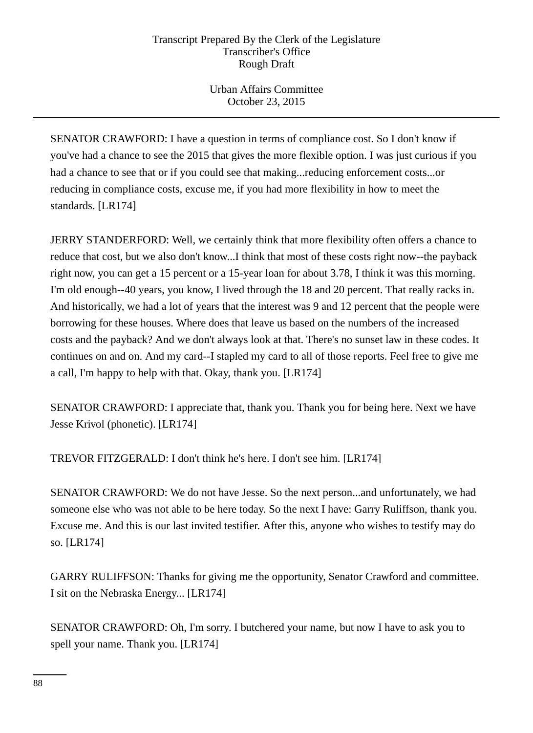SENATOR CRAWFORD: I have a question in terms of compliance cost. So I don't know if you've had a chance to see the 2015 that gives the more flexible option. I was just curious if you had a chance to see that or if you could see that making...reducing enforcement costs...or reducing in compliance costs, excuse me, if you had more flexibility in how to meet the standards. [LR174]

JERRY STANDERFORD: Well, we certainly think that more flexibility often offers a chance to reduce that cost, but we also don't know...I think that most of these costs right now--the payback right now, you can get a 15 percent or a 15-year loan for about 3.78, I think it was this morning. I'm old enough--40 years, you know, I lived through the 18 and 20 percent. That really racks in. And historically, we had a lot of years that the interest was 9 and 12 percent that the people were borrowing for these houses. Where does that leave us based on the numbers of the increased costs and the payback? And we don't always look at that. There's no sunset law in these codes. It continues on and on. And my card--I stapled my card to all of those reports. Feel free to give me a call, I'm happy to help with that. Okay, thank you. [LR174]

SENATOR CRAWFORD: I appreciate that, thank you. Thank you for being here. Next we have Jesse Krivol (phonetic). [LR174]

TREVOR FITZGERALD: I don't think he's here. I don't see him. [LR174]

SENATOR CRAWFORD: We do not have Jesse. So the next person...and unfortunately, we had someone else who was not able to be here today. So the next I have: Garry Ruliffson, thank you. Excuse me. And this is our last invited testifier. After this, anyone who wishes to testify may do so. [LR174]

GARRY RULIFFSON: Thanks for giving me the opportunity, Senator Crawford and committee. I sit on the Nebraska Energy... [LR174]

SENATOR CRAWFORD: Oh, I'm sorry. I butchered your name, but now I have to ask you to spell your name. Thank you. [LR174]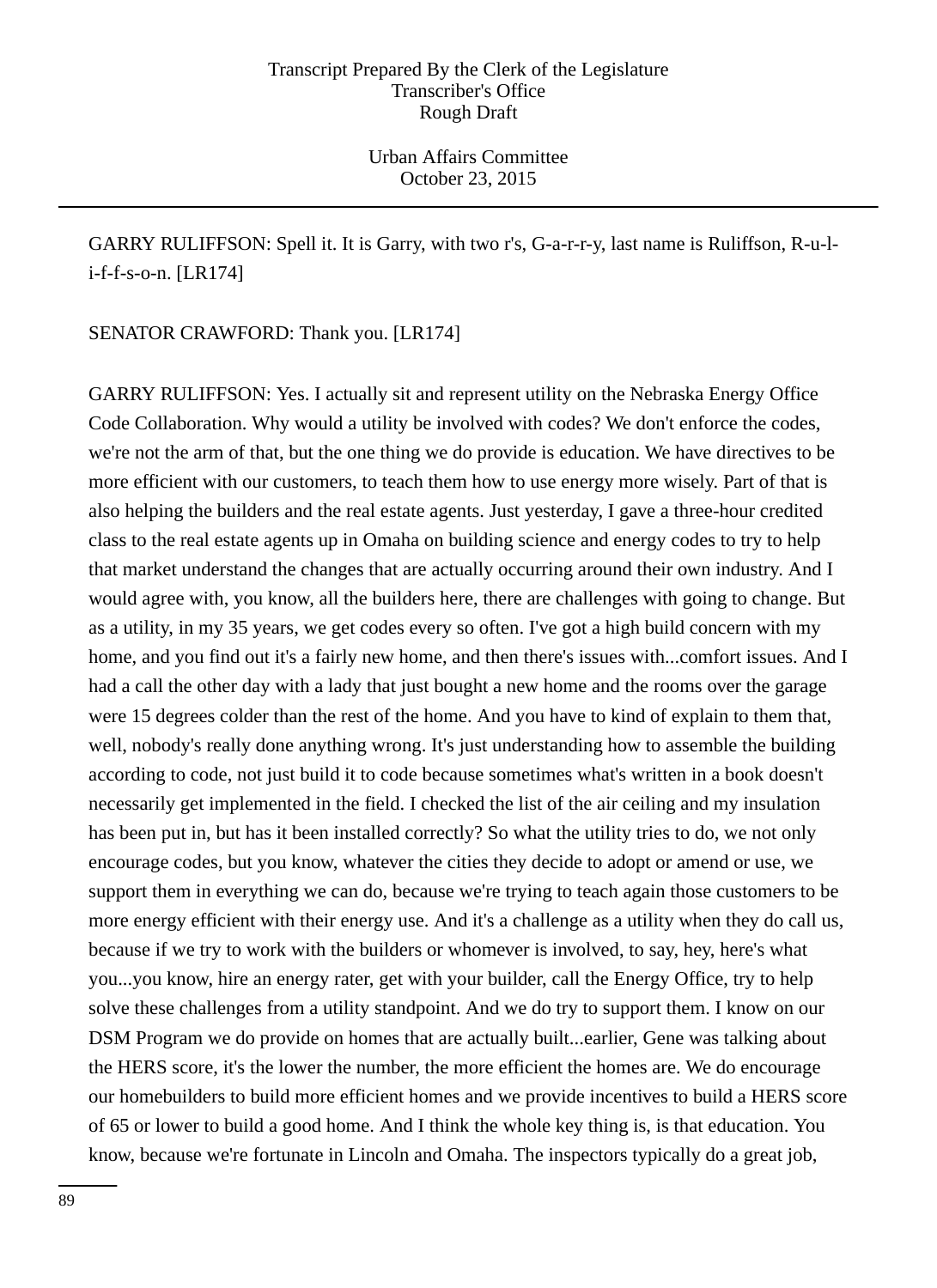GARRY RULIFFSON: Spell it. It is Garry, with two r's, G-a-r-r-y, last name is Ruliffson, R-u-l-i-f-f-s-o-n. [LR174]

SENATOR CRAWFORD: Thank you. [LR174]

GARRY RULIFFSON: Yes. I actually sit and represent utility on the Nebraska Energy Office Code Collaboration. Why would a utility be involved with codes? We don't enforce the codes, we're not the arm of that, but the one thing we do provide is education. We have directives to be more efficient with our customers, to teach them how to use energy more wisely. Part of that is also helping the builders and the real estate agents. Just yesterday, I gave a three-hour credited class to the real estate agents up in Omaha on building science and energy codes to try to help that market understand the changes that are actually occurring around their own industry. And I would agree with, you know, all the builders here, there are challenges with going to change. But as a utility, in my 35 years, we get codes every so often. I've got a high build concern with my home, and you find out it's a fairly new home, and then there's issues with...comfort issues. And I had a call the other day with a lady that just bought a new home and the rooms over the garage were 15 degrees colder than the rest of the home. And you have to kind of explain to them that, well, nobody's really done anything wrong. It's just understanding how to assemble the building according to code, not just build it to code because sometimes what's written in a book doesn't necessarily get implemented in the field. I checked the list of the air ceiling and my insulation has been put in, but has it been installed correctly? So what the utility tries to do, we not only encourage codes, but you know, whatever the cities they decide to adopt or amend or use, we support them in everything we can do, because we're trying to teach again those customers to be more energy efficient with their energy use. And it's a challenge as a utility when they do call us, because if we try to work with the builders or whomever is involved, to say, hey, here's what you...you know, hire an energy rater, get with your builder, call the Energy Office, try to help solve these challenges from a utility standpoint. And we do try to support them. I know on our DSM Program we do provide on homes that are actually built...earlier, Gene was talking about the HERS score, it's the lower the number, the more efficient the homes are. We do encourage our homebuilders to build more efficient homes and we provide incentives to build a HERS score of 65 or lower to build a good home. And I think the whole key thing is, is that education. You know, because we're fortunate in Lincoln and Omaha. The inspectors typically do a great job,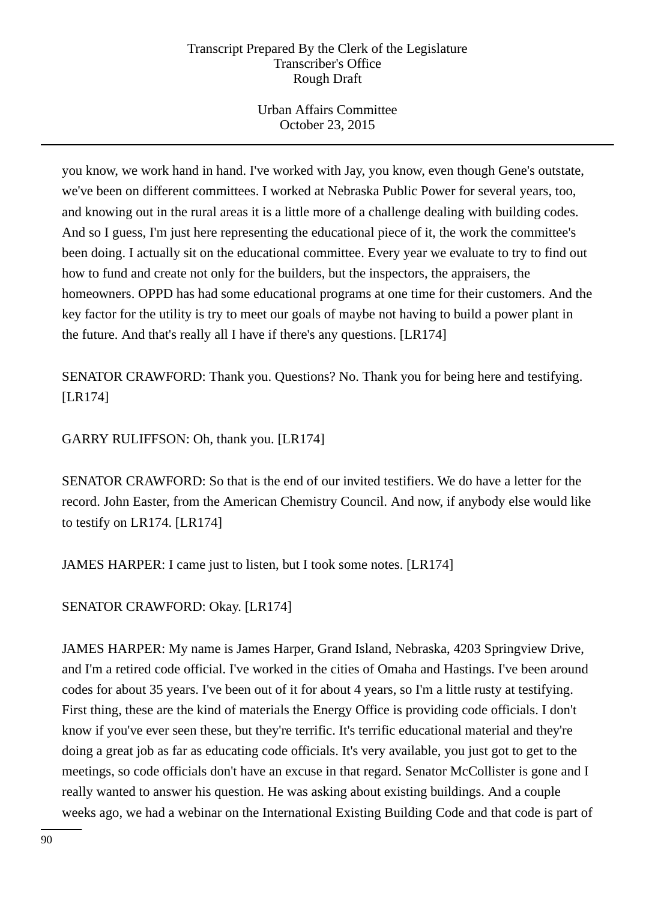you know, we work hand in hand. I've worked with Jay, you know, even though Gene's outstate, we've been on different committees. I worked at Nebraska Public Power for several years, too, and knowing out in the rural areas it is a little more of a challenge dealing with building codes. And so I guess, I'm just here representing the educational piece of it, the work the committee's been doing. I actually sit on the educational committee. Every year we evaluate to try to find out how to fund and create not only for the builders, but the inspectors, the appraisers, the homeowners. OPPD has had some educational programs at one time for their customers. And the key factor for the utility is try to meet our goals of maybe not having to build a power plant in the future. And that's really all I have if there's any questions. [LR174]

SENATOR CRAWFORD: Thank you. Questions? No. Thank you for being here and testifying. [LR174]

GARRY RULIFFSON: Oh, thank you. [LR174]

SENATOR CRAWFORD: So that is the end of our invited testifiers. We do have a letter for the record. John Easter, from the American Chemistry Council. And now, if anybody else would like to testify on LR174. [LR174]

JAMES HARPER: I came just to listen, but I took some notes. [LR174]

SENATOR CRAWFORD: Okay. [LR174]

JAMES HARPER: My name is James Harper, Grand Island, Nebraska, 4203 Springview Drive, and I'm a retired code official. I've worked in the cities of Omaha and Hastings. I've been around codes for about 35 years. I've been out of it for about 4 years, so I'm a little rusty at testifying. First thing, these are the kind of materials the Energy Office is providing code officials. I don't know if you've ever seen these, but they're terrific. It's terrific educational material and they're doing a great job as far as educating code officials. It's very available, you just got to get to the meetings, so code officials don't have an excuse in that regard. Senator McCollister is gone and I really wanted to answer his question. He was asking about existing buildings. And a couple weeks ago, we had a webinar on the International Existing Building Code and that code is part of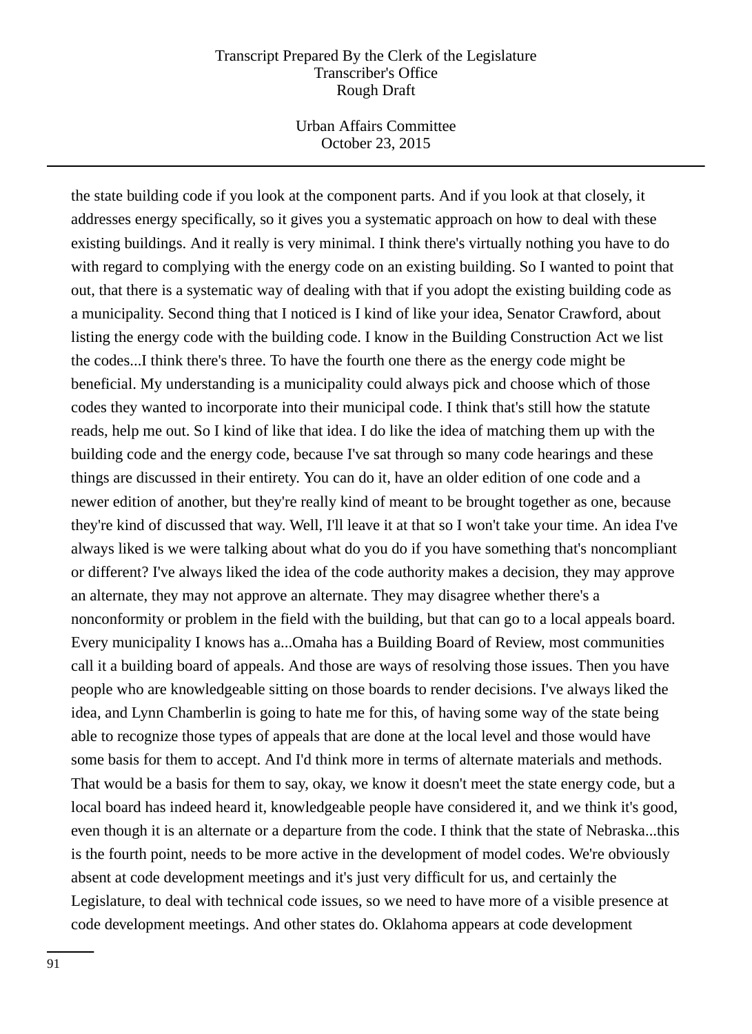the state building code if you look at the component parts. And if you look at that closely, it addresses energy specifically, so it gives you a systematic approach on how to deal with these existing buildings. And it really is very minimal. I think there's virtually nothing you have to do with regard to complying with the energy code on an existing building. So I wanted to point that out, that there is a systematic way of dealing with that if you adopt the existing building code as a municipality. Second thing that I noticed is I kind of like your idea, Senator Crawford, about listing the energy code with the building code. I know in the Building Construction Act we list the codes...I think there's three. To have the fourth one there as the energy code might be beneficial. My understanding is a municipality could always pick and choose which of those codes they wanted to incorporate into their municipal code. I think that's still how the statute reads, help me out. So I kind of like that idea. I do like the idea of matching them up with the building code and the energy code, because I've sat through so many code hearings and these things are discussed in their entirety. You can do it, have an older edition of one code and a newer edition of another, but they're really kind of meant to be brought together as one, because they're kind of discussed that way. Well, I'll leave it at that so I won't take your time. An idea I've always liked is we were talking about what do you do if you have something that's noncompliant or different? I've always liked the idea of the code authority makes a decision, they may approve an alternate, they may not approve an alternate. They may disagree whether there's a nonconformity or problem in the field with the building, but that can go to a local appeals board. Every municipality I knows has a...Omaha has a Building Board of Review, most communities call it a building board of appeals. And those are ways of resolving those issues. Then you have people who are knowledgeable sitting on those boards to render decisions. I've always liked the idea, and Lynn Chamberlin is going to hate me for this, of having some way of the state being able to recognize those types of appeals that are done at the local level and those would have some basis for them to accept. And I'd think more in terms of alternate materials and methods. That would be a basis for them to say, okay, we know it doesn't meet the state energy code, but a local board has indeed heard it, knowledgeable people have considered it, and we think it's good, even though it is an alternate or a departure from the code. I think that the state of Nebraska...this is the fourth point, needs to be more active in the development of model codes. We're obviously absent at code development meetings and it's just very difficult for us, and certainly the Legislature, to deal with technical code issues, so we need to have more of a visible presence at code development meetings. And other states do. Oklahoma appears at code development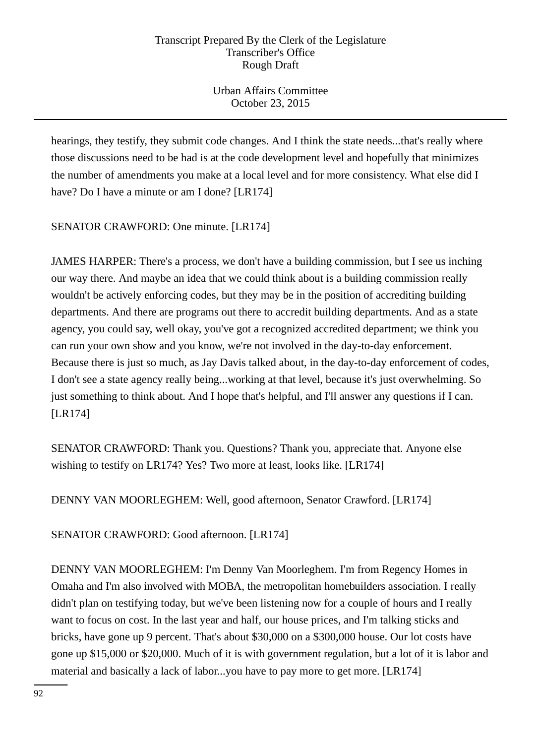hearings, they testify, they submit code changes. And I think the state needs...that's really where those discussions need to be had is at the code development level and hopefully that minimizes the number of amendments you make at a local level and for more consistency. What else did I have? Do I have a minute or am I done? [LR174]

SENATOR CRAWFORD: One minute. [LR174]

JAMES HARPER: There's a process, we don't have a building commission, but I see us inching our way there. And maybe an idea that we could think about is a building commission really wouldn't be actively enforcing codes, but they may be in the position of accrediting building departments. And there are programs out there to accredit building departments. And as a state agency, you could say, well okay, you've got a recognized accredited department; we think you can run your own show and you know, we're not involved in the day-to-day enforcement. Because there is just so much, as Jay Davis talked about, in the day-to-day enforcement of codes, I don't see a state agency really being...working at that level, because it's just overwhelming. So just something to think about. And I hope that's helpful, and I'll answer any questions if I can. [LR174]

SENATOR CRAWFORD: Thank you. Questions? Thank you, appreciate that. Anyone else wishing to testify on LR174? Yes? Two more at least, looks like. [LR174]

DENNY VAN MOORLEGHEM: Well, good afternoon, Senator Crawford. [LR174]

SENATOR CRAWFORD: Good afternoon. [LR174]

DENNY VAN MOORLEGHEM: I'm Denny Van Moorleghem. I'm from Regency Homes in Omaha and I'm also involved with MOBA, the metropolitan homebuilders association. I really didn't plan on testifying today, but we've been listening now for a couple of hours and I really want to focus on cost. In the last year and half, our house prices, and I'm talking sticks and bricks, have gone up 9 percent. That's about $30,000 on a $300,000 house. Our lot costs have gone up $15,000 or $20,000. Much of it is with government regulation, but a lot of it is labor and material and basically a lack of labor...you have to pay more to get more. [LR174]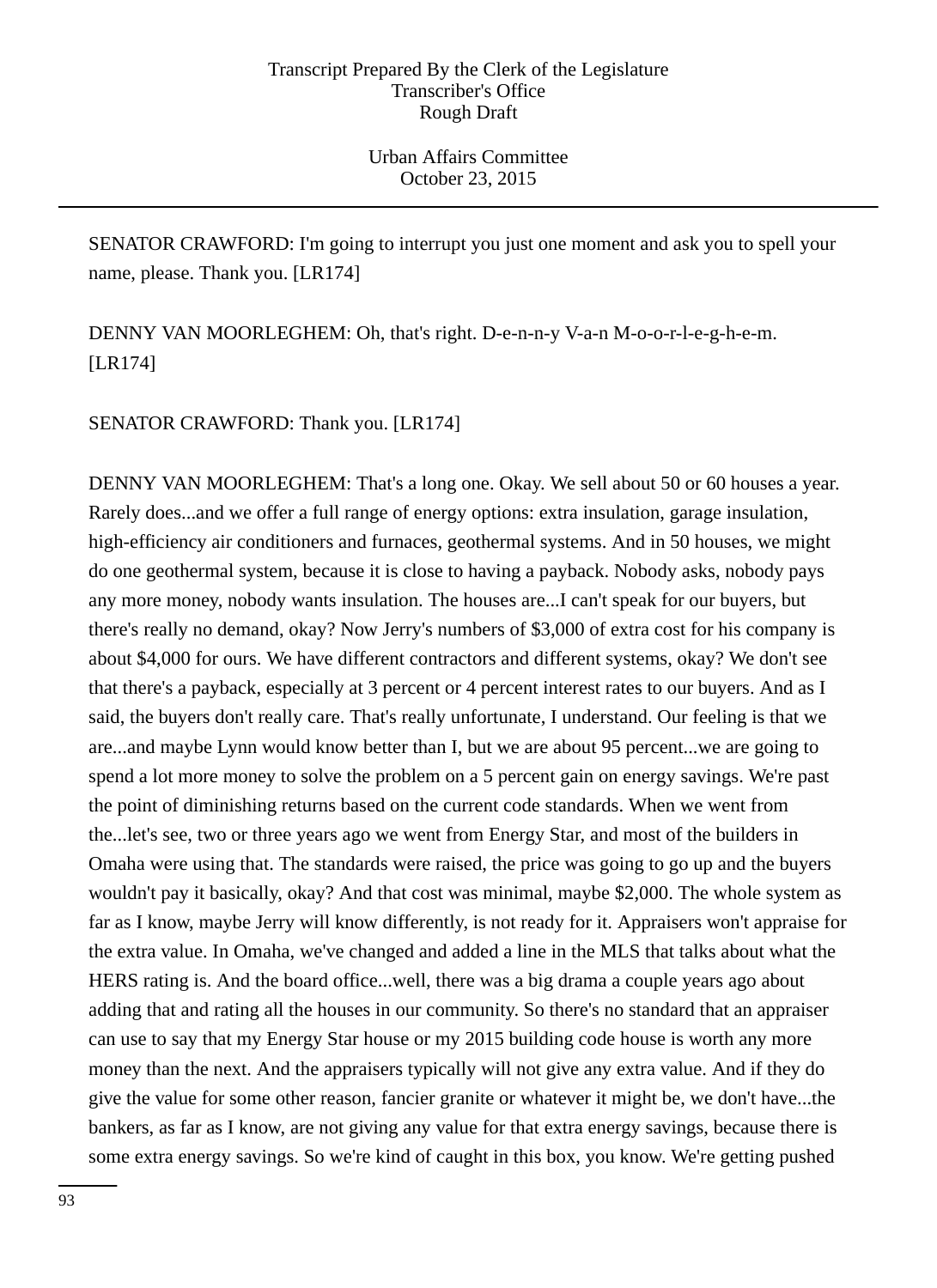SENATOR CRAWFORD: I'm going to interrupt you just one moment and ask you to spell your name, please. Thank you. [LR174]

DENNY VAN MOORLEGHEM: Oh, that's right. D-e-n-n-y V-a-n M-o-o-r-l-e-g-h-e-m. [LR174]

SENATOR CRAWFORD: Thank you. [LR174]

DENNY VAN MOORLEGHEM: That's a long one. Okay. We sell about 50 or 60 houses a year. Rarely does...and we offer a full range of energy options: extra insulation, garage insulation, high-efficiency air conditioners and furnaces, geothermal systems. And in 50 houses, we might do one geothermal system, because it is close to having a payback. Nobody asks, nobody pays any more money, nobody wants insulation. The houses are...I can't speak for our buyers, but there's really no demand, okay? Now Jerry's numbers of $3,000 of extra cost for his company is about $4,000 for ours. We have different contractors and different systems, okay? We don't see that there's a payback, especially at 3 percent or 4 percent interest rates to our buyers. And as I said, the buyers don't really care. That's really unfortunate, I understand. Our feeling is that we are...and maybe Lynn would know better than I, but we are about 95 percent...we are going to spend a lot more money to solve the problem on a 5 percent gain on energy savings. We're past the point of diminishing returns based on the current code standards. When we went from the...let's see, two or three years ago we went from Energy Star, and most of the builders in Omaha were using that. The standards were raised, the price was going to go up and the buyers wouldn't pay it basically, okay? And that cost was minimal, maybe $2,000. The whole system as far as I know, maybe Jerry will know differently, is not ready for it. Appraisers won't appraise for the extra value. In Omaha, we've changed and added a line in the MLS that talks about what the HERS rating is. And the board office...well, there was a big drama a couple years ago about adding that and rating all the houses in our community. So there's no standard that an appraiser can use to say that my Energy Star house or my 2015 building code house is worth any more money than the next. And the appraisers typically will not give any extra value. And if they do give the value for some other reason, fancier granite or whatever it might be, we don't have...the bankers, as far as I know, are not giving any value for that extra energy savings, because there is some extra energy savings. So we're kind of caught in this box, you know. We're getting pushed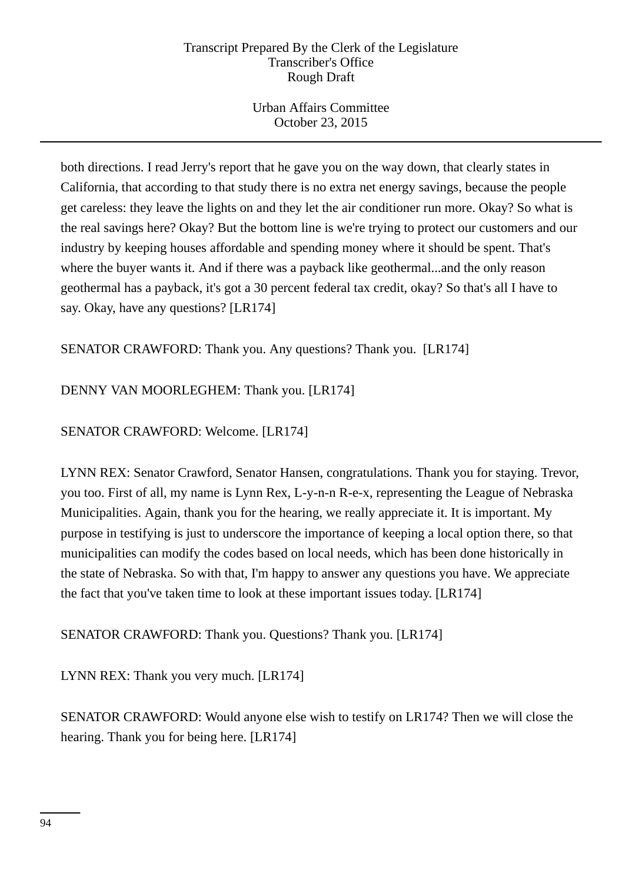both directions. I read Jerry's report that he gave you on the way down, that clearly states in California, that according to that study there is no extra net energy savings, because the people get careless: they leave the lights on and they let the air conditioner run more. Okay? So what is the real savings here? Okay? But the bottom line is we're trying to protect our customers and our industry by keeping houses affordable and spending money where it should be spent. That's where the buyer wants it. And if there was a payback like geothermal...and the only reason geothermal has a payback, it's got a 30 percent federal tax credit, okay? So that's all I have to say. Okay, have any questions? [LR174]

SENATOR CRAWFORD: Thank you. Any questions? Thank you. [LR174]

DENNY VAN MOORLEGHEM: Thank you. [LR174]

SENATOR CRAWFORD: Welcome. [LR174]

LYNN REX: Senator Crawford, Senator Hansen, congratulations. Thank you for staying. Trevor, you too. First of all, my name is Lynn Rex, L-y-n-n R-e-x, representing the League of Nebraska Municipalities. Again, thank you for the hearing, we really appreciate it. It is important. My purpose in testifying is just to underscore the importance of keeping a local option there, so that municipalities can modify the codes based on local needs, which has been done historically in the state of Nebraska. So with that, I'm happy to answer any questions you have. We appreciate the fact that you've taken time to look at these important issues today. [LR174]

SENATOR CRAWFORD: Thank you. Questions? Thank you. [LR174]

LYNN REX: Thank you very much. [LR174]

SENATOR CRAWFORD: Would anyone else wish to testify on LR174? Then we will close the hearing. Thank you for being here. [LR174]